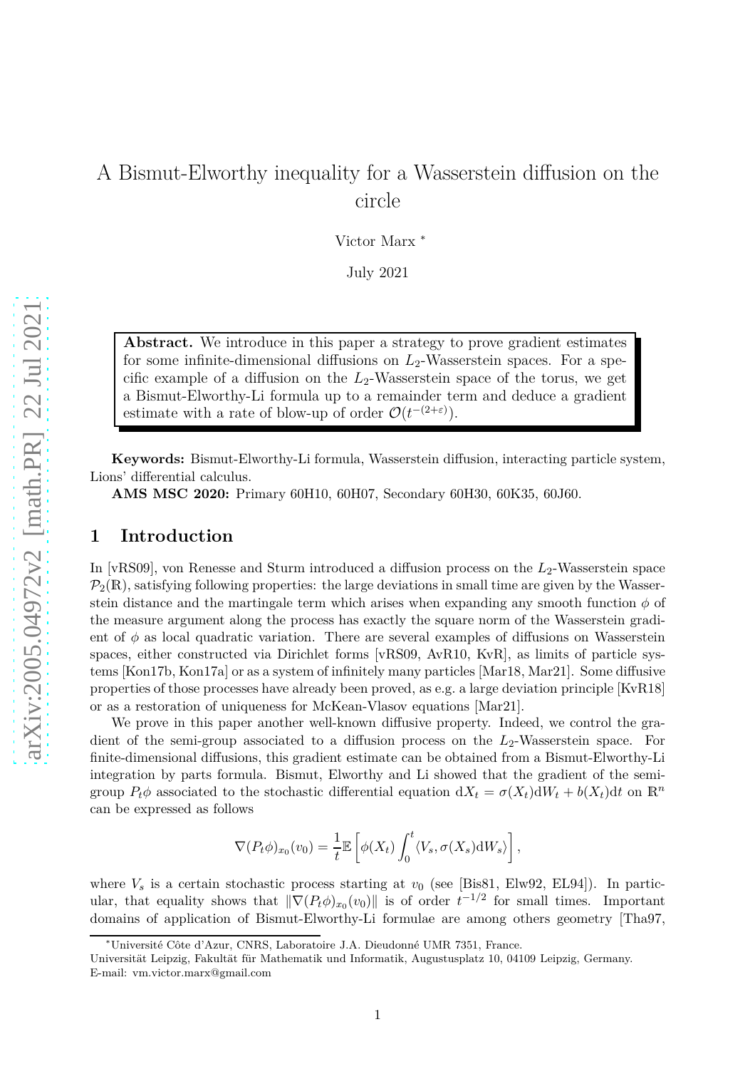# A Bismut-Elworthy inequality for a Wasserstein diffusion on the circle

Victor Marx [*]

July 2021

> **Abstract.** We introduce in this paper a strategy to prove gradient estimates for some infinite-dimensional diffusions on $L_2$-Wasserstein spaces. For a specific example of a diffusion on the $L_2$-Wasserstein space of the torus, we get a Bismut-Elworthy-Li formula up to a remainder term and deduce a gradient estimate with a rate of blow-up of order $\mathcal{O}(t^{-(2+\varepsilon)})$.

**Keywords:** Bismut-Elworthy-Li formula, Wasserstein diffusion, interacting particle system, Lions' differential calculus.

**AMS MSC 2020:** Primary 60H10, 60H07, Secondary 60H30, 60K35, 60J60.

## 1 Introduction

In [vRS09], von Renesse and Sturm introduced a diffusion process on the $L_2$-Wasserstein space $\mathcal{P}_2(\mathbb{R})$, satisfying following properties: the large deviations in small time are given by the Wasserstein distance and the martingale term which arises when expanding any smooth function $\phi$ of the measure argument along the process has exactly the square norm of the Wasserstein gradient of $\phi$ as local quadratic variation. There are several examples of diffusions on Wasserstein spaces, either constructed via Dirichlet forms [vRS09, AvR10, KvR], as limits of particle systems [Kon17b, Kon17a] or as a system of infinitely many particles [Mar18, Mar21]. Some diffusive properties of those processes have already been proved, as e.g. a large deviation principle [KvR18] or as a restoration of uniqueness for McKean-Vlasov equations [Mar21].

We prove in this paper another well-known diffusive property. Indeed, we control the gradient of the semi-group associated to a diffusion process on the $L_2$-Wasserstein space. For finite-dimensional diffusions, this gradient estimate can be obtained from a Bismut-Elworthy-Li integration by parts formula. Bismut, Elworthy and Li showed that the gradient of the semi-group $P_t\phi$ associated to the stochastic differential equation $\mathrm{d}X_t = \sigma(X_t)\mathrm{d}W_t + b(X_t)\mathrm{d}t$ on $\mathbb{R}^n$ can be expressed as follows

$$\nabla(P_t\phi)_{x_0}(v_0) = \frac{1}{t}\mathbb{E}\left[\phi(X_t)\int_0^t \langle V_s, \sigma(X_s)\mathrm{d}W_s\rangle\right],$$

where $V_s$ is a certain stochastic process starting at $v_0$ (see [Bis81, Elw92, EL94]). In particular, that equality shows that $\|\nabla(P_t\phi)_{x_0}(v_0)\|$ is of order $t^{-1/2}$ for small times. Important domains of application of Bismut-Elworthy-Li formulae are among others geometry [Tha97,

[*] Université Côte d'Azur, CNRS, Laboratoire J.A. Dieudonné UMR 7351, France.
Universität Leipzig, Fakultät für Mathematik und Informatik, Augustusplatz 10, 04109 Leipzig, Germany.
E-mail: vm.victor.marx@gmail.com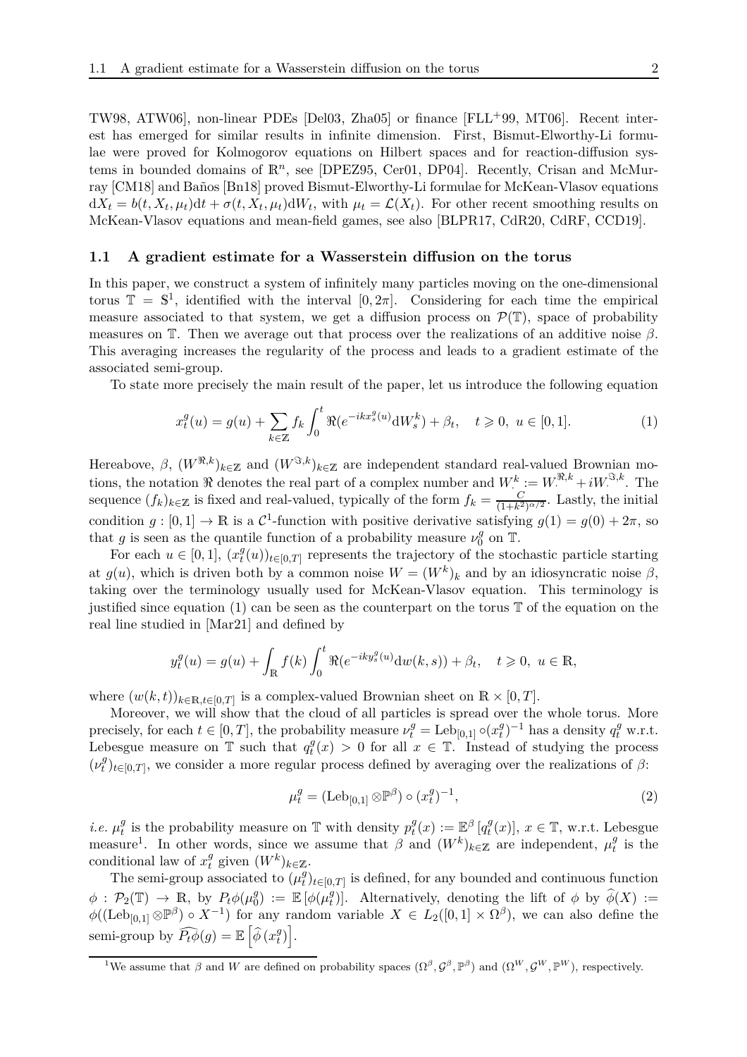TW98, ATW06], non-linear PDEs [Del03, Zha05] or finance [FLL+99, MT06]. Recent interest has emerged for similar results in infinite dimension. First, Bismut-Elworthy-Li formulae were proved for Kolmogorov equations on Hilbert spaces and for reaction-diffusion systems in bounded domains of $\mathbb{R}^n$, see [DPEZ95, Cer01, DP04]. Recently, Crisan and McMurray [CM18] and Baños [Bn18] proved Bismut-Elworthy-Li formulae for McKean-Vlasov equations $\mathrm{d}X_t = b(t, X_t, \mu_t)\mathrm{d}t + \sigma(t, X_t, \mu_t)\mathrm{d}W_t$, with $\mu_t = \mathcal{L}(X_t)$. For other recent smoothing results on McKean-Vlasov equations and mean-field games, see also [BLPR17, CdR20, CdRF, CCD19].

### 1.1 A gradient estimate for a Wasserstein diffusion on the torus

In this paper, we construct a system of infinitely many particles moving on the one-dimensional torus $\mathbb{T} = \mathbb{S}^1$, identified with the interval $[0, 2\pi]$. Considering for each time the empirical measure associated to that system, we get a diffusion process on $\mathcal{P}(\mathbb{T})$, space of probability measures on $\mathbb{T}$. Then we average out that process over the realizations of an additive noise $\beta$. This averaging increases the regularity of the process and leads to a gradient estimate of the associated semi-group.

To state more precisely the main result of the paper, let us introduce the following equation

$$x_t^g(u) = g(u) + \sum_{k\in\mathbb{Z}} f_k \int_0^t \Re(e^{-ikx_s^g(u)}\mathrm{d}W_s^k) + \beta_t, \quad t \geqslant 0, \ u \in [0,1]. \tag{1}$$

Hereabove, $\beta$, $(W^{\Re,k})_{k\in\mathbb{Z}}$ and $(W^{\Im,k})_{k\in\mathbb{Z}}$ are independent standard real-valued Brownian motions, the notation $\Re$ denotes the real part of a complex number and $W_\cdot^k := W_\cdot^{\Re,k} + iW_\cdot^{\Im,k}$. The sequence $(f_k)_{k\in\mathbb{Z}}$ is fixed and real-valued, typically of the form $f_k = \frac{C}{(1+k^2)^{\alpha/2}}$. Lastly, the initial condition $g : [0,1] \to \mathbb{R}$ is a $\mathcal{C}^1$-function with positive derivative satisfying $g(1) = g(0) + 2\pi$, so that $g$ is seen as the quantile function of a probability measure $\nu_0^g$ on $\mathbb{T}$.

For each $u \in [0,1]$, $(x_t^g(u))_{t\in[0,T]}$ represents the trajectory of the stochastic particle starting at $g(u)$, which is driven both by a common noise $W = (W^k)_k$ and by an idiosyncratic noise $\beta$, taking over the terminology usually used for McKean-Vlasov equation. This terminology is justified since equation (1) can be seen as the counterpart on the torus $\mathbb{T}$ of the equation on the real line studied in [Mar21] and defined by

$$y_t^g(u) = g(u) + \int_{\mathbb{R}} f(k) \int_0^t \Re(e^{-iky_s^g(u)}\mathrm{d}w(k,s)) + \beta_t, \quad t \geqslant 0, \ u \in \mathbb{R},$$

where $(w(k,t))_{k\in\mathbb{R},t\in[0,T]}$ is a complex-valued Brownian sheet on $\mathbb{R}\times[0,T]$.

Moreover, we will show that the cloud of all particles is spread over the whole torus. More precisely, for each $t \in [0,T]$, the probability measure $\nu_t^g = \mathrm{Leb}_{[0,1]} \circ (x_t^g)^{-1}$ has a density $q_t^g$ w.r.t. Lebesgue measure on $\mathbb{T}$ such that $q_t^g(x) > 0$ for all $x \in \mathbb{T}$. Instead of studying the process $(\nu_t^g)_{t\in[0,T]}$, we consider a more regular process defined by averaging over the realizations of $\beta$:

$$\mu_t^g = (\mathrm{Leb}_{[0,1]} \otimes \mathbb{P}^\beta) \circ (x_t^g)^{-1}, \tag{2}$$

*i.e.* $\mu_t^g$ is the probability measure on $\mathbb{T}$ with density $p_t^g(x) := \mathbb{E}^\beta[q_t^g(x)]$, $x \in \mathbb{T}$, w.r.t. Lebesgue measure[1]. In other words, since we assume that $\beta$ and $(W^k)_{k\in\mathbb{Z}}$ are independent, $\mu_t^g$ is the conditional law of $x_t^g$ given $(W^k)_{k\in\mathbb{Z}}$.

The semi-group associated to $(\mu_t^g)_{t\in[0,T]}$ is defined, for any bounded and continuous function $\phi : \mathcal{P}_2(\mathbb{T}) \to \mathbb{R}$, by $P_t\phi(\mu_0^g) := \mathbb{E}[\phi(\mu_t^g)]$. Alternatively, denoting the lift of $\phi$ by $\widehat{\phi}(X) := \phi((\mathrm{Leb}_{[0,1]} \otimes \mathbb{P}^\beta) \circ X^{-1})$ for any random variable $X \in L_2([0,1]\times\Omega^\beta)$, we can also define the semi-group by $\widehat{P_t\phi}(g) = \mathbb{E}\left[\widehat{\phi}\,(x_t^g)\right]$.

[1] We assume that $\beta$ and $W$ are defined on probability spaces $(\Omega^\beta, \mathcal{G}^\beta, \mathbb{P}^\beta)$ and $(\Omega^W, \mathcal{G}^W, \mathbb{P}^W)$, respectively.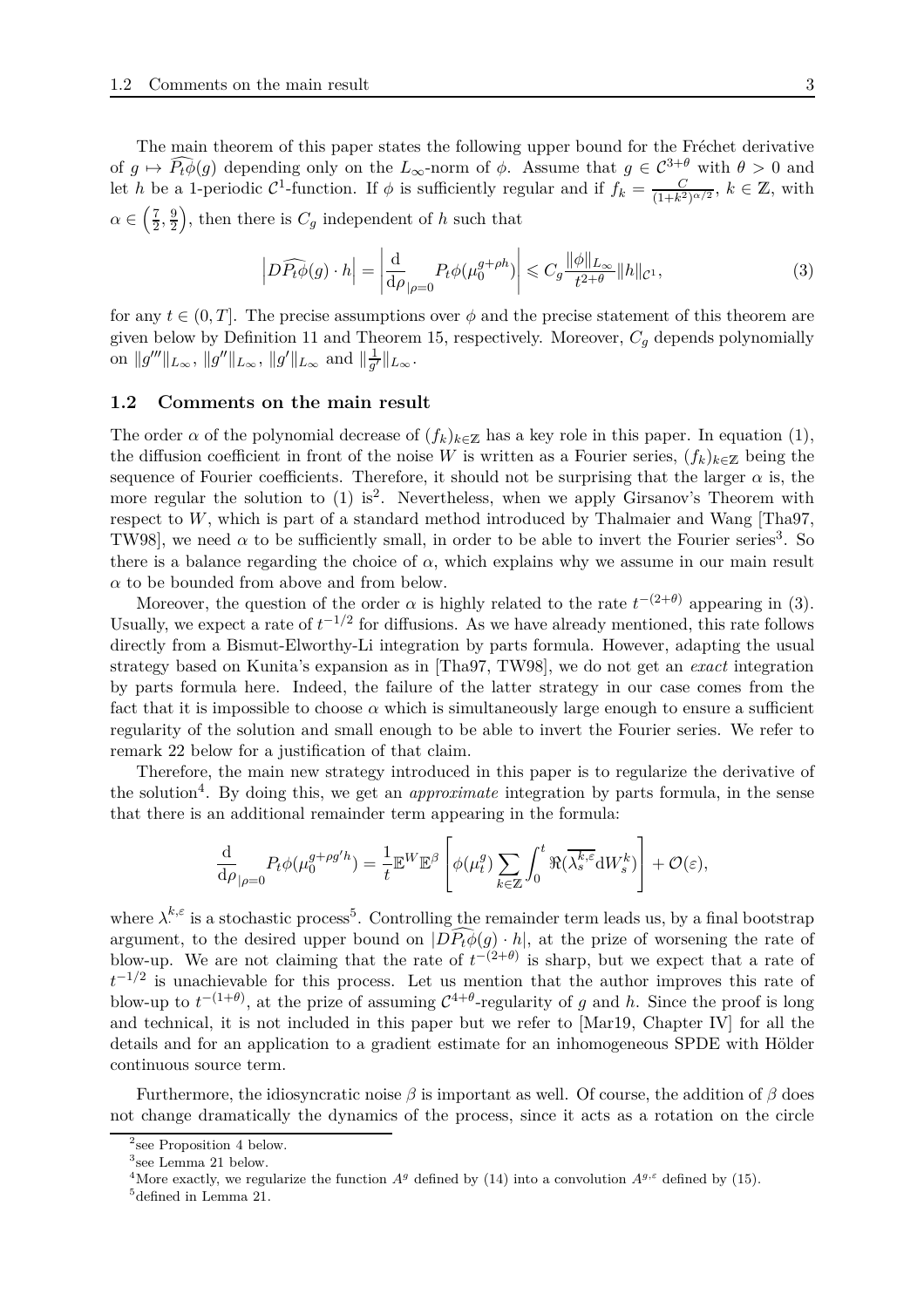The main theorem of this paper states the following upper bound for the Fréchet derivative of $g \mapsto \widehat{P_t\phi}(g)$ depending only on the $L_\infty$-norm of $\phi$. Assume that $g \in \mathcal{C}^{3+\theta}$ with $\theta > 0$ and let $h$ be a 1-periodic $\mathcal{C}^1$-function. If $\phi$ is sufficiently regular and if $f_k = \frac{C}{(1+k^2)^{\alpha/2}}$, $k \in \mathbb{Z}$, with $\alpha \in \left(\frac{7}{2}, \frac{9}{2}\right)$, then there is $C_g$ independent of $h$ such that

$$\left| D\widehat{P_t\phi}(g) \cdot h \right| = \left| \frac{\mathrm{d}}{\mathrm{d}\rho}_{|\rho=0} P_t\phi(\mu_0^{g+\rho h}) \right| \leqslant C_g \frac{\|\phi\|_{L_\infty}}{t^{2+\theta}} \|h\|_{\mathcal{C}^1}, \tag{3}$$

for any $t \in (0, T]$. The precise assumptions over $\phi$ and the precise statement of this theorem are given below by Definition 11 and Theorem 15, respectively. Moreover, $C_g$ depends polynomially on $\|g'''\|_{L_\infty}$, $\|g''\|_{L_\infty}$, $\|g'\|_{L_\infty}$ and $\|\frac{1}{g'}\|_{L_\infty}$.

### 1.2 Comments on the main result

The order $\alpha$ of the polynomial decrease of $(f_k)_{k\in\mathbb{Z}}$ has a key role in this paper. In equation (1), the diffusion coefficient in front of the noise $W$ is written as a Fourier series, $(f_k)_{k\in\mathbb{Z}}$ being the sequence of Fourier coefficients. Therefore, it should not be surprising that the larger $\alpha$ is, the more regular the solution to (1) is[2]. Nevertheless, when we apply Girsanov's Theorem with respect to $W$, which is part of a standard method introduced by Thalmaier and Wang [Tha97, TW98], we need $\alpha$ to be sufficiently small, in order to be able to invert the Fourier series[3]. So there is a balance regarding the choice of $\alpha$, which explains why we assume in our main result $\alpha$ to be bounded from above and from below.

Moreover, the question of the order $\alpha$ is highly related to the rate $t^{-(2+\theta)}$ appearing in (3). Usually, we expect a rate of $t^{-1/2}$ for diffusions. As we have already mentioned, this rate follows directly from a Bismut-Elworthy-Li integration by parts formula. However, adapting the usual strategy based on Kunita's expansion as in [Tha97, TW98], we do not get an *exact* integration by parts formula here. Indeed, the failure of the latter strategy in our case comes from the fact that it is impossible to choose $\alpha$ which is simultaneously large enough to ensure a sufficient regularity of the solution and small enough to be able to invert the Fourier series. We refer to remark 22 below for a justification of that claim.

Therefore, the main new strategy introduced in this paper is to regularize the derivative of the solution[4]. By doing this, we get an *approximate* integration by parts formula, in the sense that there is an additional remainder term appearing in the formula:

$$\frac{\mathrm{d}}{\mathrm{d}\rho}_{|\rho=0} P_t\phi(\mu_0^{g+\rho g' h}) = \frac{1}{t}\mathbb{E}^W\mathbb{E}^\beta\left[\phi(\mu_t^g)\sum_{k\in\mathbb{Z}}\int_0^t \Re(\overline{\lambda_s^{k,\varepsilon}}\mathrm{d}W_s^k)\right] + \mathcal{O}(\varepsilon),$$

where $\lambda^{k,\varepsilon}$ is a stochastic process[5]. Controlling the remainder term leads us, by a final bootstrap argument, to the desired upper bound on $|D\widehat{P_t\phi}(g)\cdot h|$, at the prize of worsening the rate of blow-up. We are not claiming that the rate of $t^{-(2+\theta)}$ is sharp, but we expect that a rate of $t^{-1/2}$ is unachievable for this process. Let us mention that the author improves this rate of blow-up to $t^{-(1+\theta)}$, at the prize of assuming $\mathcal{C}^{4+\theta}$-regularity of $g$ and $h$. Since the proof is long and technical, it is not included in this paper but we refer to [Mar19, Chapter IV] for all the details and for an application to a gradient estimate for an inhomogeneous SPDE with Hölder continuous source term.

Furthermore, the idiosyncratic noise $\beta$ is important as well. Of course, the addition of $\beta$ does not change dramatically the dynamics of the process, since it acts as a rotation on the circle

[2] see Proposition 4 below.

[3] see Lemma 21 below.

[4] More exactly, we regularize the function $A^g$ defined by (14) into a convolution $A^{g,\varepsilon}$ defined by (15).

[5] defined in Lemma 21.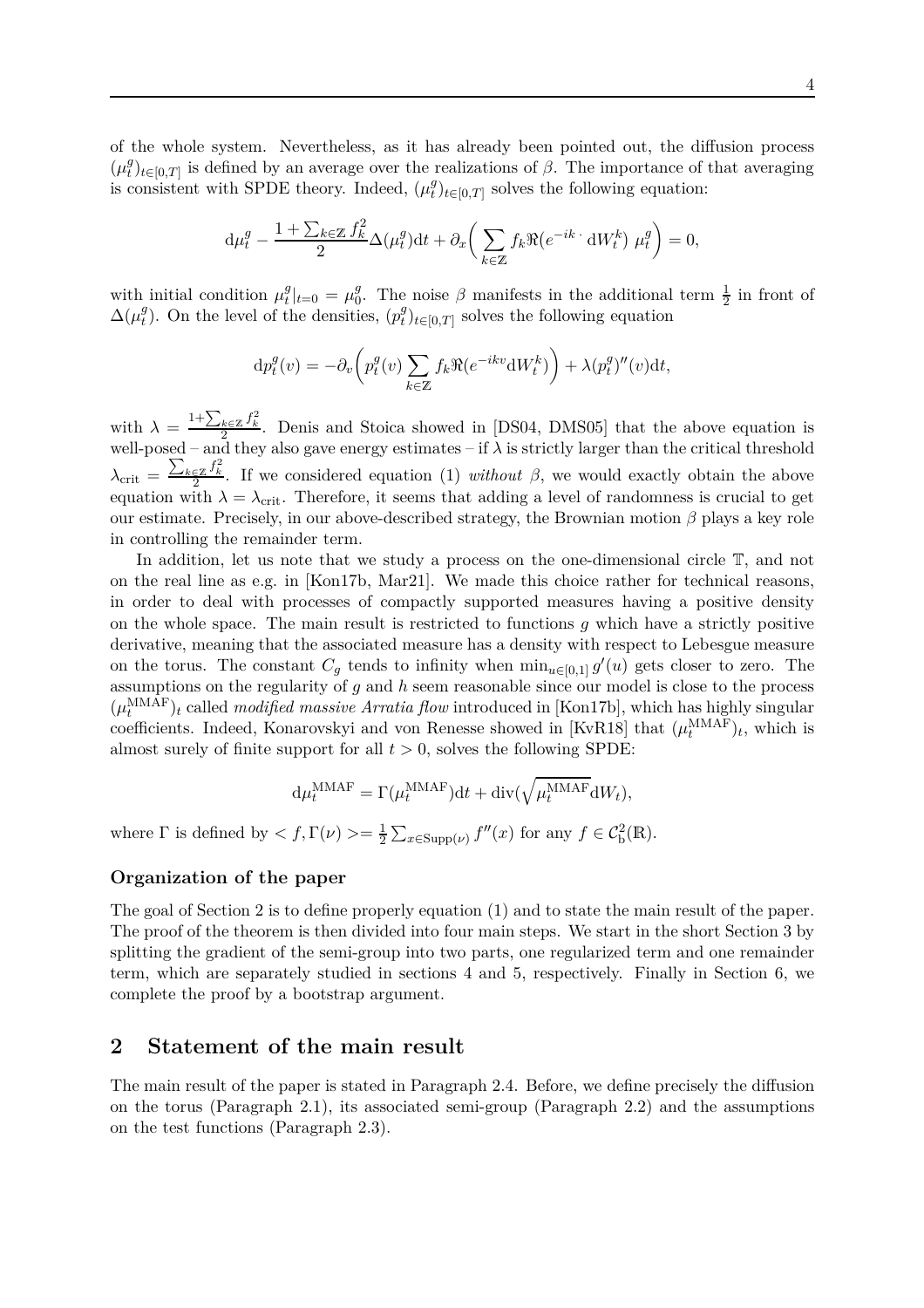of the whole system. Nevertheless, as it has already been pointed out, the diffusion process $(\mu_t^g)_{t\in[0,T]}$ is defined by an average over the realizations of $\beta$. The importance of that averaging is consistent with SPDE theory. Indeed, $(\mu_t^g)_{t\in[0,T]}$ solves the following equation:

$$\mathrm{d}\mu_t^g - \frac{1+\sum_{k\in\mathbb{Z}} f_k^2}{2}\Delta(\mu_t^g)\mathrm{d}t + \partial_x\Big(\sum_{k\in\mathbb{Z}} f_k \Re(e^{-ik\,\cdot}\,\mathrm{d}W_t^k)\;\mu_t^g\Big) = 0,$$

with initial condition $\mu_t^g|_{t=0} = \mu_0^g$. The noise $\beta$ manifests in the additional term $\frac{1}{2}$ in front of $\Delta(\mu_t^g)$. On the level of the densities, $(p_t^g)_{t\in[0,T]}$ solves the following equation

$$\mathrm{d}p_t^g(v) = -\partial_v\Big(p_t^g(v)\sum_{k\in\mathbb{Z}} f_k\Re(e^{-ikv}\mathrm{d}W_t^k)\Big) + \lambda(p_t^g)''(v)\mathrm{d}t,$$

with $\lambda = \frac{1+\sum_{k\in\mathbb{Z}} f_k^2}{2}$. Denis and Stoica showed in [DS04, DMS05] that the above equation is well-posed – and they also gave energy estimates – if $\lambda$ is strictly larger than the critical threshold $\lambda_{\text{crit}} = \frac{\sum_{k\in\mathbb{Z}} f_k^2}{2}$. If we considered equation (1) *without* $\beta$, we would exactly obtain the above equation with $\lambda = \lambda_{\text{crit}}$. Therefore, it seems that adding a level of randomness is crucial to get our estimate. Precisely, in our above-described strategy, the Brownian motion $\beta$ plays a key role in controlling the remainder term.

In addition, let us note that we study a process on the one-dimensional circle $\mathbb{T}$, and not on the real line as e.g. in [Kon17b, Mar21]. We made this choice rather for technical reasons, in order to deal with processes of compactly supported measures having a positive density on the whole space. The main result is restricted to functions $g$ which have a strictly positive derivative, meaning that the associated measure has a density with respect to Lebesgue measure on the torus. The constant $C_g$ tends to infinity when $\min_{u\in[0,1]} g'(u)$ gets closer to zero. The assumptions on the regularity of $g$ and $h$ seem reasonable since our model is close to the process $(\mu_t^{\text{MMAF}})_t$ called *modified massive Arratia flow* introduced in [Kon17b], which has highly singular coefficients. Indeed, Konarovskyi and von Renesse showed in [KvR18] that $(\mu_t^{\text{MMAF}})_t$, which is almost surely of finite support for all $t > 0$, solves the following SPDE:

$$\mathrm{d}\mu_t^{\text{MMAF}} = \Gamma(\mu_t^{\text{MMAF}})\mathrm{d}t + \mathrm{div}(\sqrt{\mu_t^{\text{MMAF}}}\mathrm{d}W_t),$$

where $\Gamma$ is defined by $< f, \Gamma(\nu) >= \frac{1}{2}\sum_{x\in\text{Supp}(\nu)} f''(x)$ for any $f \in \mathcal{C}_b^2(\mathbb{R})$.

### Organization of the paper

The goal of Section 2 is to define properly equation (1) and to state the main result of the paper. The proof of the theorem is then divided into four main steps. We start in the short Section 3 by splitting the gradient of the semi-group into two parts, one regularized term and one remainder term, which are separately studied in sections 4 and 5, respectively. Finally in Section 6, we complete the proof by a bootstrap argument.

## 2 Statement of the main result

The main result of the paper is stated in Paragraph 2.4. Before, we define precisely the diffusion on the torus (Paragraph 2.1), its associated semi-group (Paragraph 2.2) and the assumptions on the test functions (Paragraph 2.3).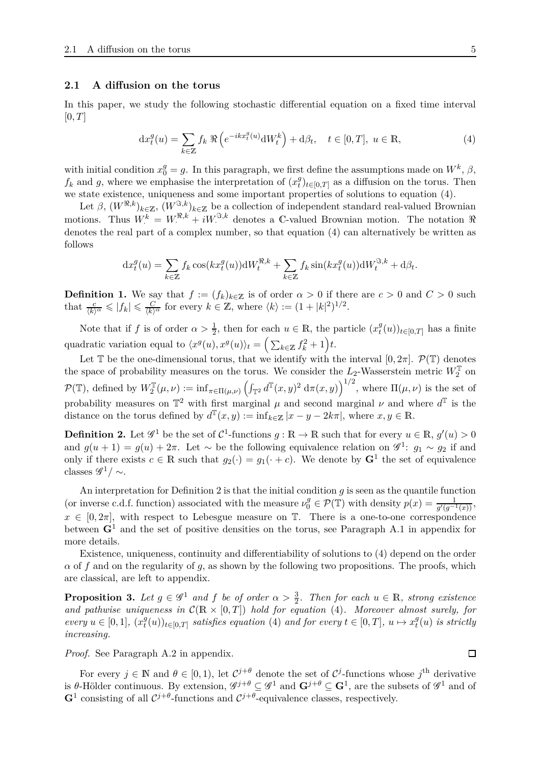### 2.1 A diffusion on the torus

In this paper, we study the following stochastic differential equation on a fixed time interval $[0,T]$

$$
\mathrm{d}x_t^g(u) = \sum_{k\in\mathbb{Z}} f_k \,\Re\left(e^{-ikx_t^g(u)}\mathrm{d}W_t^k\right) + \mathrm{d}\beta_t, \quad t\in[0,T],\ u\in\mathbb{R}, \tag{4}
$$

with initial condition $x_0^g = g$. In this paragraph, we first define the assumptions made on $W^k$, $\beta$, $f_k$ and $g$, where we emphasise the interpretation of $(x_t^g)_{t\in[0,T]}$ as a diffusion on the torus. Then we state existence, uniqueness and some important properties of solutions to equation (4).

Let $\beta$, $(W^{\Re,k})_{k\in\mathbb{Z}}$, $(W^{\Im,k})_{k\in\mathbb{Z}}$ be a collection of independent standard real-valued Brownian motions. Thus $W^k = W^{\Re,k} + iW^{\Im,k}$ denotes a $\mathbb{C}$-valued Brownian motion. The notation $\Re$ denotes the real part of a complex number, so that equation (4) can alternatively be written as follows

$$
\mathrm{d}x_t^g(u) = \sum_{k\in\mathbb{Z}} f_k \cos(kx_t^g(u))\mathrm{d}W_t^{\Re,k} + \sum_{k\in\mathbb{Z}} f_k \sin(kx_t^g(u))\mathrm{d}W_t^{\Im,k} + \mathrm{d}\beta_t.
$$

**Definition 1.** We say that $f := (f_k)_{k\in\mathbb{Z}}$ is of order $\alpha > 0$ if there are $c>0$ and $C>0$ such that $\frac{c}{\langle k\rangle^\alpha} \leqslant |f_k| \leqslant \frac{C}{\langle k\rangle^\alpha}$ for every $k\in\mathbb{Z}$, where $\langle k\rangle := (1+|k|^2)^{1/2}$.

Note that if $f$ is of order $\alpha > \frac{1}{2}$, then for each $u\in\mathbb{R}$, the particle $(x_t^g(u))_{t\in[0,T]}$ has a finite quadratic variation equal to $\langle x^g(u), x^g(u)\rangle_t = \Big(\sum_{k\in\mathbb{Z}} f_k^2 + 1\Big)t$.

Let $\mathbb{T}$ be the one-dimensional torus, that we identify with the interval $[0,2\pi]$. $\mathcal{P}(\mathbb{T})$ denotes the space of probability measures on the torus. We consider the $L_2$-Wasserstein metric $W_2^{\mathbb{T}}$ on $\mathcal{P}(\mathbb{T})$, defined by $W_2^{\mathbb{T}}(\mu,\nu) := \inf_{\pi\in\Pi(\mu,\nu)} \left(\int_{\mathbb{T}^2} d^{\mathbb{T}}(x,y)^2 \,\mathrm{d}\pi(x,y)\right)^{1/2}$, where $\Pi(\mu,\nu)$ is the set of probability measures on $\mathbb{T}^2$ with first marginal $\mu$ and second marginal $\nu$ and where $d^{\mathbb{T}}$ is the distance on the torus defined by $d^{\mathbb{T}}(x,y) := \inf_{k\in\mathbb{Z}} |x-y-2k\pi|$, where $x,y\in\mathbb{R}$.

**Definition 2.** Let $\mathscr{G}^1$ be the set of $\mathcal{C}^1$-functions $g:\mathbb{R}\to\mathbb{R}$ such that for every $u\in\mathbb{R}$, $g'(u)>0$ and $g(u+1) = g(u)+2\pi$. Let $\sim$ be the following equivalence relation on $\mathscr{G}^1$: $g_1\sim g_2$ if and only if there exists $c\in\mathbb{R}$ such that $g_2(\cdot) = g_1(\cdot + c)$. We denote by $\mathbf{G}^1$ the set of equivalence classes $\mathscr{G}^1/\sim$.

An interpretation for Definition 2 is that the initial condition $g$ is seen as the quantile function (or inverse c.d.f. function) associated with the measure $\nu_0^g \in \mathcal{P}(\mathbb{T})$ with density $p(x) = \frac{1}{g'(g^{-1}(x))}$, $x\in[0,2\pi]$, with respect to Lebesgue measure on $\mathbb{T}$. There is a one-to-one correspondence between $\mathbf{G}^1$ and the set of positive densities on the torus, see Paragraph A.1 in appendix for more details.

Existence, uniqueness, continuity and differentiability of solutions to (4) depend on the order $\alpha$ of $f$ and on the regularity of $g$, as shown by the following two propositions. The proofs, which are classical, are left to appendix.

**Proposition 3.** *Let $g\in\mathscr{G}^1$ and $f$ be of order $\alpha > \frac{3}{2}$. Then for each $u\in\mathbb{R}$, strong existence and pathwise uniqueness in $\mathcal{C}(\mathbb{R}\times[0,T])$ hold for equation* (4)*. Moreover almost surely, for every $u\in[0,1]$, $(x_t^g(u))_{t\in[0,T]}$ satisfies equation* (4) *and for every $t\in[0,T]$, $u\mapsto x_t^g(u)$ is strictly increasing.*

*Proof.* See Paragraph A.2 in appendix. □

For every $j\in\mathbb{N}$ and $\theta\in[0,1)$, let $\mathcal{C}^{j+\theta}$ denote the set of $\mathcal{C}^j$-functions whose $j^{\text{th}}$ derivative is $\theta$-Hölder continuous. By extension, $\mathscr{G}^{j+\theta}\subseteq\mathscr{G}^1$ and $\mathbf{G}^{j+\theta}\subseteq\mathbf{G}^1$, are the subsets of $\mathscr{G}^1$ and of $\mathbf{G}^1$ consisting of all $\mathcal{C}^{j+\theta}$-functions and $\mathcal{C}^{j+\theta}$-equivalence classes, respectively.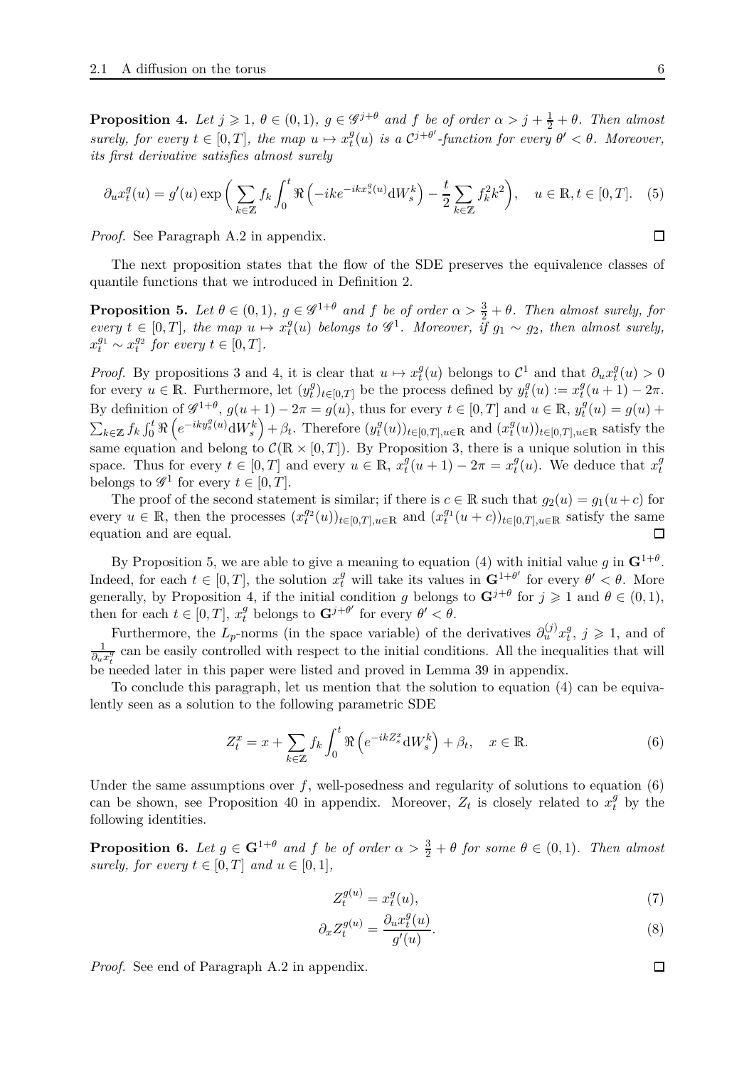**Proposition 4.** *Let $j \geqslant 1$, $\theta \in (0,1)$, $g \in \mathscr{G}^{j+\theta}$ and $f$ be of order $\alpha > j + \frac{1}{2} + \theta$. Then almost surely, for every $t \in [0,T]$, the map $u \mapsto x_t^g(u)$ is a $\mathcal{C}^{j+\theta'}$-function for every $\theta' < \theta$. Moreover, its first derivative satisfies almost surely*

$$\partial_u x_t^g(u) = g'(u) \exp\bigg( \sum_{k\in\mathbb{Z}} f_k \int_0^t \Re\left(-ike^{-ikx_s^g(u)} \mathrm{d}W_s^k\right) - \frac{t}{2} \sum_{k\in\mathbb{Z}} f_k^2 k^2 \bigg), \quad u \in \mathbb{R}, t \in [0,T]. \quad (5)$$

*Proof.* See Paragraph A.2 in appendix. $\square$

The next proposition states that the flow of the SDE preserves the equivalence classes of quantile functions that we introduced in Definition 2.

**Proposition 5.** *Let $\theta \in (0,1)$, $g \in \mathscr{G}^{1+\theta}$ and $f$ be of order $\alpha > \frac{3}{2} + \theta$. Then almost surely, for every $t \in [0,T]$, the map $u \mapsto x_t^g(u)$ belongs to $\mathscr{G}^1$. Moreover, if $g_1 \sim g_2$, then almost surely, $x_t^{g_1} \sim x_t^{g_2}$ for every $t \in [0,T]$.*

*Proof.* By propositions 3 and 4, it is clear that $u \mapsto x_t^g(u)$ belongs to $\mathcal{C}^1$ and that $\partial_u x_t^g(u) > 0$ for every $u \in \mathbb{R}$. Furthermore, let $(y_t^g)_{t\in[0,T]}$ be the process defined by $y_t^g(u) := x_t^g(u+1) - 2\pi$. By definition of $\mathscr{G}^{1+\theta}$, $g(u+1) - 2\pi = g(u)$, thus for every $t \in [0,T]$ and $u \in \mathbb{R}$, $y_t^g(u) = g(u) + \sum_{k\in\mathbb{Z}} f_k \int_0^t \Re\left(e^{-iky_s^g(u)} \mathrm{d}W_s^k\right) + \beta_t$. Therefore $(y_t^g(u))_{t\in[0,T],u\in\mathbb{R}}$ and $(x_t^g(u))_{t\in[0,T],u\in\mathbb{R}}$ satisfy the same equation and belong to $\mathcal{C}(\mathbb{R} \times [0,T])$. By Proposition 3, there is a unique solution in this space. Thus for every $t \in [0,T]$ and every $u \in \mathbb{R}$, $x_t^g(u+1) - 2\pi = x_t^g(u)$. We deduce that $x_t^g$ belongs to $\mathscr{G}^1$ for every $t \in [0,T]$.

The proof of the second statement is similar; if there is $c \in \mathbb{R}$ such that $g_2(u) = g_1(u+c)$ for every $u \in \mathbb{R}$, then the processes $(x_t^{g_2}(u))_{t\in[0,T],u\in\mathbb{R}}$ and $(x_t^{g_1}(u+c))_{t\in[0,T],u\in\mathbb{R}}$ satisfy the same equation and are equal. $\square$

By Proposition 5, we are able to give a meaning to equation (4) with initial value $g$ in $\mathbf{G}^{1+\theta}$. Indeed, for each $t \in [0,T]$, the solution $x_t^g$ will take its values in $\mathbf{G}^{1+\theta'}$ for every $\theta' < \theta$. More generally, by Proposition 4, if the initial condition $g$ belongs to $\mathbf{G}^{j+\theta}$ for $j \geqslant 1$ and $\theta \in (0,1)$, then for each $t \in [0,T]$, $x_t^g$ belongs to $\mathbf{G}^{j+\theta'}$ for every $\theta' < \theta$.

Furthermore, the $L_p$-norms (in the space variable) of the derivatives $\partial_u^{(j)} x_t^g$, $j \geqslant 1$, and of $\frac{1}{\partial_u x_t^g}$ can be easily controlled with respect to the initial conditions. All the inequalities that will be needed later in this paper were listed and proved in Lemma 39 in appendix.

To conclude this paragraph, let us mention that the solution to equation (4) can be equivalently seen as a solution to the following parametric SDE

$$Z_t^x = x + \sum_{k\in\mathbb{Z}} f_k \int_0^t \Re\left(e^{-ikZ_s^x} \mathrm{d}W_s^k\right) + \beta_t, \quad x \in \mathbb{R}. \quad (6)$$

Under the same assumptions over $f$, well-posedness and regularity of solutions to equation (6) can be shown, see Proposition 40 in appendix. Moreover, $Z_t$ is closely related to $x_t^g$ by the following identities.

**Proposition 6.** *Let $g \in \mathbf{G}^{1+\theta}$ and $f$ be of order $\alpha > \frac{3}{2} + \theta$ for some $\theta \in (0,1)$. Then almost surely, for every $t \in [0,T]$ and $u \in [0,1]$,*

$$Z_t^{g(u)} = x_t^g(u), \quad (7)$$

$$\partial_x Z_t^{g(u)} = \frac{\partial_u x_t^g(u)}{g'(u)}. \quad (8)$$

*Proof.* See end of Paragraph A.2 in appendix. $\square$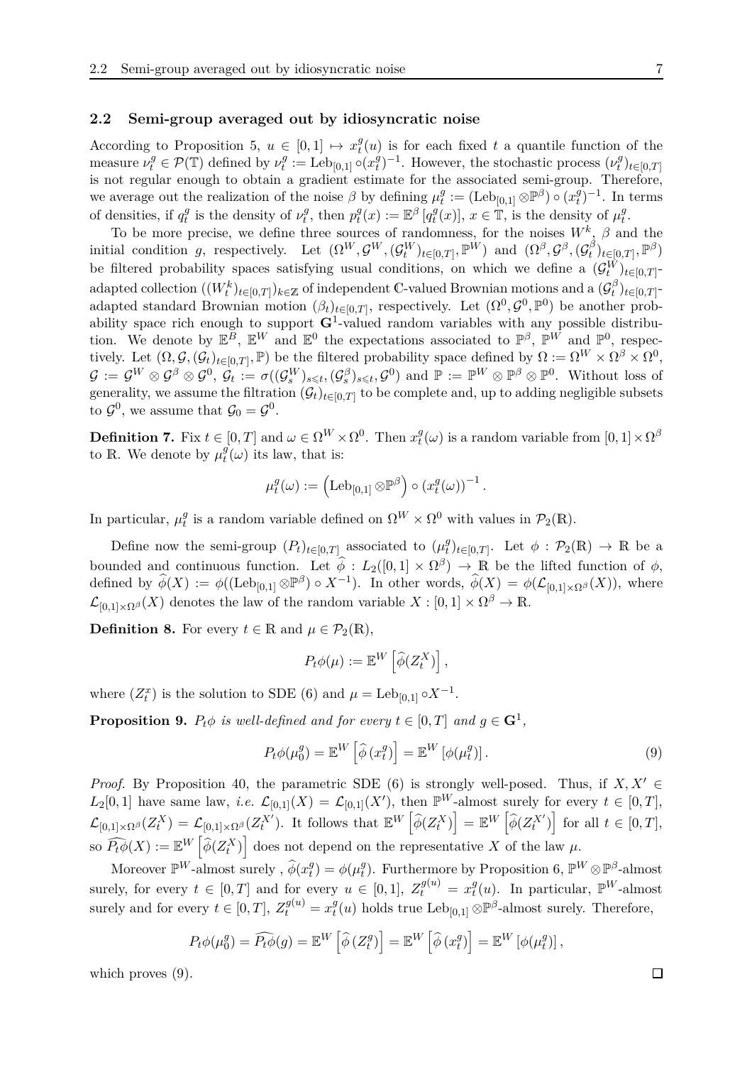### 2.2 Semi-group averaged out by idiosyncratic noise

According to Proposition 5, $u \in [0,1] \mapsto x_t^g(u)$ is for each fixed $t$ a quantile function of the measure $\nu_t^g \in \mathcal{P}(\mathbb{T})$ defined by $\nu_t^g := \mathrm{Leb}_{[0,1]} \circ (x_t^g)^{-1}$. However, the stochastic process $(\nu_t^g)_{t\in[0,T]}$ is not regular enough to obtain a gradient estimate for the associated semi-group. Therefore, we average out the realization of the noise $\beta$ by defining $\mu_t^g := (\mathrm{Leb}_{[0,1]} \otimes \mathbb{P}^\beta) \circ (x_t^g)^{-1}$. In terms of densities, if $q_t^g$ is the density of $\nu_t^g$, then $p_t^g(x) := \mathbb{E}^\beta \left[q_t^g(x)\right]$, $x \in \mathbb{T}$, is the density of $\mu_t^g$.

To be more precise, we define three sources of randomness, for the noises $W^k$, $\beta$ and the initial condition $g$, respectively. Let $(\Omega^W, \mathcal{G}^W, (\mathcal{G}_t^W)_{t\in[0,T]}, \mathbb{P}^W)$ and $(\Omega^\beta, \mathcal{G}^\beta, (\mathcal{G}_t^\beta)_{t\in[0,T]}, \mathbb{P}^\beta)$ be filtered probability spaces satisfying usual conditions, on which we define a $(\mathcal{G}_t^W)_{t\in[0,T]}$-adapted collection $((W_t^k)_{t\in[0,T]})_{k\in\mathbb{Z}}$ of independent $\mathbb{C}$-valued Brownian motions and a $(\mathcal{G}_t^\beta)_{t\in[0,T]}$-adapted standard Brownian motion $(\beta_t)_{t\in[0,T]}$, respectively. Let $(\Omega^0, \mathcal{G}^0, \mathbb{P}^0)$ be another probability space rich enough to support $\mathbf{G}^1$-valued random variables with any possible distribution. We denote by $\mathbb{E}^B$, $\mathbb{E}^W$ and $\mathbb{E}^0$ the expectations associated to $\mathbb{P}^\beta$, $\mathbb{P}^W$ and $\mathbb{P}^0$, respectively. Let $(\Omega, \mathcal{G}, (\mathcal{G}_t)_{t\in[0,T]}, \mathbb{P})$ be the filtered probability space defined by $\Omega := \Omega^W \times \Omega^\beta \times \Omega^0$, $\mathcal{G} := \mathcal{G}^W \otimes \mathcal{G}^\beta \otimes \mathcal{G}^0$, $\mathcal{G}_t := \sigma((\mathcal{G}_s^W)_{s\leqslant t}, (\mathcal{G}_s^\beta)_{s\leqslant t}, \mathcal{G}^0)$ and $\mathbb{P} := \mathbb{P}^W \otimes \mathbb{P}^\beta \otimes \mathbb{P}^0$. Without loss of generality, we assume the filtration $(\mathcal{G}_t)_{t\in[0,T]}$ to be complete and, up to adding negligible subsets to $\mathcal{G}^0$, we assume that $\mathcal{G}_0 = \mathcal{G}^0$.

**Definition 7.** Fix $t \in [0,T]$ and $\omega \in \Omega^W \times \Omega^0$. Then $x_t^g(\omega)$ is a random variable from $[0,1]\times\Omega^\beta$ to $\mathbb{R}$. We denote by $\mu_t^g(\omega)$ its law, that is:

$$\mu_t^g(\omega) := \left(\mathrm{Leb}_{[0,1]} \otimes \mathbb{P}^\beta\right) \circ \left(x_t^g(\omega)\right)^{-1}.$$

In particular, $\mu_t^g$ is a random variable defined on $\Omega^W \times \Omega^0$ with values in $\mathcal{P}_2(\mathbb{R})$.

Define now the semi-group $(P_t)_{t\in[0,T]}$ associated to $(\mu_t^g)_{t\in[0,T]}$. Let $\phi : \mathcal{P}_2(\mathbb{R}) \to \mathbb{R}$ be a bounded and continuous function. Let $\widehat{\phi} : L_2([0,1]\times\Omega^\beta) \to \mathbb{R}$ be the lifted function of $\phi$, defined by $\widehat{\phi}(X) := \phi((\mathrm{Leb}_{[0,1]} \otimes \mathbb{P}^\beta) \circ X^{-1})$. In other words, $\widehat{\phi}(X) = \phi(\mathcal{L}_{[0,1]\times\Omega^\beta}(X))$, where $\mathcal{L}_{[0,1]\times\Omega^\beta}(X)$ denotes the law of the random variable $X : [0,1]\times\Omega^\beta \to \mathbb{R}$.

**Definition 8.** For every $t \in \mathbb{R}$ and $\mu \in \mathcal{P}_2(\mathbb{R})$,

$$P_t\phi(\mu) := \mathbb{E}^W\left[\widehat{\phi}(Z_t^X)\right],$$

where $(Z_t^x)$ is the solution to SDE (6) and $\mu = \mathrm{Leb}_{[0,1]} \circ X^{-1}$.

**Proposition 9.** *$P_t\phi$ is well-defined and for every $t\in[0,T]$ and $g\in\mathbf{G}^1$,*

$$P_t\phi(\mu_0^g) = \mathbb{E}^W\left[\widehat{\phi}\left(x_t^g\right)\right] = \mathbb{E}^W\left[\phi(\mu_t^g)\right]. \tag{9}$$

*Proof.* By Proposition 40, the parametric SDE (6) is strongly well-posed. Thus, if $X, X' \in L_2[0,1]$ have same law, *i.e.* $\mathcal{L}_{[0,1]}(X) = \mathcal{L}_{[0,1]}(X')$, then $\mathbb{P}^W$-almost surely for every $t\in[0,T]$, $\mathcal{L}_{[0,1]\times\Omega^\beta}(Z_t^X) = \mathcal{L}_{[0,1]\times\Omega^\beta}(Z_t^{X'})$. It follows that $\mathbb{E}^W\left[\widehat{\phi}(Z_t^X)\right] = \mathbb{E}^W\left[\widehat{\phi}(Z_t^{X'})\right]$ for all $t\in[0,T]$, so $\widehat{P_t\phi}(X) := \mathbb{E}^W\left[\widehat{\phi}(Z_t^X)\right]$ does not depend on the representative $X$ of the law $\mu$.

Moreover $\mathbb{P}^W$-almost surely , $\widehat{\phi}(x_t^g) = \phi(\mu_t^g)$. Furthermore by Proposition 6, $\mathbb{P}^W\otimes\mathbb{P}^\beta$-almost surely, for every $t\in[0,T]$ and for every $u\in[0,1]$, $Z_t^{g(u)} = x_t^g(u)$. In particular, $\mathbb{P}^W$-almost surely and for every $t\in[0,T]$, $Z_t^{g(u)} = x_t^g(u)$ holds true $\mathrm{Leb}_{[0,1]}\otimes\mathbb{P}^\beta$-almost surely. Therefore,

$$P_t\phi(\mu_0^g) = \widehat{P_t\phi}(g) = \mathbb{E}^W\left[\widehat{\phi}\left(Z_t^g\right)\right] = \mathbb{E}^W\left[\widehat{\phi}\left(x_t^g\right)\right] = \mathbb{E}^W\left[\phi(\mu_t^g)\right],$$

which proves (9). $\square$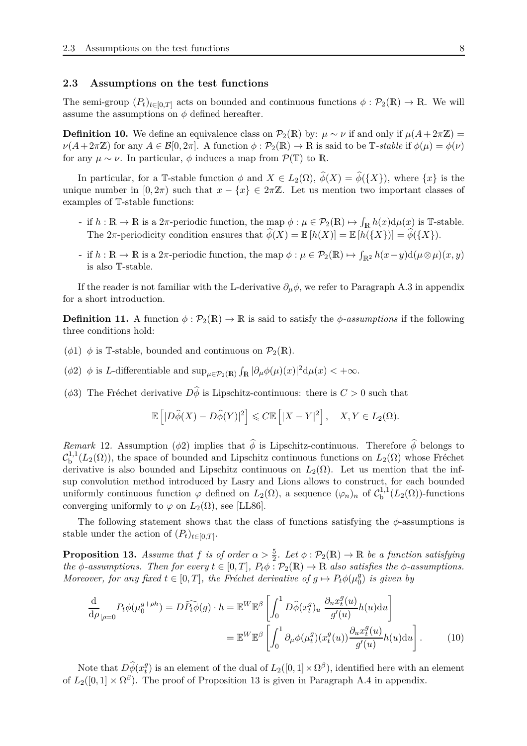### 2.3 Assumptions on the test functions

The semi-group $(P_t)_{t\in[0,T]}$ acts on bounded and continuous functions $\phi : \mathcal{P}_2(\mathbb{R}) \to \mathbb{R}$. We will assume the assumptions on $\phi$ defined hereafter.

**Definition 10.** We define an equivalence class on $\mathcal{P}_2(\mathbb{R})$ by: $\mu \sim \nu$ if and only if $\mu(A+2\pi\mathbb{Z}) = \nu(A+2\pi\mathbb{Z})$ for any $A \in \mathcal{B}[0, 2\pi]$. A function $\phi : \mathcal{P}_2(\mathbb{R}) \to \mathbb{R}$ is said to be $\mathbb{T}$-*stable* if $\phi(\mu) = \phi(\nu)$ for any $\mu \sim \nu$. In particular, $\phi$ induces a map from $\mathcal{P}(\mathbb{T})$ to $\mathbb{R}$.

In particular, for a $\mathbb{T}$-stable function $\phi$ and $X \in L_2(\Omega)$, $\widehat{\phi}(X) = \widehat{\phi}(\{X\})$, where $\{x\}$ is the unique number in $[0, 2\pi)$ such that $x - \{x\} \in 2\pi\mathbb{Z}$. Let us mention two important classes of examples of $\mathbb{T}$-stable functions:

- if $h : \mathbb{R} \to \mathbb{R}$ is a $2\pi$-periodic function, the map $\phi : \mu \in \mathcal{P}_2(\mathbb{R}) \mapsto \int_{\mathbb{R}} h(x)\mathrm{d}\mu(x)$ is $\mathbb{T}$-stable. The $2\pi$-periodicity condition ensures that $\widehat{\phi}(X) = \mathbb{E}[h(X)] = \mathbb{E}[h(\{X\})] = \widehat{\phi}(\{X\})$.
- if $h : \mathbb{R} \to \mathbb{R}$ is a $2\pi$-periodic function, the map $\phi : \mu \in \mathcal{P}_2(\mathbb{R}) \mapsto \int_{\mathbb{R}^2} h(x-y)\mathrm{d}(\mu\otimes\mu)(x, y)$ is also $\mathbb{T}$-stable.

If the reader is not familiar with the L-derivative $\partial_\mu\phi$, we refer to Paragraph A.3 in appendix for a short introduction.

**Definition 11.** A function $\phi : \mathcal{P}_2(\mathbb{R}) \to \mathbb{R}$ is said to satisfy the $\phi$-*assumptions* if the following three conditions hold:

($\phi$1) $\phi$ is $\mathbb{T}$-stable, bounded and continuous on $\mathcal{P}_2(\mathbb{R})$.

($\phi$2) $\phi$ is $L$-differentiable and $\sup_{\mu\in\mathcal{P}_2(\mathbb{R})} \int_{\mathbb{R}} |\partial_\mu\phi(\mu)(x)|^2\mathrm{d}\mu(x) < +\infty$.

($\phi$3) The Fréchet derivative $D\widehat{\phi}$ is Lipschitz-continuous: there is $C > 0$ such that

$$\mathbb{E}\left[|D\widehat{\phi}(X) - D\widehat{\phi}(Y)|^2\right] \leqslant C\mathbb{E}\left[|X - Y|^2\right], \quad X, Y \in L_2(\Omega).$$

*Remark* 12. Assumption ($\phi$2) implies that $\widehat{\phi}$ is Lipschitz-continuous. Therefore $\widehat{\phi}$ belongs to $\mathcal{C}^{1,1}_{\mathrm{b}}(L_2(\Omega))$, the space of bounded and Lipschitz continuous functions on $L_2(\Omega)$ whose Fréchet derivative is also bounded and Lipschitz continuous on $L_2(\Omega)$. Let us mention that the inf-sup convolution method introduced by Lasry and Lions allows to construct, for each bounded uniformly continuous function $\varphi$ defined on $L_2(\Omega)$, a sequence $(\varphi_n)_n$ of $\mathcal{C}^{1,1}_{\mathrm{b}}(L_2(\Omega))$-functions converging uniformly to $\varphi$ on $L_2(\Omega)$, see [LL86].

The following statement shows that the class of functions satisfying the $\phi$-assumptions is stable under the action of $(P_t)_{t\in[0,T]}$.

**Proposition 13.** *Assume that $f$ is of order $\alpha > \frac{5}{2}$. Let $\phi : \mathcal{P}_2(\mathbb{R}) \to \mathbb{R}$ be a function satisfying the $\phi$-assumptions. Then for every $t \in [0, T]$, $P_t\phi : \mathcal{P}_2(\mathbb{R}) \to \mathbb{R}$ also satisfies the $\phi$-assumptions. Moreover, for any fixed $t \in [0, T]$, the Fréchet derivative of $g \mapsto P_t\phi(\mu^g_0)$ is given by*

$$\begin{aligned}\frac{\mathrm{d}}{\mathrm{d}\rho}_{|\rho=0} P_t\phi(\mu^{g+\rho h}_0) = D\widehat{P_t\phi}(g)\cdot h &= \mathbb{E}^W\mathbb{E}^\beta\left[\int_0^1 D\widehat{\phi}(x^g_t)_u \, \frac{\partial_u x^g_t(u)}{g'(u)} h(u)\mathrm{d}u\right] \\ &= \mathbb{E}^W\mathbb{E}^\beta\left[\int_0^1 \partial_\mu\phi(\mu^g_t)(x^g_t(u)) \frac{\partial_u x^g_t(u)}{g'(u)} h(u)\mathrm{d}u\right]. \end{aligned} \tag{10}$$

Note that $D\widehat{\phi}(x^g_t)$ is an element of the dual of $L_2([0, 1]\times\Omega^\beta)$, identified here with an element of $L_2([0, 1] \times \Omega^\beta)$. The proof of Proposition 13 is given in Paragraph A.4 in appendix.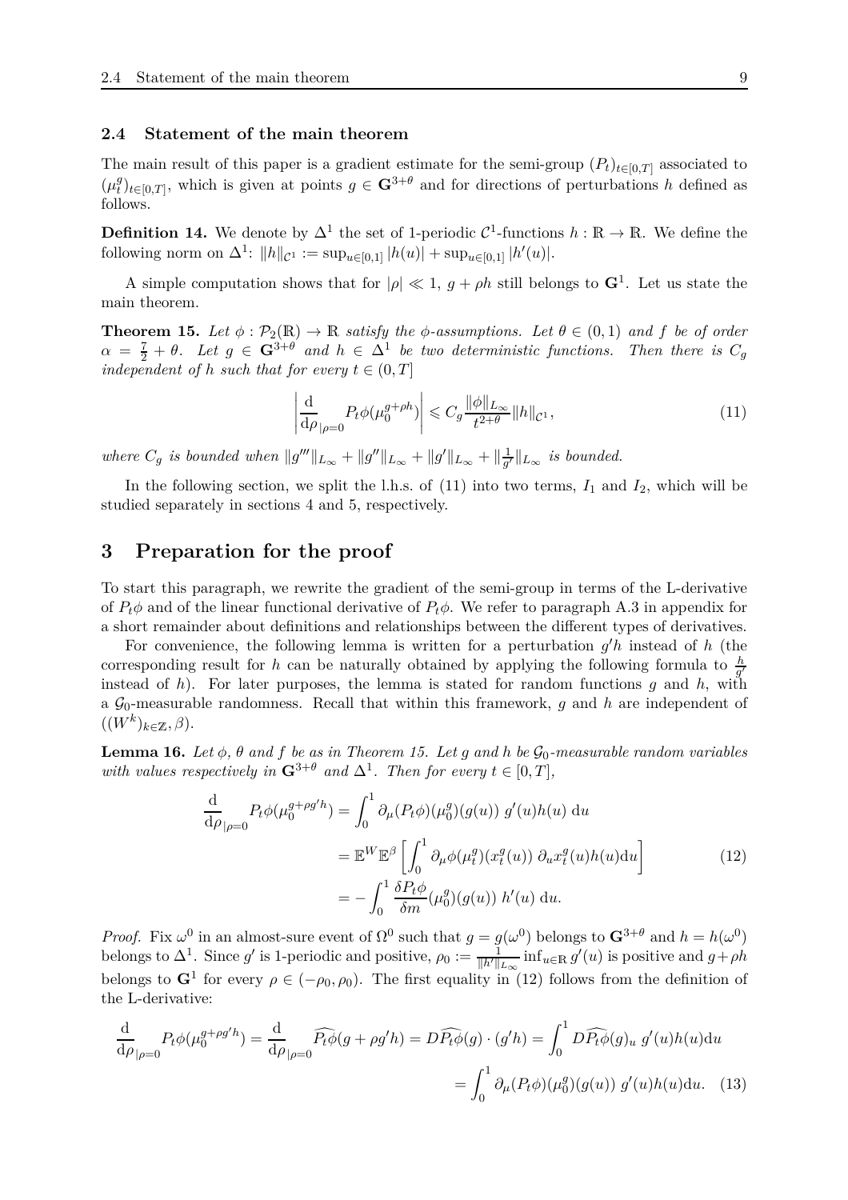### 2.4 Statement of the main theorem

The main result of this paper is a gradient estimate for the semi-group $(P_t)_{t\in[0,T]}$ associated to $(\mu_t^g)_{t\in[0,T]}$, which is given at points $g \in \mathbf{G}^{3+\theta}$ and for directions of perturbations $h$ defined as follows.

**Definition 14.** We denote by $\Delta^1$ the set of 1-periodic $\mathcal{C}^1$-functions $h : \mathbb{R} \to \mathbb{R}$. We define the following norm on $\Delta^1$: $\|h\|_{\mathcal{C}^1} := \sup_{u\in[0,1]} |h(u)| + \sup_{u\in[0,1]} |h'(u)|$.

A simple computation shows that for $|\rho| \ll 1$, $g + \rho h$ still belongs to $\mathbf{G}^1$. Let us state the main theorem.

**Theorem 15.** *Let $\phi : \mathcal{P}_2(\mathbb{R}) \to \mathbb{R}$ satisfy the $\phi$-assumptions. Let $\theta \in (0, 1)$ and $f$ be of order $\alpha = \frac{7}{2} + \theta$. Let $g \in \mathbf{G}^{3+\theta}$ and $h \in \Delta^1$ be two deterministic functions. Then there is $C_g$ independent of $h$ such that for every $t \in (0, T]$*

$$\left| \frac{\mathrm{d}}{\mathrm{d}\rho}_{|\rho=0} P_t\phi(\mu_0^{g+\rho h}) \right| \leqslant C_g \frac{\|\phi\|_{L_\infty}}{t^{2+\theta}} \|h\|_{\mathcal{C}^1}, \tag{11}$$

*where $C_g$ is bounded when $\|g'''\|_{L_\infty} + \|g''\|_{L_\infty} + \|g'\|_{L_\infty} + \|\frac{1}{g'}\|_{L_\infty}$ is bounded.*

In the following section, we split the l.h.s. of (11) into two terms, $I_1$ and $I_2$, which will be studied separately in sections 4 and 5, respectively.

## 3 Preparation for the proof

To start this paragraph, we rewrite the gradient of the semi-group in terms of the L-derivative of $P_t\phi$ and of the linear functional derivative of $P_t\phi$. We refer to paragraph A.3 in appendix for a short remainder about definitions and relationships between the different types of derivatives.

For convenience, the following lemma is written for a perturbation $g'h$ instead of $h$ (the corresponding result for $h$ can be naturally obtained by applying the following formula to $\frac{h}{g'}$ instead of $h$). For later purposes, the lemma is stated for random functions $g$ and $h$, with a $\mathcal{G}_0$-measurable randomness. Recall that within this framework, $g$ and $h$ are independent of $((W^k)_{k\in\mathbb{Z}}, \beta)$.

**Lemma 16.** *Let $\phi$, $\theta$ and $f$ be as in Theorem 15. Let $g$ and $h$ be $\mathcal{G}_0$-measurable random variables with values respectively in $\mathbf{G}^{3+\theta}$ and $\Delta^1$. Then for every $t \in [0, T]$,*

$$\begin{aligned} \frac{\mathrm{d}}{\mathrm{d}\rho}_{|\rho=0} P_t\phi(\mu_0^{g+\rho g'h}) &= \int_0^1 \partial_\mu(P_t\phi)(\mu_0^g)(g(u))\; g'(u)h(u)\; \mathrm{d}u \\ &= \mathbb{E}^W\mathbb{E}^\beta \left[ \int_0^1 \partial_\mu\phi(\mu_t^g)(x_t^g(u))\; \partial_u x_t^g(u) h(u) \mathrm{d}u \right] \\ &= -\int_0^1 \frac{\delta P_t\phi}{\delta m}(\mu_0^g)(g(u))\; h'(u)\; \mathrm{d}u. \end{aligned} \tag{12}$$

*Proof.* Fix $\omega^0$ in an almost-sure event of $\Omega^0$ such that $g = g(\omega^0)$ belongs to $\mathbf{G}^{3+\theta}$ and $h = h(\omega^0)$ belongs to $\Delta^1$. Since $g'$ is 1-periodic and positive, $\rho_0 := \frac{1}{\|h'\|_{L_\infty}} \inf_{u\in\mathbb{R}} g'(u)$ is positive and $g+\rho h$ belongs to $\mathbf{G}^1$ for every $\rho \in (-\rho_0, \rho_0)$. The first equality in (12) follows from the definition of the L-derivative:

$$\begin{aligned} \frac{\mathrm{d}}{\mathrm{d}\rho}_{|\rho=0} P_t\phi(\mu_0^{g+\rho g'h}) = \frac{\mathrm{d}}{\mathrm{d}\rho}_{|\rho=0} \widehat{P_t\phi}(g + \rho g'h) = D\widehat{P_t\phi}(g) \cdot (g'h) = \int_0^1 D\widehat{P_t\phi}(g)_u\; g'(u)h(u)\mathrm{d}u \\ = \int_0^1 \partial_\mu(P_t\phi)(\mu_0^g)(g(u))\; g'(u)h(u)\mathrm{d}u. \end{aligned} \tag{13}$$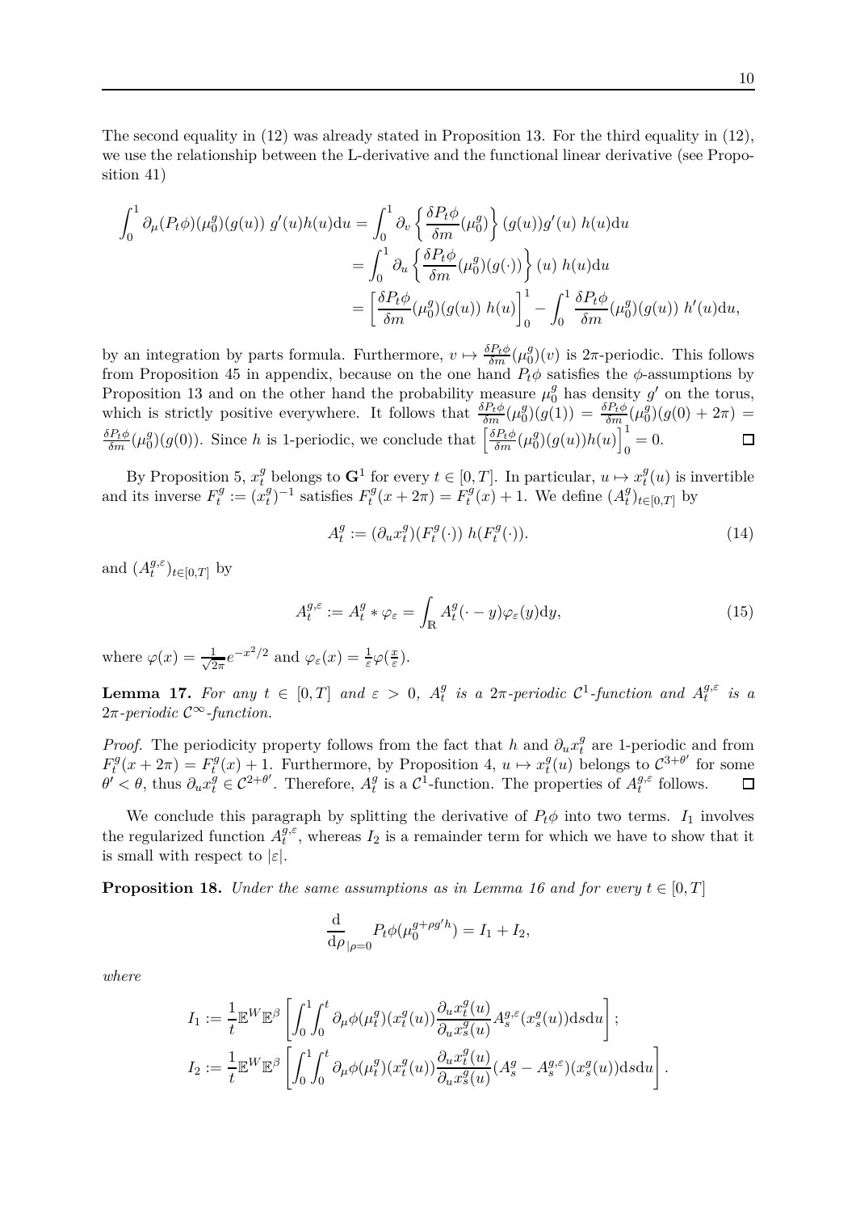The second equality in (12) was already stated in Proposition 13. For the third equality in (12), we use the relationship between the L-derivative and the functional linear derivative (see Proposition 41)

$$
\begin{aligned}
\int_0^1 \partial_\mu (P_t\phi)(\mu_0^g)(g(u))\; g'(u)h(u)\mathrm{d}u &= \int_0^1 \partial_v \left\{ \frac{\delta P_t \phi}{\delta m}(\mu_0^g) \right\}(g(u))g'(u)\; h(u)\mathrm{d}u \\
&= \int_0^1 \partial_u \left\{ \frac{\delta P_t \phi}{\delta m}(\mu_0^g)(g(\cdot)) \right\}(u)\; h(u)\mathrm{d}u \\
&= \left[ \frac{\delta P_t \phi}{\delta m}(\mu_0^g)(g(u))\; h(u) \right]_0^1 - \int_0^1 \frac{\delta P_t \phi}{\delta m}(\mu_0^g)(g(u))\; h'(u)\mathrm{d}u,
\end{aligned}
$$

by an integration by parts formula. Furthermore, $v \mapsto \frac{\delta P_t \phi}{\delta m}(\mu_0^g)(v)$ is $2\pi$-periodic. This follows from Proposition 45 in appendix, because on the one hand $P_t\phi$ satisfies the $\phi$-assumptions by Proposition 13 and on the other hand the probability measure $\mu_0^g$ has density $g'$ on the torus, which is strictly positive everywhere. It follows that $\frac{\delta P_t \phi}{\delta m}(\mu_0^g)(g(1)) = \frac{\delta P_t \phi}{\delta m}(\mu_0^g)(g(0)+2\pi) = \frac{\delta P_t \phi}{\delta m}(\mu_0^g)(g(0))$. Since $h$ is 1-periodic, we conclude that $\left[ \frac{\delta P_t \phi}{\delta m}(\mu_0^g)(g(u))h(u) \right]_0^1 = 0$. ◻

By Proposition 5, $x_t^g$ belongs to $\mathbf{G}^1$ for every $t \in [0,T]$. In particular, $u \mapsto x_t^g(u)$ is invertible and its inverse $F_t^g := (x_t^g)^{-1}$ satisfies $F_t^g(x+2\pi) = F_t^g(x) + 1$. We define $(A_t^g)_{t\in[0,T]}$ by

$$
A_t^g := (\partial_u x_t^g)(F_t^g(\cdot))\; h(F_t^g(\cdot)). \tag{14}
$$

and $(A_t^{g,\varepsilon})_{t\in[0,T]}$ by

$$
A_t^{g,\varepsilon} := A_t^g * \varphi_\varepsilon = \int_{\mathbb{R}} A_t^g(\cdot - y)\varphi_\varepsilon(y)\mathrm{d}y, \tag{15}
$$

where $\varphi(x) = \frac{1}{\sqrt{2\pi}}e^{-x^2/2}$ and $\varphi_\varepsilon(x) = \frac{1}{\varepsilon}\varphi(\frac{x}{\varepsilon})$.

**Lemma 17.** *For any $t \in [0,T]$ and $\varepsilon > 0$, $A_t^g$ is a $2\pi$-periodic $\mathcal{C}^1$-function and $A_t^{g,\varepsilon}$ is a $2\pi$-periodic $\mathcal{C}^\infty$-function.*

*Proof.* The periodicity property follows from the fact that $h$ and $\partial_u x_t^g$ are 1-periodic and from $F_t^g(x+2\pi) = F_t^g(x) + 1$. Furthermore, by Proposition 4, $u \mapsto x_t^g(u)$ belongs to $\mathcal{C}^{3+\theta'}$ for some $\theta' < \theta$, thus $\partial_u x_t^g \in \mathcal{C}^{2+\theta'}$. Therefore, $A_t^g$ is a $\mathcal{C}^1$-function. The properties of $A_t^{g,\varepsilon}$ follows. ◻

We conclude this paragraph by splitting the derivative of $P_t\phi$ into two terms. $I_1$ involves the regularized function $A_t^{g,\varepsilon}$, whereas $I_2$ is a remainder term for which we have to show that it is small with respect to $|\varepsilon|$.

**Proposition 18.** *Under the same assumptions as in Lemma 16 and for every $t \in [0,T]$*

$$
\frac{\mathrm{d}}{\mathrm{d}\rho}_{|\rho=0} P_t\phi(\mu_0^{g+\rho g' h}) = I_1 + I_2,
$$

*where*

$$
\begin{aligned}
I_1 &:= \frac{1}{t}\mathbb{E}^W\mathbb{E}^\beta \left[ \int_0^1\!\!\int_0^t \partial_\mu\phi(\mu_t^g)(x_t^g(u)) \frac{\partial_u x_t^g(u)}{\partial_u x_s^g(u)} A_s^{g,\varepsilon}(x_s^g(u))\mathrm{d}s\mathrm{d}u \right]; \\
I_2 &:= \frac{1}{t}\mathbb{E}^W\mathbb{E}^\beta \left[ \int_0^1\!\!\int_0^t \partial_\mu\phi(\mu_t^g)(x_t^g(u)) \frac{\partial_u x_t^g(u)}{\partial_u x_s^g(u)} (A_s^g - A_s^{g,\varepsilon})(x_s^g(u))\mathrm{d}s\mathrm{d}u \right].
\end{aligned}
$$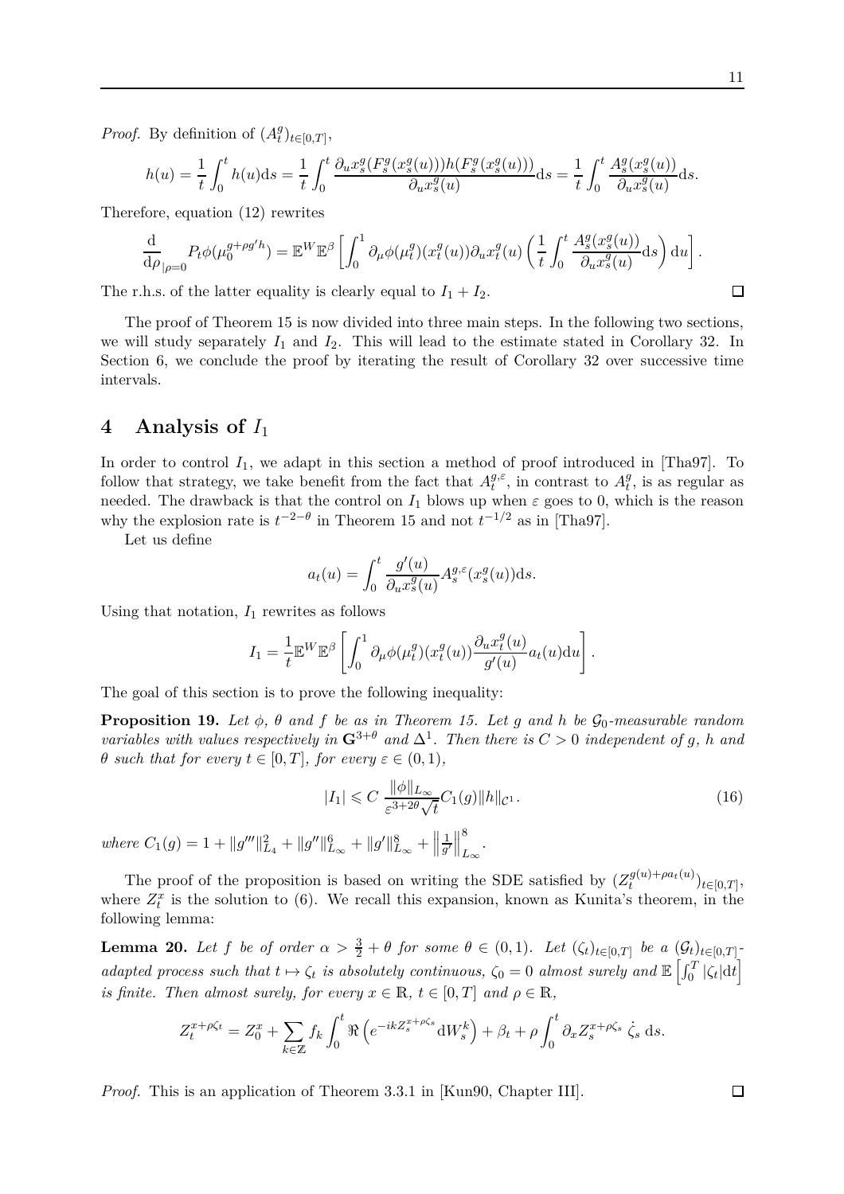*Proof.* By definition of $(A_t^g)_{t\in[0,T]}$,

$$h(u) = \frac{1}{t}\int_0^t h(u)\mathrm{d}s = \frac{1}{t}\int_0^t \frac{\partial_u x_s^g(F_s^g(x_s^g(u)))h(F_s^g(x_s^g(u)))}{\partial_u x_s^g(u)}\mathrm{d}s = \frac{1}{t}\int_0^t \frac{A_s^g(x_s^g(u))}{\partial_u x_s^g(u)}\mathrm{d}s.$$

Therefore, equation (12) rewrites

$$\frac{\mathrm{d}}{\mathrm{d}\rho}_{|\rho=0} P_t\phi(\mu_0^{g+\rho g' h}) = \mathbb{E}^W\mathbb{E}^\beta\left[\int_0^1 \partial_\mu\phi(\mu_t^g)(x_t^g(u))\partial_u x_t^g(u)\left(\frac{1}{t}\int_0^t \frac{A_s^g(x_s^g(u))}{\partial_u x_s^g(u)}\mathrm{d}s\right)\mathrm{d}u\right].$$

The r.h.s. of the latter equality is clearly equal to $I_1 + I_2$. $\square$

The proof of Theorem 15 is now divided into three main steps. In the following two sections, we will study separately $I_1$ and $I_2$. This will lead to the estimate stated in Corollary 32. In Section 6, we conclude the proof by iterating the result of Corollary 32 over successive time intervals.

# 4 Analysis of $I_1$

In order to control $I_1$, we adapt in this section a method of proof introduced in [Tha97]. To follow that strategy, we take benefit from the fact that $A_t^{g,\varepsilon}$, in contrast to $A_t^g$, is as regular as needed. The drawback is that the control on $I_1$ blows up when $\varepsilon$ goes to 0, which is the reason why the explosion rate is $t^{-2-\theta}$ in Theorem 15 and not $t^{-1/2}$ as in [Tha97].

Let us define

$$a_t(u) = \int_0^t \frac{g'(u)}{\partial_u x_s^g(u)} A_s^{g,\varepsilon}(x_s^g(u))\mathrm{d}s.$$

Using that notation, $I_1$ rewrites as follows

$$I_1 = \frac{1}{t}\mathbb{E}^W\mathbb{E}^\beta\left[\int_0^1 \partial_\mu\phi(\mu_t^g)(x_t^g(u))\frac{\partial_u x_t^g(u)}{g'(u)}a_t(u)\mathrm{d}u\right].$$

The goal of this section is to prove the following inequality:

**Proposition 19.** *Let $\phi$, $\theta$ and $f$ be as in Theorem 15. Let $g$ and $h$ be $\mathcal{G}_0$-measurable random variables with values respectively in $\mathbf{G}^{3+\theta}$ and $\Delta^1$. Then there is $C>0$ independent of $g$, $h$ and $\theta$ such that for every $t\in[0,T]$, for every $\varepsilon\in(0,1)$,*

$$|I_1| \leqslant C\,\frac{\|\phi\|_{L_\infty}}{\varepsilon^{3+2\theta}\sqrt{t}}C_1(g)\|h\|_{\mathcal{C}^1}. \tag{16}$$

*where $C_1(g) = 1 + \|g'''\|_{L_4}^2 + \|g''\|_{L_\infty}^6 + \|g'\|_{L_\infty}^8 + \left\|\frac{1}{g'}\right\|_{L_\infty}^8$.*

The proof of the proposition is based on writing the SDE satisfied by $(Z_t^{g(u)+\rho a_t(u)})_{t\in[0,T]}$, where $Z_t^x$ is the solution to (6). We recall this expansion, known as Kunita's theorem, in the following lemma:

**Lemma 20.** *Let $f$ be of order $\alpha > \frac{3}{2}+\theta$ for some $\theta\in(0,1)$. Let $(\zeta_t)_{t\in[0,T]}$ be a $(\mathcal{G}_t)_{t\in[0,T]}$-adapted process such that $t\mapsto\zeta_t$ is absolutely continuous, $\zeta_0=0$ almost surely and $\mathbb{E}\left[\int_0^T|\zeta_t|\mathrm{d}t\right]$ is finite. Then almost surely, for every $x\in\mathbb{R}$, $t\in[0,T]$ and $\rho\in\mathbb{R}$,*

$$Z_t^{x+\rho\zeta_t} = Z_0^x + \sum_{k\in\mathbb{Z}} f_k\int_0^t \Re\left(e^{-ikZ_s^{x+\rho\zeta_s}}\mathrm{d}W_s^k\right) + \beta_t + \rho\int_0^t \partial_x Z_s^{x+\rho\zeta_s}\,\dot{\zeta}_s\,\mathrm{d}s.$$

*Proof.* This is an application of Theorem 3.3.1 in [Kun90, Chapter III]. $\square$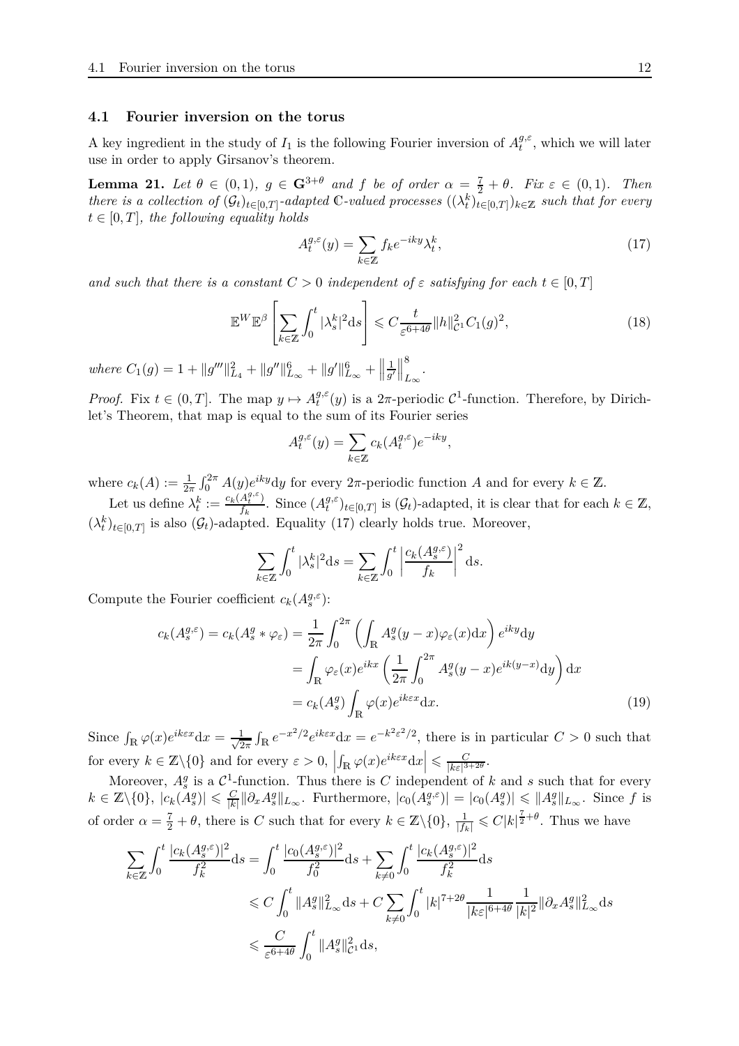### 4.1 Fourier inversion on the torus

A key ingredient in the study of $I_1$ is the following Fourier inversion of $A_t^{g,\varepsilon}$, which we will later use in order to apply Girsanov's theorem.

**Lemma 21.** *Let $\theta \in (0,1)$, $g \in \mathbf{G}^{3+\theta}$ and $f$ be of order $\alpha = \frac{7}{2} + \theta$. Fix $\varepsilon \in (0,1)$. Then there is a collection of $(\mathcal{G}_t)_{t\in[0,T]}$-adapted $\mathbb{C}$-valued processes $((\lambda_t^k)_{t\in[0,T]})_{k\in\mathbb{Z}}$ such that for every $t \in [0,T]$, the following equality holds*

$$A_t^{g,\varepsilon}(y) = \sum_{k\in\mathbb{Z}} f_k e^{-iky} \lambda_t^k, \tag{17}$$

*and such that there is a constant $C > 0$ independent of $\varepsilon$ satisfying for each $t \in [0,T]$*

$$\mathbb{E}^W \mathbb{E}^\beta \left[ \sum_{k\in\mathbb{Z}} \int_0^t |\lambda_s^k|^2 \mathrm{d}s \right] \leqslant C \frac{t}{\varepsilon^{6+4\theta}} \|h\|_{\mathcal{C}^1}^2 C_1(g)^2, \tag{18}$$

*where $C_1(g) = 1 + \|g'''\|_{L_4}^2 + \|g''\|_{L_\infty}^6 + \|g'\|_{L_\infty}^6 + \left\|\frac{1}{g'}\right\|_{L_\infty}^8$.*

*Proof.* Fix $t \in (0,T]$. The map $y \mapsto A_t^{g,\varepsilon}(y)$ is a $2\pi$-periodic $\mathcal{C}^1$-function. Therefore, by Dirichlet's Theorem, that map is equal to the sum of its Fourier series

$$A_t^{g,\varepsilon}(y) = \sum_{k\in\mathbb{Z}} c_k(A_t^{g,\varepsilon}) e^{-iky},$$

where $c_k(A) := \frac{1}{2\pi}\int_0^{2\pi} A(y) e^{iky}\mathrm{d}y$ for every $2\pi$-periodic function $A$ and for every $k \in \mathbb{Z}$.

Let us define $\lambda_t^k := \frac{c_k(A_t^{g,\varepsilon})}{f_k}$. Since $(A_t^{g,\varepsilon})_{t\in[0,T]}$ is $(\mathcal{G}_t)$-adapted, it is clear that for each $k \in \mathbb{Z}$, $(\lambda_t^k)_{t\in[0,T]}$ is also $(\mathcal{G}_t)$-adapted. Equality (17) clearly holds true. Moreover,

$$\sum_{k\in\mathbb{Z}} \int_0^t |\lambda_s^k|^2 \mathrm{d}s = \sum_{k\in\mathbb{Z}} \int_0^t \left| \frac{c_k(A_s^{g,\varepsilon})}{f_k} \right|^2 \mathrm{d}s.$$

Compute the Fourier coefficient $c_k(A_s^{g,\varepsilon})$:

$$\begin{aligned}
c_k(A_s^{g,\varepsilon}) = c_k(A_s^g * \varphi_\varepsilon) &= \frac{1}{2\pi}\int_0^{2\pi} \left( \int_{\mathbb{R}} A_s^g(y-x)\varphi_\varepsilon(x)\mathrm{d}x \right) e^{iky}\mathrm{d}y \\
&= \int_{\mathbb{R}} \varphi_\varepsilon(x) e^{ikx} \left( \frac{1}{2\pi}\int_0^{2\pi} A_s^g(y-x) e^{ik(y-x)}\mathrm{d}y \right)\mathrm{d}x \\
&= c_k(A_s^g) \int_{\mathbb{R}} \varphi(x) e^{ik\varepsilon x}\mathrm{d}x.
\end{aligned} \tag{19}$$

Since $\int_{\mathbb{R}} \varphi(x) e^{ik\varepsilon x}\mathrm{d}x = \frac{1}{\sqrt{2\pi}}\int_{\mathbb{R}} e^{-x^2/2} e^{ik\varepsilon x}\mathrm{d}x = e^{-k^2\varepsilon^2/2}$, there is in particular $C > 0$ such that for every $k \in \mathbb{Z}\backslash\{0\}$ and for every $\varepsilon > 0$, $\left|\int_{\mathbb{R}} \varphi(x) e^{ik\varepsilon x}\mathrm{d}x\right| \leqslant \frac{C}{|k\varepsilon|^{3+2\theta}}$.

Moreover, $A_s^g$ is a $\mathcal{C}^1$-function. Thus there is $C$ independent of $k$ and $s$ such that for every $k \in \mathbb{Z}\backslash\{0\}$, $|c_k(A_s^g)| \leqslant \frac{C}{|k|}\|\partial_x A_s^g\|_{L_\infty}$. Furthermore, $|c_0(A_s^{g,\varepsilon})| = |c_0(A_s^g)| \leqslant \|A_s^g\|_{L_\infty}$. Since $f$ is of order $\alpha = \frac{7}{2} + \theta$, there is $C$ such that for every $k \in \mathbb{Z}\backslash\{0\}$, $\frac{1}{|f_k|} \leqslant C|k|^{\frac{7}{2}+\theta}$. Thus we have

$$\begin{aligned}
\sum_{k\in\mathbb{Z}} \int_0^t \frac{|c_k(A_s^{g,\varepsilon})|^2}{f_k^2}\mathrm{d}s &= \int_0^t \frac{|c_0(A_s^{g,\varepsilon})|^2}{f_0^2}\mathrm{d}s + \sum_{k\neq 0}\int_0^t \frac{|c_k(A_s^{g,\varepsilon})|^2}{f_k^2}\mathrm{d}s \\
&\leqslant C\int_0^t \|A_s^g\|_{L_\infty}^2 \mathrm{d}s + C\sum_{k\neq 0}\int_0^t |k|^{7+2\theta} \frac{1}{|k\varepsilon|^{6+4\theta}} \frac{1}{|k|^2} \|\partial_x A_s^g\|_{L_\infty}^2 \mathrm{d}s \\
&\leqslant \frac{C}{\varepsilon^{6+4\theta}} \int_0^t \|A_s^g\|_{\mathcal{C}^1}^2 \mathrm{d}s,
\end{aligned}$$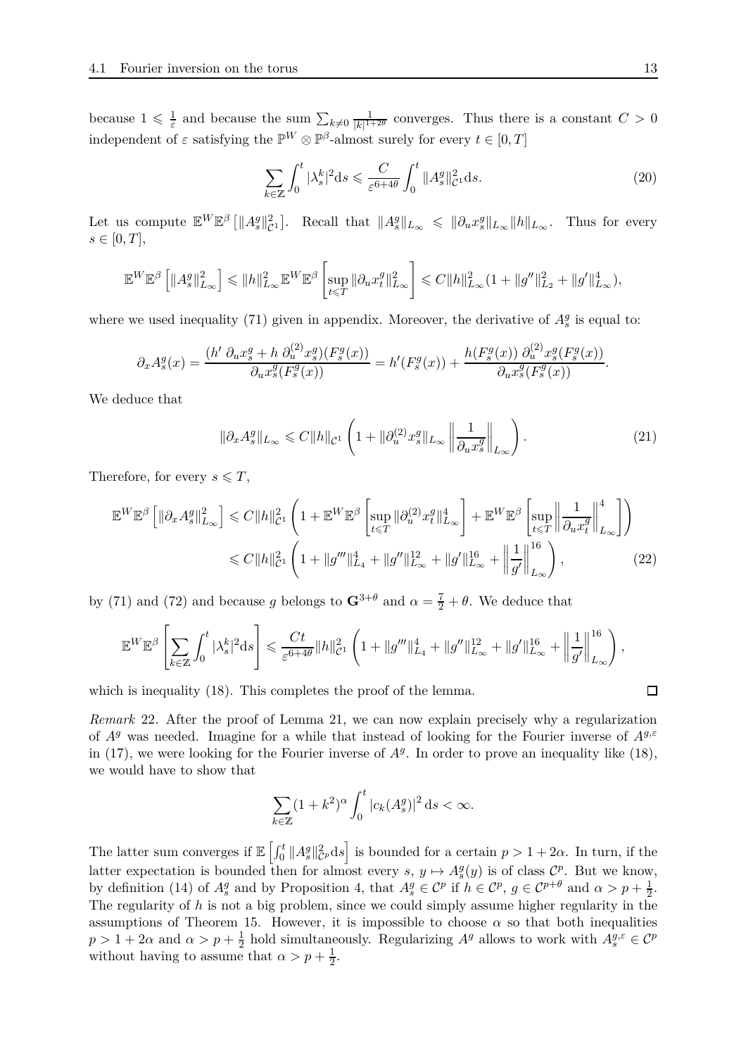because $1 \leqslant \frac{1}{\varepsilon}$ and because the sum $\sum_{k \neq 0} \frac{1}{|k|^{1+2\theta}}$ converges. Thus there is a constant $C > 0$ independent of $\varepsilon$ satisfying the $\mathbb{P}^W \otimes \mathbb{P}^\beta$-almost surely for every $t \in [0, T]$

$$\sum_{k \in \mathbb{Z}} \int_0^t |\lambda_s^k|^2 \mathrm{d}s \leqslant \frac{C}{\varepsilon^{6+4\theta}} \int_0^t \|A_s^g\|_{\mathcal{C}^1}^2 \mathrm{d}s. \tag{20}$$

Let us compute $\mathbb{E}^W \mathbb{E}^\beta \left[ \|A_s^g\|_{\mathcal{C}^1}^2 \right]$. Recall that $\|A_s^g\|_{L_\infty} \leqslant \|\partial_u x_s^g\|_{L_\infty} \|h\|_{L_\infty}$. Thus for every $s \in [0, T]$,

$$\mathbb{E}^W \mathbb{E}^\beta \left[ \|A_s^g\|_{L_\infty}^2 \right] \leqslant \|h\|_{L_\infty}^2 \mathbb{E}^W \mathbb{E}^\beta \left[ \sup_{t \leqslant T} \|\partial_u x_t^g\|_{L_\infty}^2 \right] \leqslant C \|h\|_{L_\infty}^2 (1 + \|g''\|_{L_2}^2 + \|g'\|_{L_\infty}^4),$$

where we used inequality (71) given in appendix. Moreover, the derivative of $A_s^g$ is equal to:

$$\partial_x A_s^g(x) = \frac{(h' \, \partial_u x_s^g + h \, \partial_u^{(2)} x_s^g)(F_s^g(x))}{\partial_u x_s^g(F_s^g(x))} = h'(F_s^g(x)) + \frac{h(F_s^g(x)) \, \partial_u^{(2)} x_s^g(F_s^g(x))}{\partial_u x_s^g(F_s^g(x))}.$$

We deduce that

$$\|\partial_x A_s^g\|_{L_\infty} \leqslant C \|h\|_{\mathcal{C}^1} \left( 1 + \|\partial_u^{(2)} x_s^g\|_{L_\infty} \left\| \frac{1}{\partial_u x_s^g} \right\|_{L_\infty} \right). \tag{21}$$

Therefore, for every $s \leqslant T$,

$$\begin{aligned}
\mathbb{E}^W \mathbb{E}^\beta \left[ \|\partial_x A_s^g\|_{L_\infty}^2 \right] &\leqslant C \|h\|_{\mathcal{C}^1}^2 \left( 1 + \mathbb{E}^W \mathbb{E}^\beta \left[ \sup_{t \leqslant T} \|\partial_u^{(2)} x_t^g\|_{L_\infty}^4 \right] + \mathbb{E}^W \mathbb{E}^\beta \left[ \sup_{t \leqslant T} \left\| \frac{1}{\partial_u x_t^g} \right\|_{L_\infty}^4 \right] \right) \\
&\leqslant C \|h\|_{\mathcal{C}^1}^2 \left( 1 + \|g'''\|_{L_4}^4 + \|g''\|_{L_\infty}^{12} + \|g'\|_{L_\infty}^{16} + \left\| \frac{1}{g'} \right\|_{L_\infty}^{16} \right),
\end{aligned} \tag{22}$$

by (71) and (72) and because $g$ belongs to $\mathbf{G}^{3+\theta}$ and $\alpha = \frac{7}{2} + \theta$. We deduce that

$$\mathbb{E}^W \mathbb{E}^\beta \left[ \sum_{k \in \mathbb{Z}} \int_0^t |\lambda_s^k|^2 \mathrm{d}s \right] \leqslant \frac{Ct}{\varepsilon^{6+4\theta}} \|h\|_{\mathcal{C}^1}^2 \left( 1 + \|g'''\|_{L_4}^4 + \|g''\|_{L_\infty}^{12} + \|g'\|_{L_\infty}^{16} + \left\| \frac{1}{g'} \right\|_{L_\infty}^{16} \right),$$

which is inequality (18). This completes the proof of the lemma. ∎

*Remark* 22. After the proof of Lemma 21, we can now explain precisely why a regularization of $A^g$ was needed. Imagine for a while that instead of looking for the Fourier inverse of $A^{g,\varepsilon}$ in (17), we were looking for the Fourier inverse of $A^g$. In order to prove an inequality like (18), we would have to show that

$$\sum_{k \in \mathbb{Z}} (1 + k^2)^\alpha \int_0^t |c_k(A_s^g)|^2 \, \mathrm{d}s < \infty.$$

The latter sum converges if $\mathbb{E} \left[ \int_0^t \|A_s^g\|_{\mathcal{C}^p}^2 \mathrm{d}s \right]$ is bounded for a certain $p > 1 + 2\alpha$. In turn, if the latter expectation is bounded then for almost every $s$, $y \mapsto A_s^g(y)$ is of class $\mathcal{C}^p$. But we know, by definition (14) of $A_s^g$ and by Proposition 4, that $A_s^g \in \mathcal{C}^p$ if $h \in \mathcal{C}^p$, $g \in \mathcal{C}^{p+\theta}$ and $\alpha > p + \frac{1}{2}$. The regularity of $h$ is not a big problem, since we could simply assume higher regularity in the assumptions of Theorem 15. However, it is impossible to choose $\alpha$ so that both inequalities $p > 1 + 2\alpha$ and $\alpha > p + \frac{1}{2}$ hold simultaneously. Regularizing $A^g$ allows to work with $A_s^{g,\varepsilon} \in \mathcal{C}^p$ without having to assume that $\alpha > p + \frac{1}{2}$.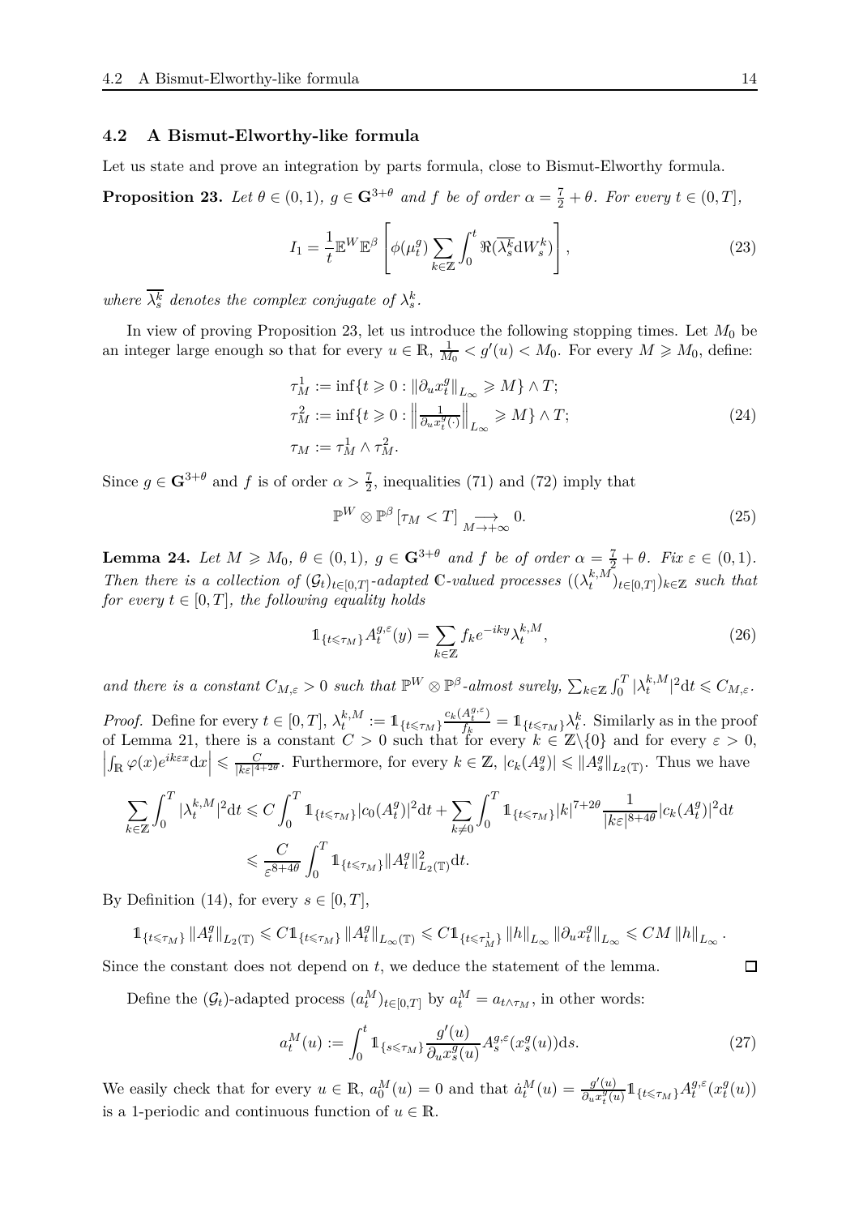### 4.2 A Bismut-Elworthy-like formula

Let us state and prove an integration by parts formula, close to Bismut-Elworthy formula.

**Proposition 23.** *Let $\theta \in (0,1)$, $g \in \mathbf{G}^{3+\theta}$ and $f$ be of order $\alpha = \frac{7}{2} + \theta$. For every $t \in (0,T]$,*

$$
I_1 = \frac{1}{t} \mathbb{E}^W \mathbb{E}^\beta \left[ \phi(\mu_t^g) \sum_{k \in \mathbb{Z}} \int_0^t \Re(\overline{\lambda_s^k} \mathrm{d}W_s^k) \right], \tag{23}
$$

*where $\overline{\lambda_s^k}$ denotes the complex conjugate of $\lambda_s^k$.*

In view of proving Proposition 23, let us introduce the following stopping times. Let $M_0$ be an integer large enough so that for every $u \in \mathbb{R}$, $\frac{1}{M_0} < g'(u) < M_0$. For every $M \geqslant M_0$, define:

$$
\begin{aligned}
\tau_M^1 &:= \inf\{t \geqslant 0 : \|\partial_u x_t^g\|_{L_\infty} \geqslant M\} \wedge T; \\
\tau_M^2 &:= \inf\{t \geqslant 0 : \left\| \tfrac{1}{\partial_u x_t^g(\cdot)} \right\|_{L_\infty} \geqslant M\} \wedge T; \\
\tau_M &:= \tau_M^1 \wedge \tau_M^2.
\end{aligned} \tag{24}
$$

Since $g \in \mathbf{G}^{3+\theta}$ and $f$ is of order $\alpha > \frac{7}{2}$, inequalities (71) and (72) imply that

$$
\mathbb{P}^W \otimes \mathbb{P}^\beta \left[ \tau_M < T \right] \underset{M \to +\infty}{\longrightarrow} 0. \tag{25}
$$

**Lemma 24.** *Let $M \geqslant M_0$, $\theta \in (0,1)$, $g \in \mathbf{G}^{3+\theta}$ and $f$ be of order $\alpha = \frac{7}{2} + \theta$. Fix $\varepsilon \in (0,1)$. Then there is a collection of $(\mathcal{G}_t)_{t \in [0,T]}$-adapted $\mathbb{C}$-valued processes $((\lambda_t^{k,M})_{t \in [0,T]})_{k \in \mathbb{Z}}$ such that for every $t \in [0,T]$, the following equality holds*

$$
\mathbb{1}_{\{t \leqslant \tau_M\}} A_t^{g,\varepsilon}(y) = \sum_{k \in \mathbb{Z}} f_k e^{-iky} \lambda_t^{k,M}, \tag{26}
$$

*and there is a constant $C_{M,\varepsilon} > 0$ such that $\mathbb{P}^W \otimes \mathbb{P}^\beta$-almost surely, $\sum_{k \in \mathbb{Z}} \int_0^T |\lambda_t^{k,M}|^2 \mathrm{d}t \leqslant C_{M,\varepsilon}$.*

*Proof.* Define for every $t \in [0,T]$, $\lambda_t^{k,M} := \mathbb{1}_{\{t \leqslant \tau_M\}} \frac{c_k(A_t^{g,\varepsilon})}{f_k} = \mathbb{1}_{\{t \leqslant \tau_M\}} \lambda_t^k$. Similarly as in the proof of Lemma 21, there is a constant $C > 0$ such that for every $k \in \mathbb{Z} \backslash \{0\}$ and for every $\varepsilon > 0$, $\left| \int_\mathbb{R} \varphi(x) e^{ik\varepsilon x} \mathrm{d}x \right| \leqslant \frac{C}{|k\varepsilon|^{4+2\theta}}$. Furthermore, for every $k \in \mathbb{Z}$, $|c_k(A_s^g)| \leqslant \|A_s^g\|_{L_2(\mathbb{T})}$. Thus we have

$$
\begin{aligned}
\sum_{k \in \mathbb{Z}} \int_0^T |\lambda_t^{k,M}|^2 \mathrm{d}t &\leqslant C \int_0^T \mathbb{1}_{\{t \leqslant \tau_M\}} |c_0(A_t^g)|^2 \mathrm{d}t + \sum_{k \neq 0} \int_0^T \mathbb{1}_{\{t \leqslant \tau_M\}} |k|^{7+2\theta} \frac{1}{|k\varepsilon|^{8+4\theta}} |c_k(A_t^g)|^2 \mathrm{d}t \\
&\leqslant \frac{C}{\varepsilon^{8+4\theta}} \int_0^T \mathbb{1}_{\{t \leqslant \tau_M\}} \|A_t^g\|_{L_2(\mathbb{T})}^2 \mathrm{d}t.
\end{aligned}
$$

By Definition (14), for every $s \in [0,T]$,

$$
\mathbb{1}_{\{t \leqslant \tau_M\}} \|A_t^g\|_{L_2(\mathbb{T})} \leqslant C \mathbb{1}_{\{t \leqslant \tau_M\}} \|A_t^g\|_{L_\infty(\mathbb{T})} \leqslant C \mathbb{1}_{\{t \leqslant \tau_M^1\}} \|h\|_{L_\infty} \|\partial_u x_t^g\|_{L_\infty} \leqslant CM \|h\|_{L_\infty}.
$$

Since the constant does not depend on $t$, we deduce the statement of the lemma. $\square$

Define the $(\mathcal{G}_t)$-adapted process $(a_t^M)_{t \in [0,T]}$ by $a_t^M = a_{t \wedge \tau_M}$, in other words:

$$
a_t^M(u) := \int_0^t \mathbb{1}_{\{s \leqslant \tau_M\}} \frac{g'(u)}{\partial_u x_s^g(u)} A_s^{g,\varepsilon}(x_s^g(u)) \mathrm{d}s. \tag{27}
$$

We easily check that for every $u \in \mathbb{R}$, $a_0^M(u) = 0$ and that $\dot{a}_t^M(u) = \frac{g'(u)}{\partial_u x_t^g(u)} \mathbb{1}_{\{t \leqslant \tau_M\}} A_t^{g,\varepsilon}(x_t^g(u))$ is a 1-periodic and continuous function of $u \in \mathbb{R}$.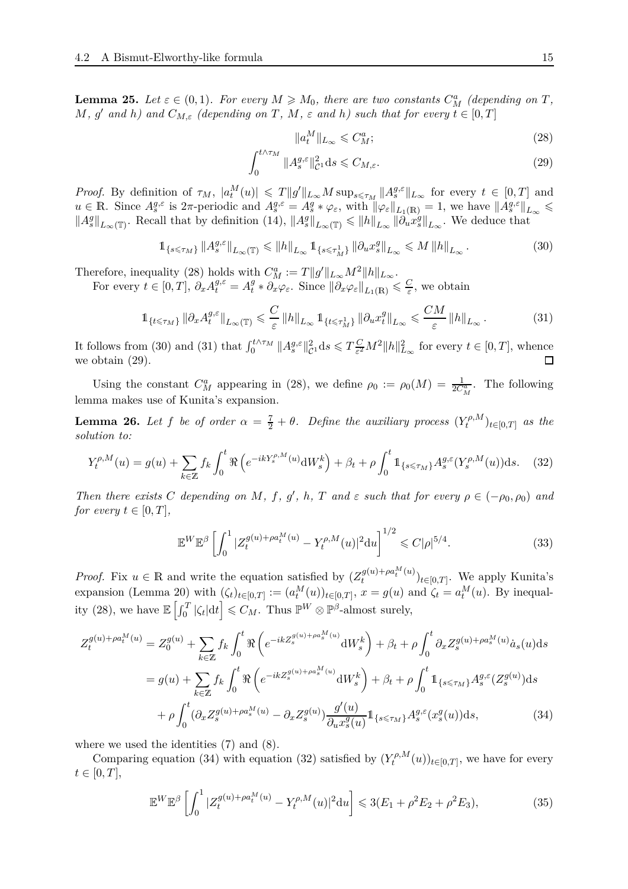**Lemma 25.** *Let $\varepsilon \in (0,1)$. For every $M \geqslant M_0$, there are two constants $C^a_M$ (depending on $T$, $M$, $g'$ and $h$) and $C_{M,\varepsilon}$ (depending on $T$, $M$, $\varepsilon$ and $h$) such that for every $t \in [0,T]$*

$$\|a^M_t\|_{L_\infty} \leqslant C^a_M; \tag{28}$$

$$\int_0^{t\wedge\tau_M} \|A^{g,\varepsilon}_s\|^2_{\mathcal{C}^1} \mathrm{d}s \leqslant C_{M,\varepsilon}. \tag{29}$$

*Proof.* By definition of $\tau_M$, $|a^M_t(u)| \leqslant T\|g'\|_{L_\infty} M \sup_{s\leqslant\tau_M} \|A^{g,\varepsilon}_s\|_{L_\infty}$ for every $t \in [0,T]$ and $u \in \mathbb{R}$. Since $A^{g,\varepsilon}_s$ is $2\pi$-periodic and $A^{g,\varepsilon}_s = A^g_s * \varphi_\varepsilon$, with $\|\varphi_\varepsilon\|_{L_1(\mathbb{R})} = 1$, we have $\|A^{g,\varepsilon}_s\|_{L_\infty} \leqslant \|A^g_s\|_{L_\infty(\mathbb{T})}$. Recall that by definition (14), $\|A^g_s\|_{L_\infty(\mathbb{T})} \leqslant \|h\|_{L_\infty} \|\partial_u x^g_s\|_{L_\infty}$. We deduce that

$$\mathbb{1}_{\{s\leqslant\tau_M\}} \|A^{g,\varepsilon}_s\|_{L_\infty(\mathbb{T})} \leqslant \|h\|_{L_\infty} \mathbb{1}_{\{s\leqslant\tau^1_M\}} \|\partial_u x^g_s\|_{L_\infty} \leqslant M \|h\|_{L_\infty}. \tag{30}$$

Therefore, inequality (28) holds with $C^a_M := T\|g'\|_{L_\infty} M^2 \|h\|_{L_\infty}$.

For every $t \in [0,T]$, $\partial_x A^{g,\varepsilon}_t = A^g_t * \partial_x \varphi_\varepsilon$. Since $\|\partial_x \varphi_\varepsilon\|_{L_1(\mathbb{R})} \leqslant \frac{C}{\varepsilon}$, we obtain

$$\mathbb{1}_{\{t\leqslant\tau_M\}} \|\partial_x A^{g,\varepsilon}_t\|_{L_\infty(\mathbb{T})} \leqslant \frac{C}{\varepsilon} \|h\|_{L_\infty} \mathbb{1}_{\{t\leqslant\tau^1_M\}} \|\partial_u x^g_t\|_{L_\infty} \leqslant \frac{CM}{\varepsilon} \|h\|_{L_\infty}. \tag{31}$$

It follows from (30) and (31) that $\int_0^{t\wedge\tau_M} \|A^{g,\varepsilon}_s\|^2_{\mathcal{C}^1} \mathrm{d}s \leqslant T\frac{C}{\varepsilon^2} M^2 \|h\|^2_{L_\infty}$ for every $t \in [0,T]$, whence we obtain (29). $\square$

Using the constant $C^a_M$ appearing in (28), we define $\rho_0 := \rho_0(M) = \frac{1}{2C^a_M}$. The following lemma makes use of Kunita's expansion.

**Lemma 26.** *Let $f$ be of order $\alpha = \frac{7}{2} + \theta$. Define the auxiliary process $(Y^{\rho,M}_t)_{t\in[0,T]}$ as the solution to:*

$$Y^{\rho,M}_t(u) = g(u) + \sum_{k\in\mathbb{Z}} f_k \int_0^t \Re\left(e^{-ikY^{\rho,M}_s(u)} \mathrm{d}W^k_s\right) + \beta_t + \rho \int_0^t \mathbb{1}_{\{s\leqslant\tau_M\}} A^{g,\varepsilon}_s(Y^{\rho,M}_s(u)) \mathrm{d}s. \tag{32}$$

*Then there exists $C$ depending on $M$, $f$, $g'$, $h$, $T$ and $\varepsilon$ such that for every $\rho \in (-\rho_0, \rho_0)$ and for every $t \in [0,T]$,*

$$\mathbb{E}^W \mathbb{E}^\beta \left[\int_0^1 |Z^{g(u)+\rho a^M_t(u)}_t - Y^{\rho,M}_t(u)|^2 \mathrm{d}u\right]^{1/2} \leqslant C|\rho|^{5/4}. \tag{33}$$

*Proof.* Fix $u \in \mathbb{R}$ and write the equation satisfied by $(Z^{g(u)+\rho a^M_t(u)}_t)_{t\in[0,T]}$. We apply Kunita's expansion (Lemma 20) with $(\zeta_t)_{t\in[0,T]} := (a^M_t(u))_{t\in[0,T]}$, $x = g(u)$ and $\zeta_t = a^M_t(u)$. By inequality (28), we have $\mathbb{E}\left[\int_0^T |\zeta_t| \mathrm{d}t\right] \leqslant C_M$. Thus $\mathbb{P}^W \otimes \mathbb{P}^\beta$-almost surely,

$$\begin{aligned}
Z^{g(u)+\rho a^M_t(u)}_t &= Z^{g(u)}_0 + \sum_{k\in\mathbb{Z}} f_k \int_0^t \Re\left(e^{-ikZ^{g(u)+\rho a^M_s(u)}_s} \mathrm{d}W^k_s\right) + \beta_t + \rho \int_0^t \partial_x Z^{g(u)+\rho a^M_s(u)}_s \dot{a}_s(u) \mathrm{d}s \\
&= g(u) + \sum_{k\in\mathbb{Z}} f_k \int_0^t \Re\left(e^{-ikZ^{g(u)+\rho a^M_s(u)}_s} \mathrm{d}W^k_s\right) + \beta_t + \rho \int_0^t \mathbb{1}_{\{s\leqslant\tau_M\}} A^{g,\varepsilon}_s(Z^{g(u)}_s) \mathrm{d}s \\
&\quad + \rho \int_0^t (\partial_x Z^{g(u)+\rho a^M_s(u)}_s - \partial_x Z^{g(u)}_s) \frac{g'(u)}{\partial_u x^g_s(u)} \mathbb{1}_{\{s\leqslant\tau_M\}} A^{g,\varepsilon}_s(x^g_s(u)) \mathrm{d}s,
\end{aligned} \tag{34}$$

where we used the identities (7) and (8).

Comparing equation (34) with equation (32) satisfied by $(Y^{\rho,M}_t(u))_{t\in[0,T]}$, we have for every $t \in [0,T]$,

$$\mathbb{E}^W \mathbb{E}^\beta \left[\int_0^1 |Z^{g(u)+\rho a^M_t(u)}_t - Y^{\rho,M}_t(u)|^2 \mathrm{d}u\right] \leqslant 3(E_1 + \rho^2 E_2 + \rho^2 E_3), \tag{35}$$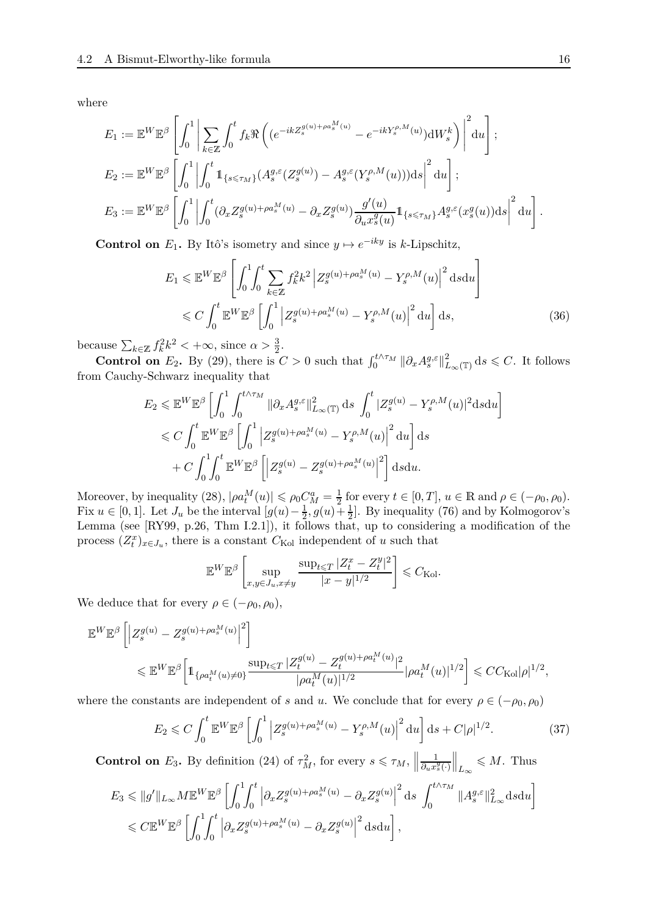where

$$
E_1 := \mathbb{E}^W\mathbb{E}^\beta\left[\int_0^1 \left|\sum_{k\in\mathbb{Z}}\int_0^t f_k \Re\left((e^{-ikZ_s^{g(u)+\rho a_s^M(u)}} - e^{-ikY_s^{\rho,M}(u)})\mathrm{d}W_s^k\right)\right|^2 \mathrm{d}u\right];
$$

$$
E_2 := \mathbb{E}^W\mathbb{E}^\beta\left[\int_0^1 \left|\int_0^t \mathbb{1}_{\{s\leqslant \tau_M\}}(A_s^{g,\varepsilon}(Z_s^{g(u)}) - A_s^{g,\varepsilon}(Y_s^{\rho,M}(u)))\mathrm{d}s\right|^2 \mathrm{d}u\right];
$$

$$
E_3 := \mathbb{E}^W\mathbb{E}^\beta\left[\int_0^1 \left|\int_0^t (\partial_x Z_s^{g(u)+\rho a_s^M(u)} - \partial_x Z_s^{g(u)})\frac{g'(u)}{\partial_u x_s^g(u)}\mathbb{1}_{\{s\leqslant\tau_M\}}A_s^{g,\varepsilon}(x_s^g(u))\mathrm{d}s\right|^2 \mathrm{d}u\right].
$$

**Control on** $E_1$**.** By Itô's isometry and since $y\mapsto e^{-iky}$ is $k$-Lipschitz,

$$
\begin{aligned}
E_1 &\leqslant \mathbb{E}^W\mathbb{E}^\beta\left[\int_0^1\int_0^t \sum_{k\in\mathbb{Z}} f_k^2 k^2\left|Z_s^{g(u)+\rho a_s^M(u)} - Y_s^{\rho,M}(u)\right|^2 \mathrm{d}s\mathrm{d}u\right] \\
&\leqslant C\int_0^t \mathbb{E}^W\mathbb{E}^\beta\left[\int_0^1 \left|Z_s^{g(u)+\rho a_s^M(u)} - Y_s^{\rho,M}(u)\right|^2 \mathrm{d}u\right]\mathrm{d}s, \qquad (36)
\end{aligned}
$$

because $\sum_{k\in\mathbb{Z}} f_k^2k^2 < +\infty$, since $\alpha > \frac{3}{2}$.

**Control on** $E_2$**.** By (29), there is $C>0$ such that $\int_0^{t\wedge\tau_M} \|\partial_x A_s^{g,\varepsilon}\|^2_{L_\infty(\mathbb{T})}\,\mathrm{d}s \leqslant C$. It follows from Cauchy-Schwarz inequality that

$$
\begin{aligned}
E_2 &\leqslant \mathbb{E}^W\mathbb{E}^\beta\left[\int_0^1\int_0^{t\wedge\tau_M}\|\partial_x A_s^{g,\varepsilon}\|^2_{L_\infty(\mathbb{T})}\,\mathrm{d}s\ \int_0^t |Z_s^{g(u)} - Y_s^{\rho,M}(u)|^2\mathrm{d}s\mathrm{d}u\right] \\
&\leqslant C\int_0^t \mathbb{E}^W\mathbb{E}^\beta\left[\int_0^1\left|Z_s^{g(u)+\rho a_s^M(u)} - Y_s^{\rho,M}(u)\right|^2\mathrm{d}u\right]\mathrm{d}s \\
&\quad + C\int_0^1\int_0^t \mathbb{E}^W\mathbb{E}^\beta\left[\left|Z_s^{g(u)} - Z_s^{g(u)+\rho a_s^M(u)}\right|^2\right]\mathrm{d}s\mathrm{d}u.
\end{aligned}
$$

Moreover, by inequality (28), $|\rho a_t^M(u)| \leqslant \rho_0 C_M^a = \frac{1}{2}$ for every $t\in[0,T]$, $u\in\mathbb{R}$ and $\rho\in(-\rho_0,\rho_0)$. Fix $u\in[0,1]$. Let $J_u$ be the interval $[g(u)-\frac{1}{2}, g(u)+\frac{1}{2}]$. By inequality (76) and by Kolmogorov's Lemma (see [RY99, p.26, Thm I.2.1]), it follows that, up to considering a modification of the process $(Z_t^x)_{x\in J_u}$, there is a constant $C_{\mathrm{Kol}}$ independent of $u$ such that

$$
\mathbb{E}^W\mathbb{E}^\beta\left[\sup_{x,y\in J_u, x\neq y}\frac{\sup_{t\leqslant T}|Z_t^x - Z_t^y|^2}{|x-y|^{1/2}}\right] \leqslant C_{\mathrm{Kol}}.
$$

We deduce that for every $\rho\in(-\rho_0,\rho_0)$,

$$
\begin{aligned}
&\mathbb{E}^W\mathbb{E}^\beta\left[\left|Z_s^{g(u)} - Z_s^{g(u)+\rho a_s^M(u)}\right|^2\right] \\
&\qquad \leqslant \mathbb{E}^W\mathbb{E}^\beta\left[\mathbb{1}_{\{\rho a_t^M(u)\neq 0\}}\frac{\sup_{t\leqslant T}|Z_t^{g(u)} - Z_t^{g(u)+\rho a_t^M(u)}|^2}{|\rho a_t^M(u)|^{1/2}}|\rho a_t^M(u)|^{1/2}\right] \leqslant CC_{\mathrm{Kol}}|\rho|^{1/2},
\end{aligned}
$$

where the constants are independent of $s$ and $u$. We conclude that for every $\rho\in(-\rho_0,\rho_0)$

$$
E_2 \leqslant C\int_0^t \mathbb{E}^W\mathbb{E}^\beta\left[\int_0^1\left|Z_s^{g(u)+\rho a_s^M(u)} - Y_s^{\rho,M}(u)\right|^2\mathrm{d}u\right]\mathrm{d}s + C|\rho|^{1/2}. \qquad (37)
$$

**Control on** $E_3$**.** By definition (24) of $\tau_M^2$, for every $s\leqslant\tau_M$, $\left\|\frac{1}{\partial_u x_s^g(\cdot)}\right\|_{L_\infty}\leqslant M$. Thus

$$
\begin{aligned}
E_3 &\leqslant \|g'\|_{L_\infty} M\mathbb{E}^W\mathbb{E}^\beta\left[\int_0^1\int_0^t\left|\partial_x Z_s^{g(u)+\rho a_s^M(u)} - \partial_x Z_s^{g(u)}\right|^2\mathrm{d}s\ \int_0^{t\wedge\tau_M}\|A_s^{g,\varepsilon}\|^2_{L_\infty}\mathrm{d}s\mathrm{d}u\right] \\
&\leqslant C\mathbb{E}^W\mathbb{E}^\beta\left[\int_0^1\int_0^t\left|\partial_x Z_s^{g(u)+\rho a_s^M(u)} - \partial_x Z_s^{g(u)}\right|^2\mathrm{d}s\mathrm{d}u\right],
\end{aligned}
$$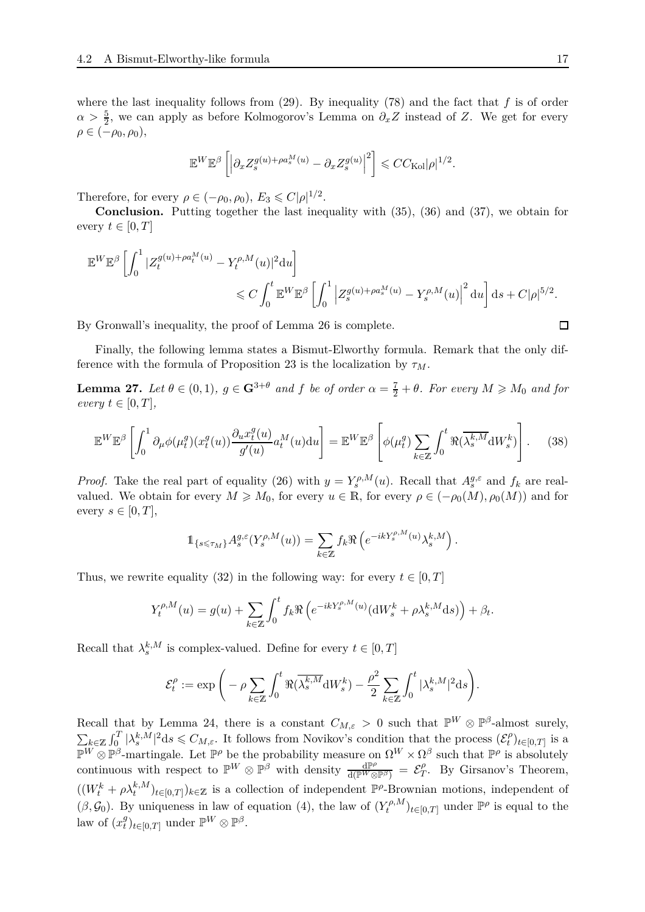where the last inequality follows from (29). By inequality (78) and the fact that $f$ is of order $\alpha > \frac{5}{2}$, we can apply as before Kolmogorov's Lemma on $\partial_x Z$ instead of $Z$. We get for every $\rho \in (-\rho_0, \rho_0)$,

$$\mathbb{E}^W \mathbb{E}^\beta \left[ \left| \partial_x Z_s^{g(u)+\rho a_s^M(u)} - \partial_x Z_s^{g(u)} \right|^2 \right] \leqslant C C_{\mathrm{Kol}} |\rho|^{1/2}.$$

Therefore, for every $\rho \in (-\rho_0, \rho_0)$, $E_3 \leqslant C|\rho|^{1/2}$.

**Conclusion.** Putting together the last inequality with (35), (36) and (37), we obtain for every $t \in [0,T]$

$$\mathbb{E}^W \mathbb{E}^\beta \left[ \int_0^1 |Z_t^{g(u)+\rho a_t^M(u)} - Y_t^{\rho,M}(u)|^2 \mathrm{d}u \right] \leqslant C \int_0^t \mathbb{E}^W \mathbb{E}^\beta \left[ \int_0^1 \left| Z_s^{g(u)+\rho a_s^M(u)} - Y_s^{\rho,M}(u) \right|^2 \mathrm{d}u \right] \mathrm{d}s + C|\rho|^{5/2}.$$

By Gronwall's inequality, the proof of Lemma 26 is complete. ☐

Finally, the following lemma states a Bismut-Elworthy formula. Remark that the only difference with the formula of Proposition 23 is the localization by $\tau_M$.

**Lemma 27.** *Let $\theta \in (0,1)$, $g \in \mathbf{G}^{3+\theta}$ and $f$ be of order $\alpha = \frac{7}{2} + \theta$. For every $M \geqslant M_0$ and for every $t \in [0,T]$,*

$$\mathbb{E}^W \mathbb{E}^\beta \left[ \int_0^1 \partial_\mu \phi(\mu_t^g)(x_t^g(u)) \frac{\partial_u x_t^g(u)}{g'(u)} a_t^M(u) \mathrm{d}u \right] = \mathbb{E}^W \mathbb{E}^\beta \left[ \phi(\mu_t^g) \sum_{k\in\mathbb{Z}} \int_0^t \Re(\overline{\lambda_s^{k,M}} \mathrm{d}W_s^k) \right]. \qquad (38)$$

*Proof.* Take the real part of equality (26) with $y = Y_s^{\rho,M}(u)$. Recall that $A_s^{g,\varepsilon}$ and $f_k$ are real-valued. We obtain for every $M \geqslant M_0$, for every $u \in \mathbb{R}$, for every $\rho \in (-\rho_0(M), \rho_0(M))$ and for every $s \in [0,T]$,

$$\mathbb{1}_{\{s\leqslant \tau_M\}} A_s^{g,\varepsilon}(Y_s^{\rho,M}(u)) = \sum_{k\in\mathbb{Z}} f_k \Re\left( e^{-ikY_s^{\rho,M}(u)} \lambda_s^{k,M} \right).$$

Thus, we rewrite equality (32) in the following way: for every $t \in [0,T]$

$$Y_t^{\rho,M}(u) = g(u) + \sum_{k\in\mathbb{Z}} \int_0^t f_k \Re\left( e^{-ikY_s^{\rho,M}(u)} (\mathrm{d}W_s^k + \rho \lambda_s^{k,M} \mathrm{d}s) \right) + \beta_t.$$

Recall that $\lambda_s^{k,M}$ is complex-valued. Define for every $t \in [0,T]$

$$\mathcal{E}_t^\rho := \exp\left( -\rho \sum_{k\in\mathbb{Z}} \int_0^t \Re(\overline{\lambda_s^{k,M}} \mathrm{d}W_s^k) - \frac{\rho^2}{2} \sum_{k\in\mathbb{Z}} \int_0^t |\lambda_s^{k,M}|^2 \mathrm{d}s \right).$$

Recall that by Lemma 24, there is a constant $C_{M,\varepsilon} > 0$ such that $\mathbb{P}^W \otimes \mathbb{P}^\beta$-almost surely, $\sum_{k\in\mathbb{Z}} \int_0^T |\lambda_s^{k,M}|^2 \mathrm{d}s \leqslant C_{M,\varepsilon}$. It follows from Novikov's condition that the process $(\mathcal{E}_t^\rho)_{t\in[0,T]}$ is a $\mathbb{P}^W \otimes \mathbb{P}^\beta$-martingale. Let $\mathbb{P}^\rho$ be the probability measure on $\Omega^W \times \Omega^\beta$ such that $\mathbb{P}^\rho$ is absolutely continuous with respect to $\mathbb{P}^W \otimes \mathbb{P}^\beta$ with density $\frac{\mathrm{d}\mathbb{P}^\rho}{\mathrm{d}(\mathbb{P}^W \otimes \mathbb{P}^\beta)} = \mathcal{E}_T^\rho$. By Girsanov's Theorem, $((W_t^k + \rho \lambda_t^{k,M})_{t\in[0,T]})_{k\in\mathbb{Z}}$ is a collection of independent $\mathbb{P}^\rho$-Brownian motions, independent of $(\beta, \mathcal{G}_0)$. By uniqueness in law of equation (4), the law of $(Y_t^{\rho,M})_{t\in[0,T]}$ under $\mathbb{P}^\rho$ is equal to the law of $(x_t^g)_{t\in[0,T]}$ under $\mathbb{P}^W \otimes \mathbb{P}^\beta$.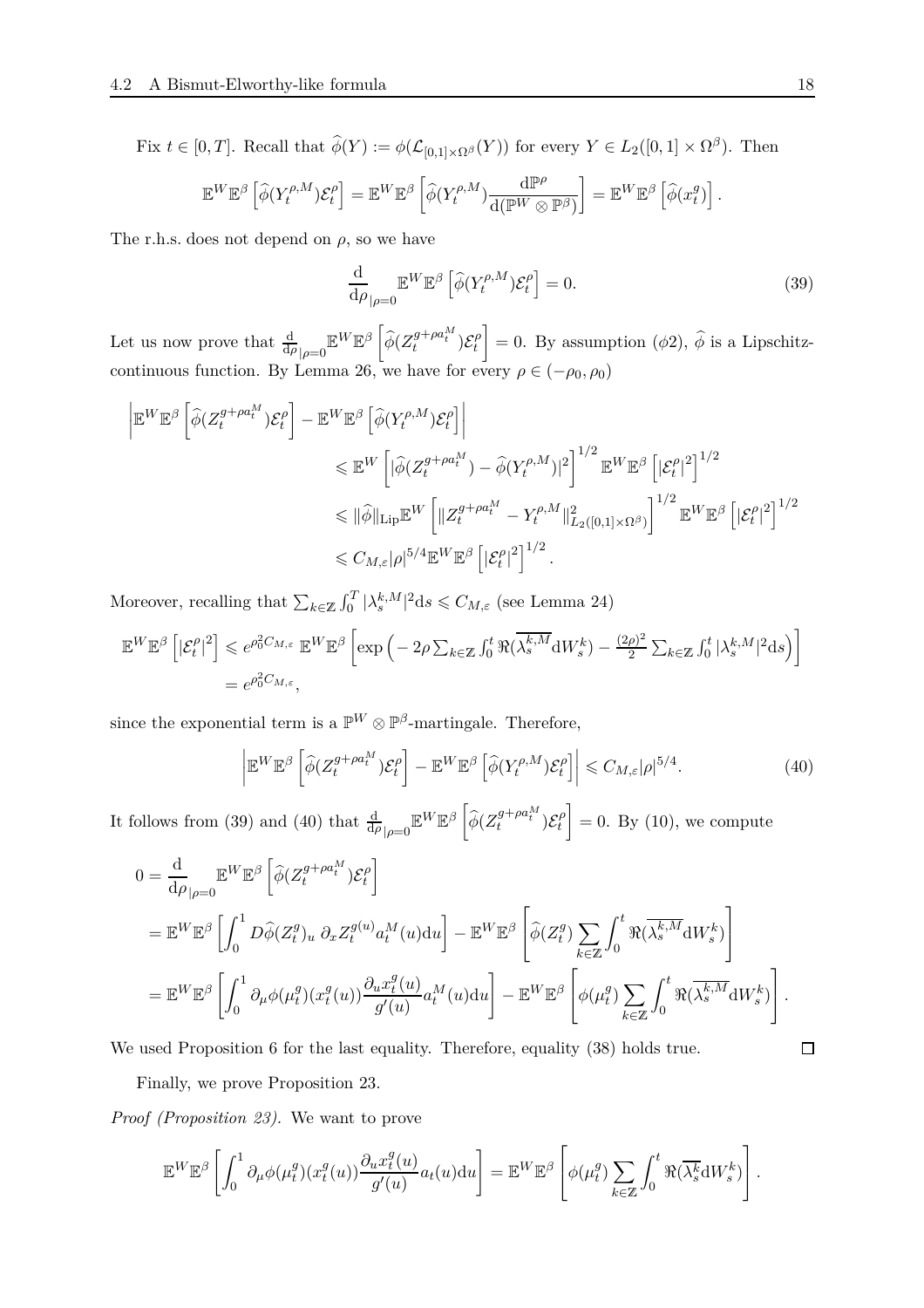Fix $t \in [0,T]$. Recall that $\widehat{\phi}(Y) := \phi(\mathcal{L}_{[0,1]\times\Omega^\beta}(Y))$ for every $Y \in L_2([0,1]\times\Omega^\beta)$. Then

$$\mathbb{E}^W\mathbb{E}^\beta\left[\widehat{\phi}(Y_t^{\rho,M})\mathcal{E}_t^\rho\right] = \mathbb{E}^W\mathbb{E}^\beta\left[\widehat{\phi}(Y_t^{\rho,M})\frac{\mathrm{d}\mathbb{P}^\rho}{\mathrm{d}(\mathbb{P}^W\otimes\mathbb{P}^\beta)}\right] = \mathbb{E}^W\mathbb{E}^\beta\left[\widehat{\phi}(x_t^g)\right].$$

The r.h.s. does not depend on $\rho$, so we have

$$\frac{\mathrm{d}}{\mathrm{d}\rho}_{|\rho=0}\mathbb{E}^W\mathbb{E}^\beta\left[\widehat{\phi}(Y_t^{\rho,M})\mathcal{E}_t^\rho\right] = 0. \tag{39}$$

Let us now prove that $\frac{\mathrm{d}}{\mathrm{d}\rho}_{|\rho=0}\mathbb{E}^W\mathbb{E}^\beta\left[\widehat{\phi}(Z_t^{g+\rho a_t^M})\mathcal{E}_t^\rho\right] = 0$. By assumption ($\phi2$), $\widehat{\phi}$ is a Lipschitz-continuous function. By Lemma 26, we have for every $\rho \in (-\rho_0,\rho_0)$

$$\begin{aligned}
\Big|\mathbb{E}^W\mathbb{E}^\beta\left[\widehat{\phi}(Z_t^{g+\rho a_t^M})\mathcal{E}_t^\rho\right] &- \mathbb{E}^W\mathbb{E}^\beta\left[\widehat{\phi}(Y_t^{\rho,M})\mathcal{E}_t^\rho\right]\Big| \\
&\leqslant \mathbb{E}^W\left[|\widehat{\phi}(Z_t^{g+\rho a_t^M}) - \widehat{\phi}(Y_t^{\rho,M})|^2\right]^{1/2}\mathbb{E}^W\mathbb{E}^\beta\left[|\mathcal{E}_t^\rho|^2\right]^{1/2} \\
&\leqslant \|\widehat{\phi}\|_{\mathrm{Lip}}\mathbb{E}^W\left[\|Z_t^{g+\rho a_t^M} - Y_t^{\rho,M}\|^2_{L_2([0,1]\times\Omega^\beta)}\right]^{1/2}\mathbb{E}^W\mathbb{E}^\beta\left[|\mathcal{E}_t^\rho|^2\right]^{1/2} \\
&\leqslant C_{M,\varepsilon}|\rho|^{5/4}\mathbb{E}^W\mathbb{E}^\beta\left[|\mathcal{E}_t^\rho|^2\right]^{1/2}.
\end{aligned}$$

Moreover, recalling that $\sum_{k\in\mathbb{Z}}\int_0^T|\lambda_s^{k,M}|^2\mathrm{d}s \leqslant C_{M,\varepsilon}$ (see Lemma 24)

$$\begin{aligned}
\mathbb{E}^W\mathbb{E}^\beta\left[|\mathcal{E}_t^\rho|^2\right] &\leqslant e^{\rho_0^2 C_{M,\varepsilon}}\,\mathbb{E}^W\mathbb{E}^\beta\left[\exp\Big(-2\rho\sum_{k\in\mathbb{Z}}\int_0^t\Re(\overline{\lambda_s^{k,M}}\mathrm{d}W_s^k) - \tfrac{(2\rho)^2}{2}\sum_{k\in\mathbb{Z}}\int_0^t|\lambda_s^{k,M}|^2\mathrm{d}s\Big)\right] \\
&= e^{\rho_0^2 C_{M,\varepsilon}},
\end{aligned}$$

since the exponential term is a $\mathbb{P}^W\otimes\mathbb{P}^\beta$-martingale. Therefore,

$$\left|\mathbb{E}^W\mathbb{E}^\beta\left[\widehat{\phi}(Z_t^{g+\rho a_t^M})\mathcal{E}_t^\rho\right] - \mathbb{E}^W\mathbb{E}^\beta\left[\widehat{\phi}(Y_t^{\rho,M})\mathcal{E}_t^\rho\right]\right| \leqslant C_{M,\varepsilon}|\rho|^{5/4}. \tag{40}$$

It follows from (39) and (40) that $\frac{\mathrm{d}}{\mathrm{d}\rho}_{|\rho=0}\mathbb{E}^W\mathbb{E}^\beta\left[\widehat{\phi}(Z_t^{g+\rho a_t^M})\mathcal{E}_t^\rho\right] = 0$. By (10), we compute

$$\begin{aligned}
0 &= \frac{\mathrm{d}}{\mathrm{d}\rho}_{|\rho=0}\mathbb{E}^W\mathbb{E}^\beta\left[\widehat{\phi}(Z_t^{g+\rho a_t^M})\mathcal{E}_t^\rho\right] \\
&= \mathbb{E}^W\mathbb{E}^\beta\left[\int_0^1 D\widehat{\phi}(Z_t^g)_u\,\partial_x Z_t^{g(u)}a_t^M(u)\mathrm{d}u\right] - \mathbb{E}^W\mathbb{E}^\beta\left[\widehat{\phi}(Z_t^g)\sum_{k\in\mathbb{Z}}\int_0^t\Re(\overline{\lambda_s^{k,M}}\mathrm{d}W_s^k)\right] \\
&= \mathbb{E}^W\mathbb{E}^\beta\left[\int_0^1\partial_\mu\phi(\mu_t^g)(x_t^g(u))\frac{\partial_u x_t^g(u)}{g'(u)}a_t^M(u)\mathrm{d}u\right] - \mathbb{E}^W\mathbb{E}^\beta\left[\phi(\mu_t^g)\sum_{k\in\mathbb{Z}}\int_0^t\Re(\overline{\lambda_s^{k,M}}\mathrm{d}W_s^k)\right].
\end{aligned}$$

We used Proposition 6 for the last equality. Therefore, equality (38) holds true. $\square$

Finally, we prove Proposition 23.

*Proof (Proposition 23).* We want to prove

$$\mathbb{E}^W\mathbb{E}^\beta\left[\int_0^1\partial_\mu\phi(\mu_t^g)(x_t^g(u))\frac{\partial_u x_t^g(u)}{g'(u)}a_t(u)\mathrm{d}u\right] = \mathbb{E}^W\mathbb{E}^\beta\left[\phi(\mu_t^g)\sum_{k\in\mathbb{Z}}\int_0^t\Re(\overline{\lambda_s^k}\mathrm{d}W_s^k)\right].$$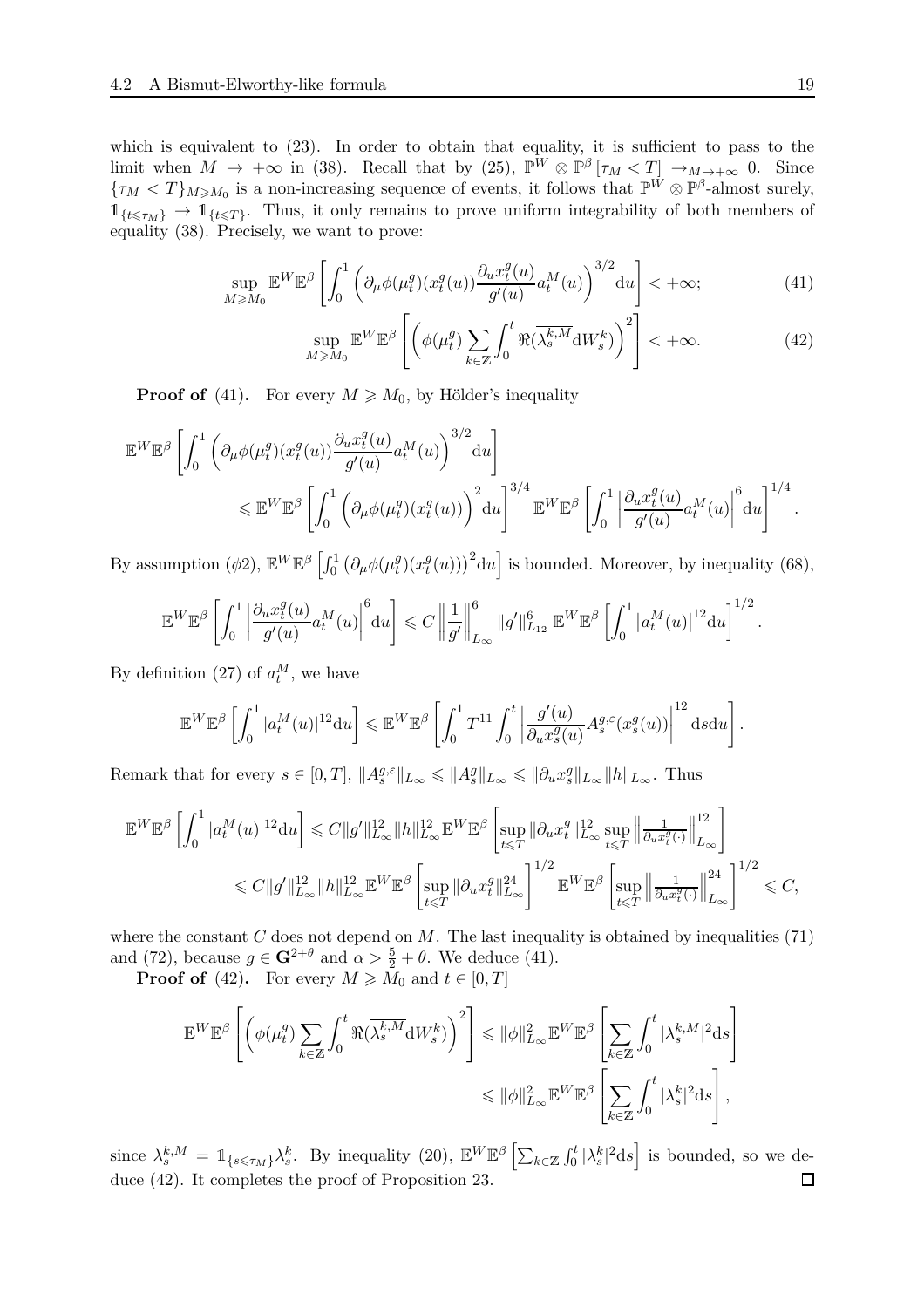which is equivalent to (23). In order to obtain that equality, it is sufficient to pass to the limit when $M \to +\infty$ in (38). Recall that by (25), $\mathbb{P}^W \otimes \mathbb{P}^\beta [\tau_M < T] \to_{M\to+\infty} 0$. Since $\{\tau_M < T\}_{M\geqslant M_0}$ is a non-increasing sequence of events, it follows that $\mathbb{P}^W \otimes \mathbb{P}^\beta$-almost surely, $\mathbb{1}_{\{t\leqslant\tau_M\}} \to \mathbb{1}_{\{t\leqslant T\}}$. Thus, it only remains to prove uniform integrability of both members of equality (38). Precisely, we want to prove:

$$\sup_{M\geqslant M_0} \mathbb{E}^W\mathbb{E}^\beta \left[ \int_0^1 \left( \partial_\mu \phi(\mu_t^g)(x_t^g(u)) \frac{\partial_u x_t^g(u)}{g'(u)} a_t^M(u) \right)^{3/2} \mathrm{d}u \right] < +\infty; \tag{41}$$

$$\sup_{M\geqslant M_0} \mathbb{E}^W\mathbb{E}^\beta \left[ \left( \phi(\mu_t^g) \sum_{k\in\mathbb{Z}} \int_0^t \Re(\overline{\lambda_s^{k,M}} \mathrm{d}W_s^k) \right)^2 \right] < +\infty. \tag{42}$$

**Proof of (41).** For every $M \geqslant M_0$, by Hölder's inequality

$$\begin{aligned}
&\mathbb{E}^W\mathbb{E}^\beta \left[ \int_0^1 \left( \partial_\mu \phi(\mu_t^g)(x_t^g(u)) \frac{\partial_u x_t^g(u)}{g'(u)} a_t^M(u) \right)^{3/2} \mathrm{d}u \right] \\
&\qquad \leqslant \mathbb{E}^W\mathbb{E}^\beta \left[ \int_0^1 \left( \partial_\mu \phi(\mu_t^g)(x_t^g(u)) \right)^2 \mathrm{d}u \right]^{3/4} \mathbb{E}^W\mathbb{E}^\beta \left[ \int_0^1 \left| \frac{\partial_u x_t^g(u)}{g'(u)} a_t^M(u) \right|^6 \mathrm{d}u \right]^{1/4}.
\end{aligned}$$

By assumption $(\phi 2)$, $\mathbb{E}^W\mathbb{E}^\beta \left[ \int_0^1 \left( \partial_\mu \phi(\mu_t^g)(x_t^g(u)) \right)^2 \mathrm{d}u \right]$ is bounded. Moreover, by inequality (68),

$$\mathbb{E}^W\mathbb{E}^\beta \left[ \int_0^1 \left| \frac{\partial_u x_t^g(u)}{g'(u)} a_t^M(u) \right|^6 \mathrm{d}u \right] \leqslant C \left\| \frac{1}{g'} \right\|_{L_\infty}^6 \|g'\|_{L_{12}}^6 \, \mathbb{E}^W\mathbb{E}^\beta \left[ \int_0^1 |a_t^M(u)|^{12} \mathrm{d}u \right]^{1/2}.$$

By definition (27) of $a_t^M$, we have

$$\mathbb{E}^W\mathbb{E}^\beta \left[ \int_0^1 |a_t^M(u)|^{12} \mathrm{d}u \right] \leqslant \mathbb{E}^W\mathbb{E}^\beta \left[ \int_0^1 T^{11} \int_0^t \left| \frac{g'(u)}{\partial_u x_s^g(u)} A_s^{g,\varepsilon}(x_s^g(u)) \right|^{12} \mathrm{d}s \mathrm{d}u \right].$$

Remark that for every $s \in [0,T]$, $\|A_s^{g,\varepsilon}\|_{L_\infty} \leqslant \|A_s^g\|_{L_\infty} \leqslant \|\partial_u x_s^g\|_{L_\infty} \|h\|_{L_\infty}$. Thus

$$\begin{aligned}
\mathbb{E}^W\mathbb{E}^\beta \left[ \int_0^1 |a_t^M(u)|^{12} \mathrm{d}u \right] &\leqslant C \|g'\|_{L_\infty}^{12} \|h\|_{L_\infty}^{12} \mathbb{E}^W\mathbb{E}^\beta \left[ \sup_{t\leqslant T} \|\partial_u x_t^g\|_{L_\infty}^{12} \sup_{t\leqslant T} \left\| \tfrac{1}{\partial_u x_t^g(\cdot)} \right\|_{L_\infty}^{12} \right] \\
&\leqslant C \|g'\|_{L_\infty}^{12} \|h\|_{L_\infty}^{12} \mathbb{E}^W\mathbb{E}^\beta \left[ \sup_{t\leqslant T} \|\partial_u x_t^g\|_{L_\infty}^{24} \right]^{1/2} \mathbb{E}^W\mathbb{E}^\beta \left[ \sup_{t\leqslant T} \left\| \tfrac{1}{\partial_u x_t^g(\cdot)} \right\|_{L_\infty}^{24} \right]^{1/2} \leqslant C,
\end{aligned}$$

where the constant $C$ does not depend on $M$. The last inequality is obtained by inequalities (71) and (72), because $g \in \mathbf{G}^{2+\theta}$ and $\alpha > \frac{5}{2} + \theta$. We deduce (41).

**Proof of (42).** For every $M \geqslant M_0$ and $t \in [0,T]$

$$\begin{aligned}
\mathbb{E}^W\mathbb{E}^\beta \left[ \left( \phi(\mu_t^g) \sum_{k\in\mathbb{Z}} \int_0^t \Re(\overline{\lambda_s^{k,M}} \mathrm{d}W_s^k) \right)^2 \right] &\leqslant \|\phi\|_{L_\infty}^2 \mathbb{E}^W\mathbb{E}^\beta \left[ \sum_{k\in\mathbb{Z}} \int_0^t |\lambda_s^{k,M}|^2 \mathrm{d}s \right] \\
&\leqslant \|\phi\|_{L_\infty}^2 \mathbb{E}^W\mathbb{E}^\beta \left[ \sum_{k\in\mathbb{Z}} \int_0^t |\lambda_s^k|^2 \mathrm{d}s \right],
\end{aligned}$$

since $\lambda_s^{k,M} = \mathbb{1}_{\{s\leqslant\tau_M\}} \lambda_s^k$. By inequality (20), $\mathbb{E}^W\mathbb{E}^\beta \left[ \sum_{k\in\mathbb{Z}} \int_0^t |\lambda_s^k|^2 \mathrm{d}s \right]$ is bounded, so we deduce (42). It completes the proof of Proposition 23. $\square$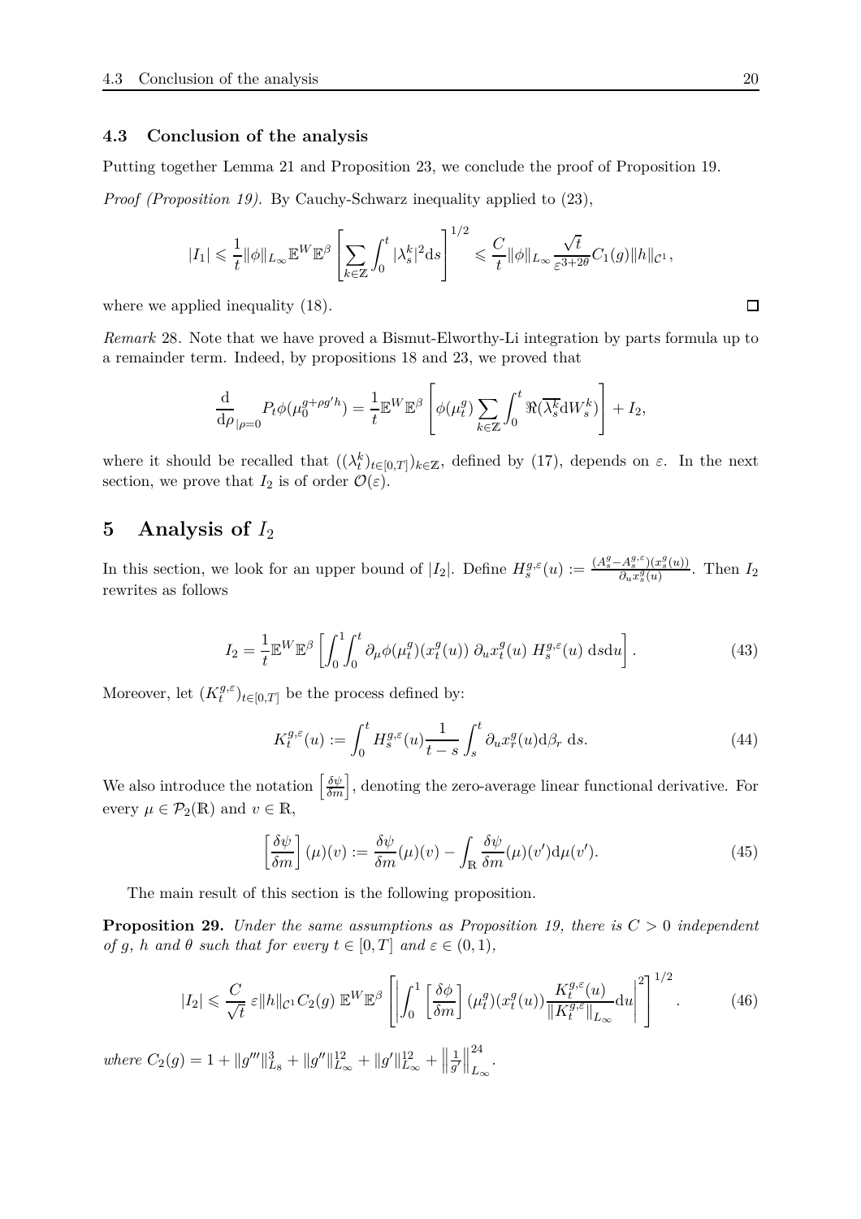### 4.3 Conclusion of the analysis

Putting together Lemma 21 and Proposition 23, we conclude the proof of Proposition 19.

*Proof (Proposition 19).* By Cauchy-Schwarz inequality applied to (23),

$$|I_1| \leqslant \frac{1}{t}\|\phi\|_{L_\infty}\mathbb{E}^W\mathbb{E}^\beta\left[\sum_{k\in\mathbb{Z}}\int_0^t |\lambda_s^k|^2 \mathrm{d}s\right]^{1/2} \leqslant \frac{C}{t}\|\phi\|_{L_\infty}\frac{\sqrt{t}}{\varepsilon^{3+2\theta}}C_1(g)\|h\|_{\mathcal{C}^1},$$

where we applied inequality (18). $\square$

*Remark* 28. Note that we have proved a Bismut-Elworthy-Li integration by parts formula up to a remainder term. Indeed, by propositions 18 and 23, we proved that

$$\frac{\mathrm{d}}{\mathrm{d}\rho}_{|\rho=0} P_t\phi(\mu_0^{g+\rho g' h}) = \frac{1}{t}\mathbb{E}^W\mathbb{E}^\beta\left[\phi(\mu_t^g)\sum_{k\in\mathbb{Z}}\int_0^t \Re(\overline{\lambda_s^k}\mathrm{d}W_s^k)\right] + I_2,$$

where it should be recalled that $((\lambda_t^k)_{t\in[0,T]})_{k\in\mathbb{Z}}$, defined by (17), depends on $\varepsilon$. In the next section, we prove that $I_2$ is of order $\mathcal{O}(\varepsilon)$.

## 5 Analysis of $I_2$

In this section, we look for an upper bound of $|I_2|$. Define $H_s^{g,\varepsilon}(u) := \frac{(A_s^g - A_s^{g,\varepsilon})(x_s^g(u))}{\partial_u x_s^g(u)}$. Then $I_2$ rewrites as follows

$$I_2 = \frac{1}{t}\mathbb{E}^W\mathbb{E}^\beta\left[\int_0^1\int_0^t \partial_\mu\phi(\mu_t^g)(x_t^g(u))\;\partial_u x_t^g(u)\;H_s^{g,\varepsilon}(u)\;\mathrm{d}s\mathrm{d}u\right]. \tag{43}$$

Moreover, let $(K_t^{g,\varepsilon})_{t\in[0,T]}$ be the process defined by:

$$K_t^{g,\varepsilon}(u) := \int_0^t H_s^{g,\varepsilon}(u)\frac{1}{t-s}\int_s^t \partial_u x_r^g(u)\mathrm{d}\beta_r\;\mathrm{d}s. \tag{44}$$

We also introduce the notation $\left[\frac{\delta\psi}{\delta m}\right]$, denoting the zero-average linear functional derivative. For every $\mu\in\mathcal{P}_2(\mathbb{R})$ and $v\in\mathbb{R}$,

$$\left[\frac{\delta\psi}{\delta m}\right](\mu)(v) := \frac{\delta\psi}{\delta m}(\mu)(v) - \int_{\mathbb{R}}\frac{\delta\psi}{\delta m}(\mu)(v')\mathrm{d}\mu(v'). \tag{45}$$

The main result of this section is the following proposition.

**Proposition 29.** *Under the same assumptions as Proposition 19, there is $C>0$ independent of $g$, $h$ and $\theta$ such that for every $t\in[0,T]$ and $\varepsilon\in(0,1)$,*

$$|I_2| \leqslant \frac{C}{\sqrt{t}}\,\varepsilon\|h\|_{\mathcal{C}^1}C_2(g)\;\mathbb{E}^W\mathbb{E}^\beta\left[\left|\int_0^1\left[\frac{\delta\phi}{\delta m}\right](\mu_t^g)(x_t^g(u))\frac{K_t^{g,\varepsilon}(u)}{\|K_t^{g,\varepsilon}\|_{L_\infty}}\mathrm{d}u\right|^2\right]^{1/2}. \tag{46}$$

*where* $C_2(g) = 1 + \|g'''\|_{L_8}^3 + \|g''\|_{L_\infty}^{12} + \|g'\|_{L_\infty}^{12} + \left\|\frac{1}{g'}\right\|_{L_\infty}^{24}$.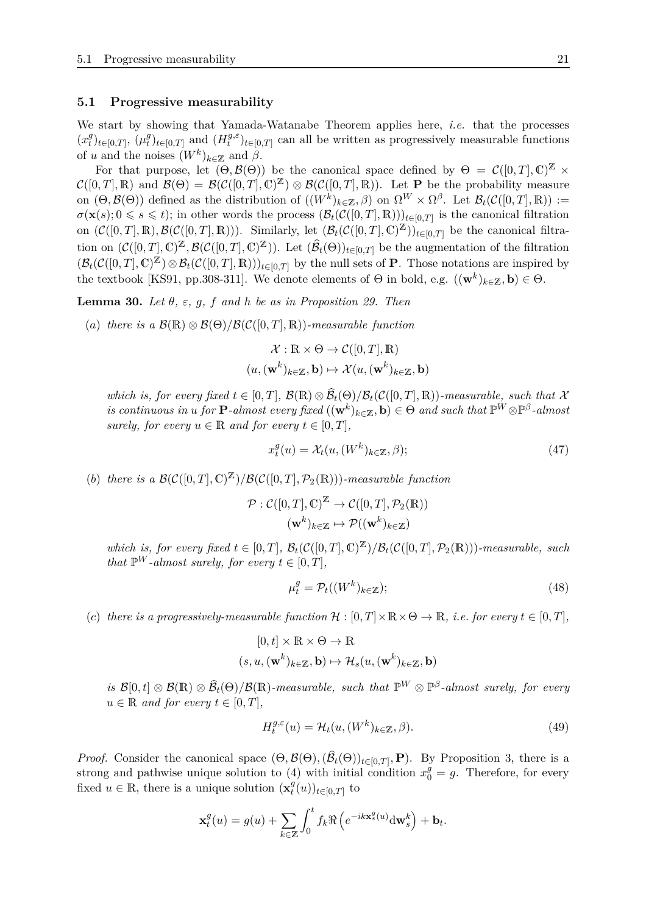### 5.1 Progressive measurability

We start by showing that Yamada-Watanabe Theorem applies here, *i.e.* that the processes $(x^g_t)_{t\in[0,T]}$, $(\mu^g_t)_{t\in[0,T]}$ and $(H^{g,\varepsilon}_t)_{t\in[0,T]}$ can all be written as progressively measurable functions of $u$ and the noises $(W^k)_{k\in\mathbb{Z}}$ and $\beta$.

For that purpose, let $(\Theta,\mathcal{B}(\Theta))$ be the canonical space defined by $\Theta = \mathcal{C}([0,T],\mathbb{C})^{\mathbb{Z}} \times \mathcal{C}([0,T],\mathbb{R})$ and $\mathcal{B}(\Theta) = \mathcal{B}(\mathcal{C}([0,T],\mathbb{C})^{\mathbb{Z}}) \otimes \mathcal{B}(\mathcal{C}([0,T],\mathbb{R}))$. Let $\mathbf{P}$ be the probability measure on $(\Theta,\mathcal{B}(\Theta))$ defined as the distribution of $((W^k)_{k\in\mathbb{Z}},\beta)$ on $\Omega^W \times \Omega^\beta$. Let $\mathcal{B}_t(\mathcal{C}([0,T],\mathbb{R})) := \sigma(\mathbf{x}(s); 0\leqslant s\leqslant t)$; in other words the process $(\mathcal{B}_t(\mathcal{C}([0,T],\mathbb{R})))_{t\in[0,T]}$ is the canonical filtration on $(\mathcal{C}([0,T],\mathbb{R}),\mathcal{B}(\mathcal{C}([0,T],\mathbb{R})))$. Similarly, let $(\mathcal{B}_t(\mathcal{C}([0,T],\mathbb{C})^{\mathbb{Z}}))_{t\in[0,T]}$ be the canonical filtration on $(\mathcal{C}([0,T],\mathbb{C})^{\mathbb{Z}},\mathcal{B}(\mathcal{C}([0,T],\mathbb{C})^{\mathbb{Z}}))$. Let $(\widehat{\mathcal{B}}_t(\Theta))_{t\in[0,T]}$ be the augmentation of the filtration $(\mathcal{B}_t(\mathcal{C}([0,T],\mathbb{C})^{\mathbb{Z}})\otimes\mathcal{B}_t(\mathcal{C}([0,T],\mathbb{R})))_{t\in[0,T]}$ by the null sets of $\mathbf{P}$. Those notations are inspired by the textbook [KS91, pp.308-311]. We denote elements of $\Theta$ in bold, e.g. $((\mathbf{w}^k)_{k\in\mathbb{Z}},\mathbf{b})\in\Theta$.

**Lemma 30.** *Let $\theta$, $\varepsilon$, $g$, $f$ and $h$ be as in Proposition 29. Then*

(a) *there is a $\mathcal{B}(\mathbb{R})\otimes\mathcal{B}(\Theta)/\mathcal{B}(\mathcal{C}([0,T],\mathbb{R}))$-measurable function*

$$\mathcal{X}:\mathbb{R}\times\Theta\to\mathcal{C}([0,T],\mathbb{R})$$
$$(u,(\mathbf{w}^k)_{k\in\mathbb{Z}},\mathbf{b})\mapsto\mathcal{X}(u,(\mathbf{w}^k)_{k\in\mathbb{Z}},\mathbf{b})$$

*which is, for every fixed $t\in[0,T]$, $\mathcal{B}(\mathbb{R})\otimes\widehat{\mathcal{B}}_t(\Theta)/\mathcal{B}_t(\mathcal{C}([0,T],\mathbb{R}))$-measurable, such that $\mathcal{X}$ is continuous in $u$ for $\mathbf{P}$-almost every fixed $((\mathbf{w}^k)_{k\in\mathbb{Z}},\mathbf{b})\in\Theta$ and such that $\mathbb{P}^W\otimes\mathbb{P}^\beta$-almost surely, for every $u\in\mathbb{R}$ and for every $t\in[0,T]$,*

$$x^g_t(u) = \mathcal{X}_t(u,(W^k)_{k\in\mathbb{Z}},\beta); \tag{47}$$

(b) *there is a $\mathcal{B}(\mathcal{C}([0,T],\mathbb{C})^{\mathbb{Z}})/\mathcal{B}(\mathcal{C}([0,T],\mathcal{P}_2(\mathbb{R})))$-measurable function*

$$\mathcal{P}:\mathcal{C}([0,T],\mathbb{C})^{\mathbb{Z}}\to\mathcal{C}([0,T],\mathcal{P}_2(\mathbb{R}))$$
$$(\mathbf{w}^k)_{k\in\mathbb{Z}}\mapsto\mathcal{P}((\mathbf{w}^k)_{k\in\mathbb{Z}})$$

*which is, for every fixed $t\in[0,T]$, $\mathcal{B}_t(\mathcal{C}([0,T],\mathbb{C})^{\mathbb{Z}})/\mathcal{B}_t(\mathcal{C}([0,T],\mathcal{P}_2(\mathbb{R})))$-measurable, such that $\mathbb{P}^W$-almost surely, for every $t\in[0,T]$,*

$$\mu^g_t = \mathcal{P}_t((W^k)_{k\in\mathbb{Z}}); \tag{48}$$

(c) *there is a progressively-measurable function $\mathcal{H}:[0,T]\times\mathbb{R}\times\Theta\to\mathbb{R}$, i.e. for every $t\in[0,T]$,*

$$[0,t]\times\mathbb{R}\times\Theta\to\mathbb{R}$$
$$(s,u,(\mathbf{w}^k)_{k\in\mathbb{Z}},\mathbf{b})\mapsto\mathcal{H}_s(u,(\mathbf{w}^k)_{k\in\mathbb{Z}},\mathbf{b})$$

*is $\mathcal{B}[0,t]\otimes\mathcal{B}(\mathbb{R})\otimes\widehat{\mathcal{B}}_t(\Theta)/\mathcal{B}(\mathbb{R})$-measurable, such that $\mathbb{P}^W\otimes\mathbb{P}^\beta$-almost surely, for every $u\in\mathbb{R}$ and for every $t\in[0,T]$,*

$$H^{g,\varepsilon}_t(u) = \mathcal{H}_t(u,(W^k)_{k\in\mathbb{Z}},\beta). \tag{49}$$

*Proof.* Consider the canonical space $(\Theta,\mathcal{B}(\Theta),(\widehat{\mathcal{B}}_t(\Theta))_{t\in[0,T]},\mathbf{P})$. By Proposition 3, there is a strong and pathwise unique solution to (4) with initial condition $x^g_0=g$. Therefore, for every fixed $u\in\mathbb{R}$, there is a unique solution $(\mathbf{x}^g_t(u))_{t\in[0,T]}$ to

$$\mathbf{x}^g_t(u) = g(u) + \sum_{k\in\mathbb{Z}}\int_0^t f_k\Re\left(e^{-ik\mathbf{x}^g_s(u)}\mathrm{d}\mathbf{w}^k_s\right) + \mathbf{b}_t.$$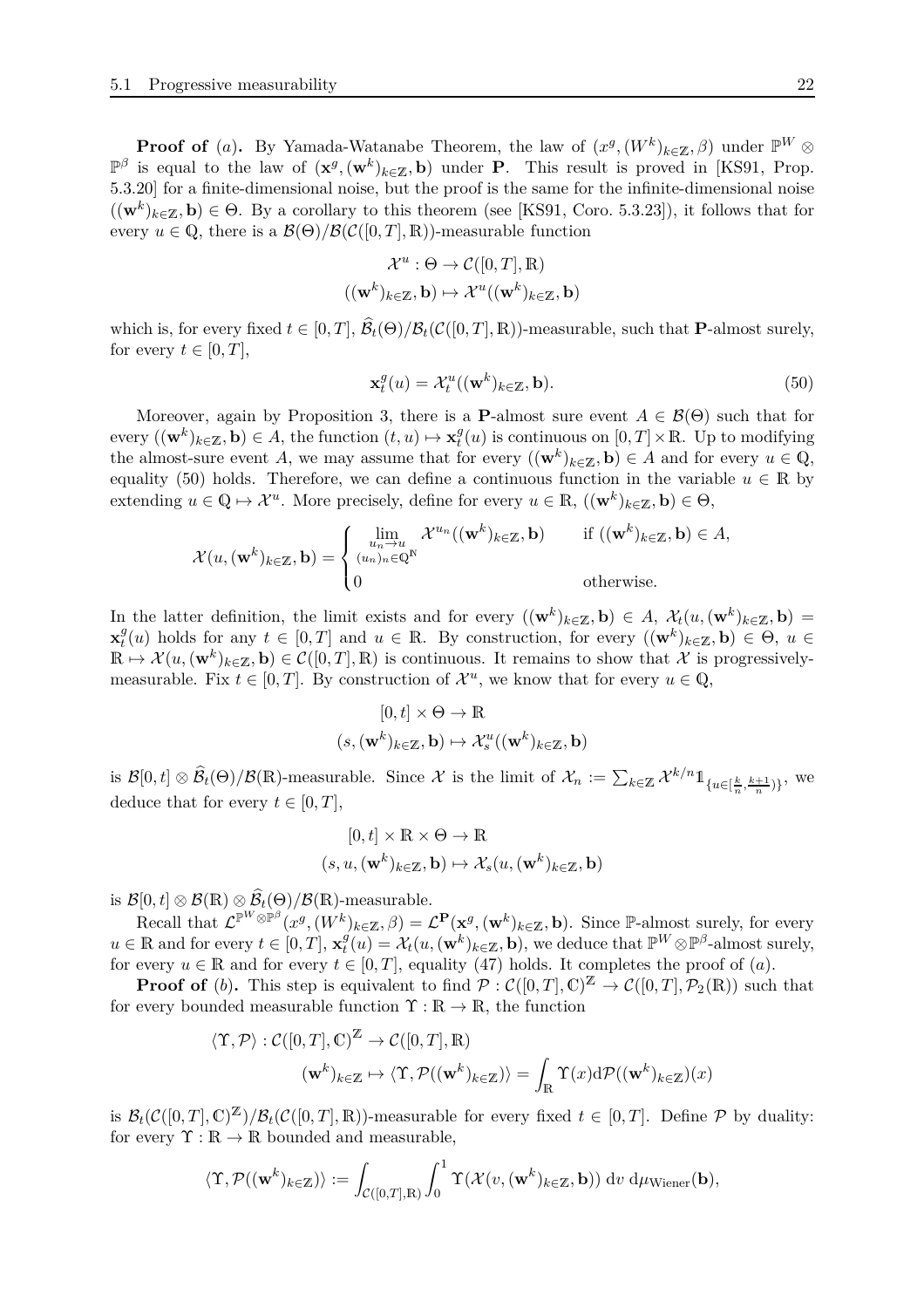**Proof of** $(a)$**.** By Yamada-Watanabe Theorem, the law of $(x^g, (W^k)_{k\in\mathbb{Z}}, \beta)$ under $\mathbb{P}^W \otimes \mathbb{P}^\beta$ is equal to the law of $(\mathbf{x}^g, (\mathbf{w}^k)_{k\in\mathbb{Z}}, \mathbf{b})$ under $\mathbf{P}$. This result is proved in [KS91, Prop. 5.3.20] for a finite-dimensional noise, but the proof is the same for the infinite-dimensional noise $((\mathbf{w}^k)_{k\in\mathbb{Z}}, \mathbf{b}) \in \Theta$. By a corollary to this theorem (see [KS91, Coro. 5.3.23]), it follows that for every $u \in \mathbb{Q}$, there is a $\mathcal{B}(\Theta)/\mathcal{B}(\mathcal{C}([0,T],\mathbb{R}))$-measurable function

$$\mathcal{X}^u : \Theta \to \mathcal{C}([0,T],\mathbb{R})$$
$$((\mathbf{w}^k)_{k\in\mathbb{Z}}, \mathbf{b}) \mapsto \mathcal{X}^u((\mathbf{w}^k)_{k\in\mathbb{Z}}, \mathbf{b})$$

which is, for every fixed $t \in [0,T]$, $\widehat{\mathcal{B}}_t(\Theta)/\mathcal{B}_t(\mathcal{C}([0,T],\mathbb{R}))$-measurable, such that $\mathbf{P}$-almost surely, for every $t \in [0,T]$,

$$\mathbf{x}_t^g(u) = \mathcal{X}_t^u((\mathbf{w}^k)_{k\in\mathbb{Z}}, \mathbf{b}). \tag{50}$$

Moreover, again by Proposition 3, there is a $\mathbf{P}$-almost sure event $A \in \mathcal{B}(\Theta)$ such that for every $((\mathbf{w}^k)_{k\in\mathbb{Z}}, \mathbf{b}) \in A$, the function $(t,u) \mapsto \mathbf{x}_t^g(u)$ is continuous on $[0,T]\times\mathbb{R}$. Up to modifying the almost-sure event $A$, we may assume that for every $((\mathbf{w}^k)_{k\in\mathbb{Z}}, \mathbf{b}) \in A$ and for every $u \in \mathbb{Q}$, equality (50) holds. Therefore, we can define a continuous function in the variable $u \in \mathbb{R}$ by extending $u \in \mathbb{Q} \mapsto \mathcal{X}^u$. More precisely, define for every $u \in \mathbb{R}$, $((\mathbf{w}^k)_{k\in\mathbb{Z}}, \mathbf{b}) \in \Theta$,

$$\mathcal{X}(u, (\mathbf{w}^k)_{k\in\mathbb{Z}}, \mathbf{b}) = \begin{cases} \lim\limits_{\substack{u_n \to u \\ (u_n)_n \in \mathbb{Q}^\mathbb{N}}} \mathcal{X}^{u_n}((\mathbf{w}^k)_{k\in\mathbb{Z}}, \mathbf{b}) & \text{if } ((\mathbf{w}^k)_{k\in\mathbb{Z}}, \mathbf{b}) \in A, \\ 0 & \text{otherwise.} \end{cases}$$

In the latter definition, the limit exists and for every $((\mathbf{w}^k)_{k\in\mathbb{Z}}, \mathbf{b}) \in A$, $\mathcal{X}_t(u, (\mathbf{w}^k)_{k\in\mathbb{Z}}, \mathbf{b}) = \mathbf{x}_t^g(u)$ holds for any $t \in [0,T]$ and $u \in \mathbb{R}$. By construction, for every $((\mathbf{w}^k)_{k\in\mathbb{Z}}, \mathbf{b}) \in \Theta$, $u \in \mathbb{R} \mapsto \mathcal{X}(u, (\mathbf{w}^k)_{k\in\mathbb{Z}}, \mathbf{b}) \in \mathcal{C}([0,T],\mathbb{R})$ is continuous. It remains to show that $\mathcal{X}$ is progressively-measurable. Fix $t \in [0,T]$. By construction of $\mathcal{X}^u$, we know that for every $u \in \mathbb{Q}$,

$$[0,t] \times \Theta \to \mathbb{R}$$
$$(s, (\mathbf{w}^k)_{k\in\mathbb{Z}}, \mathbf{b}) \mapsto \mathcal{X}_s^u((\mathbf{w}^k)_{k\in\mathbb{Z}}, \mathbf{b})$$

is $\mathcal{B}[0,t] \otimes \widehat{\mathcal{B}}_t(\Theta)/\mathcal{B}(\mathbb{R})$-measurable. Since $\mathcal{X}$ is the limit of $\mathcal{X}_n := \sum_{k\in\mathbb{Z}} \mathcal{X}^{k/n} \mathbb{1}_{\{u \in [\frac{k}{n}, \frac{k+1}{n})\}}$, we deduce that for every $t \in [0,T]$,

$$[0,t] \times \mathbb{R} \times \Theta \to \mathbb{R}$$
$$(s, u, (\mathbf{w}^k)_{k\in\mathbb{Z}}, \mathbf{b}) \mapsto \mathcal{X}_s(u, (\mathbf{w}^k)_{k\in\mathbb{Z}}, \mathbf{b})$$

is $\mathcal{B}[0,t] \otimes \mathcal{B}(\mathbb{R}) \otimes \widehat{\mathcal{B}}_t(\Theta)/\mathcal{B}(\mathbb{R})$-measurable.

Recall that $\mathcal{L}^{\mathbb{P}^W\otimes\mathbb{P}^\beta}(x^g, (W^k)_{k\in\mathbb{Z}}, \beta) = \mathcal{L}^{\mathbf{P}}(\mathbf{x}^g, (\mathbf{w}^k)_{k\in\mathbb{Z}}, \mathbf{b})$. Since $\mathbb{P}$-almost surely, for every $u \in \mathbb{R}$ and for every $t \in [0,T]$, $\mathbf{x}_t^g(u) = \mathcal{X}_t(u, (\mathbf{w}^k)_{k\in\mathbb{Z}}, \mathbf{b})$, we deduce that $\mathbb{P}^W \otimes \mathbb{P}^\beta$-almost surely, for every $u \in \mathbb{R}$ and for every $t \in [0,T]$, equality (47) holds. It completes the proof of $(a)$.

**Proof of** $(b)$**.** This step is equivalent to find $\mathcal{P} : \mathcal{C}([0,T],\mathbb{C})^\mathbb{Z} \to \mathcal{C}([0,T],\mathcal{P}_2(\mathbb{R}))$ such that for every bounded measurable function $\Upsilon : \mathbb{R} \to \mathbb{R}$, the function

$$\langle \Upsilon, \mathcal{P} \rangle : \mathcal{C}([0,T],\mathbb{C})^\mathbb{Z} \to \mathcal{C}([0,T],\mathbb{R})$$
$$(\mathbf{w}^k)_{k\in\mathbb{Z}} \mapsto \langle \Upsilon, \mathcal{P}((\mathbf{w}^k)_{k\in\mathbb{Z}}) \rangle = \int_\mathbb{R} \Upsilon(x) \mathrm{d}\mathcal{P}((\mathbf{w}^k)_{k\in\mathbb{Z}})(x)$$

is $\mathcal{B}_t(\mathcal{C}([0,T],\mathbb{C})^\mathbb{Z})/\mathcal{B}_t(\mathcal{C}([0,T],\mathbb{R}))$-measurable for every fixed $t \in [0,T]$. Define $\mathcal{P}$ by duality: for every $\Upsilon : \mathbb{R} \to \mathbb{R}$ bounded and measurable,

$$\langle \Upsilon, \mathcal{P}((\mathbf{w}^k)_{k\in\mathbb{Z}}) \rangle := \int_{\mathcal{C}([0,T],\mathbb{R})} \int_0^1 \Upsilon(\mathcal{X}(v, (\mathbf{w}^k)_{k\in\mathbb{Z}}, \mathbf{b}))\, \mathrm{d}v\, \mathrm{d}\mu_{\text{Wiener}}(\mathbf{b}),$$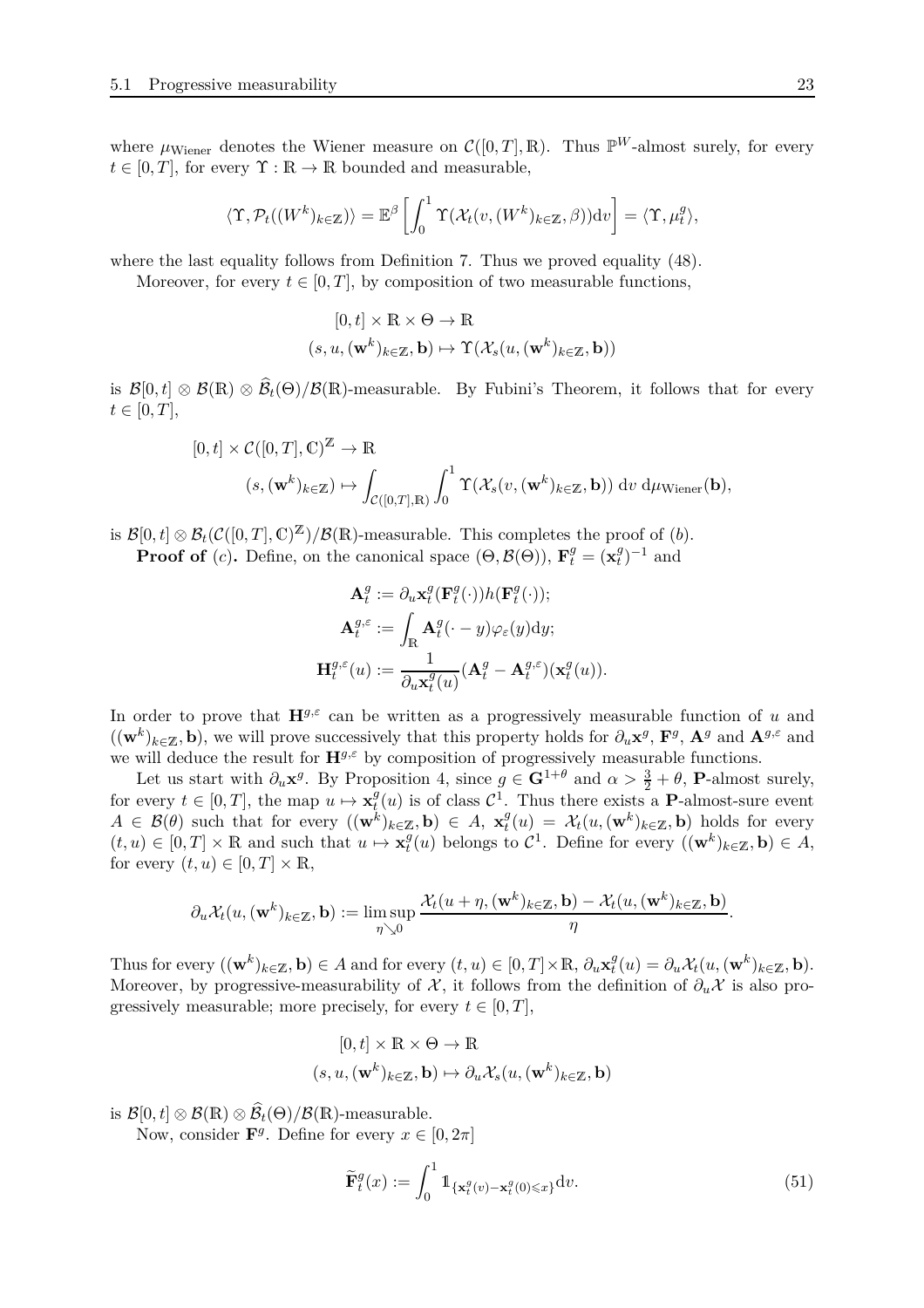where $\mu_{\text{Wiener}}$ denotes the Wiener measure on $\mathcal{C}([0,T],\mathbb{R})$. Thus $\mathbb{P}^W$-almost surely, for every $t \in [0,T]$, for every $\Upsilon : \mathbb{R} \to \mathbb{R}$ bounded and measurable,

$$\langle \Upsilon, \mathcal{P}_t((W^k)_{k\in\mathbb{Z}}) \rangle = \mathbb{E}^\beta \left[ \int_0^1 \Upsilon(\mathcal{X}_t(v, (W^k)_{k\in\mathbb{Z}}, \beta)) \mathrm{d}v \right] = \langle \Upsilon, \mu_t^g \rangle,$$

where the last equality follows from Definition 7. Thus we proved equality (48).

Moreover, for every $t \in [0,T]$, by composition of two measurable functions,

$$\begin{aligned}
&[0,t] \times \mathbb{R} \times \Theta \to \mathbb{R} \\
&(s, u, (\mathbf{w}^k)_{k\in\mathbb{Z}}, \mathbf{b}) \mapsto \Upsilon(\mathcal{X}_s(u, (\mathbf{w}^k)_{k\in\mathbb{Z}}, \mathbf{b}))
\end{aligned}$$

is $\mathcal{B}[0,t] \otimes \mathcal{B}(\mathbb{R}) \otimes \widehat{\mathcal{B}}_t(\Theta)/\mathcal{B}(\mathbb{R})$-measurable. By Fubini's Theorem, it follows that for every $t \in [0,T]$,

$$\begin{aligned}
&[0,t] \times \mathcal{C}([0,T],\mathbb{C})^{\mathbb{Z}} \to \mathbb{R} \\
&\qquad (s, (\mathbf{w}^k)_{k\in\mathbb{Z}}) \mapsto \int_{\mathcal{C}([0,T],\mathbb{R})} \int_0^1 \Upsilon(\mathcal{X}_s(v, (\mathbf{w}^k)_{k\in\mathbb{Z}}, \mathbf{b})) \, \mathrm{d}v \, \mathrm{d}\mu_{\text{Wiener}}(\mathbf{b}),
\end{aligned}$$

is $\mathcal{B}[0,t] \otimes \mathcal{B}_t(\mathcal{C}([0,T],\mathbb{C})^{\mathbb{Z}})/\mathcal{B}(\mathbb{R})$-measurable. This completes the proof of $(b)$.

**Proof of** $(c)$**.** Define, on the canonical space $(\Theta, \mathcal{B}(\Theta))$, $\mathbf{F}_t^g = (\mathbf{x}_t^g)^{-1}$ and

$$\begin{aligned}
\mathbf{A}_t^g &:= \partial_u \mathbf{x}_t^g(\mathbf{F}_t^g(\cdot)) h(\mathbf{F}_t^g(\cdot)); \\
\mathbf{A}_t^{g,\varepsilon} &:= \int_{\mathbb{R}} \mathbf{A}_t^g(\cdot - y) \varphi_\varepsilon(y) \mathrm{d}y; \\
\mathbf{H}_t^{g,\varepsilon}(u) &:= \frac{1}{\partial_u \mathbf{x}_t^g(u)} (\mathbf{A}_t^g - \mathbf{A}_t^{g,\varepsilon})(\mathbf{x}_t^g(u)).
\end{aligned}$$

In order to prove that $\mathbf{H}^{g,\varepsilon}$ can be written as a progressively measurable function of $u$ and $((\mathbf{w}^k)_{k\in\mathbb{Z}}, \mathbf{b})$, we will prove successively that this property holds for $\partial_u \mathbf{x}^g$, $\mathbf{F}^g$, $\mathbf{A}^g$ and $\mathbf{A}^{g,\varepsilon}$ and we will deduce the result for $\mathbf{H}^{g,\varepsilon}$ by composition of progressively measurable functions.

Let us start with $\partial_u \mathbf{x}^g$. By Proposition 4, since $g \in \mathbf{G}^{1+\theta}$ and $\alpha > \frac{3}{2} + \theta$, $\mathbf{P}$-almost surely, for every $t \in [0,T]$, the map $u \mapsto \mathbf{x}_t^g(u)$ is of class $\mathcal{C}^1$. Thus there exists a $\mathbf{P}$-almost-sure event $A \in \mathcal{B}(\theta)$ such that for every $((\mathbf{w}^k)_{k\in\mathbb{Z}}, \mathbf{b}) \in A$, $\mathbf{x}_t^g(u) = \mathcal{X}_t(u, (\mathbf{w}^k)_{k\in\mathbb{Z}}, \mathbf{b})$ holds for every $(t,u) \in [0,T] \times \mathbb{R}$ and such that $u \mapsto \mathbf{x}_t^g(u)$ belongs to $\mathcal{C}^1$. Define for every $((\mathbf{w}^k)_{k\in\mathbb{Z}}, \mathbf{b}) \in A$, for every $(t,u) \in [0,T] \times \mathbb{R}$,

$$\partial_u \mathcal{X}_t(u, (\mathbf{w}^k)_{k\in\mathbb{Z}}, \mathbf{b}) := \limsup_{\eta \searrow 0} \frac{\mathcal{X}_t(u+\eta, (\mathbf{w}^k)_{k\in\mathbb{Z}}, \mathbf{b}) - \mathcal{X}_t(u, (\mathbf{w}^k)_{k\in\mathbb{Z}}, \mathbf{b})}{\eta}.$$

Thus for every $((\mathbf{w}^k)_{k\in\mathbb{Z}}, \mathbf{b}) \in A$ and for every $(t,u) \in [0,T] \times \mathbb{R}$, $\partial_u \mathbf{x}_t^g(u) = \partial_u \mathcal{X}_t(u, (\mathbf{w}^k)_{k\in\mathbb{Z}}, \mathbf{b})$. Moreover, by progressive-measurability of $\mathcal{X}$, it follows from the definition of $\partial_u \mathcal{X}$ is also progressively measurable; more precisely, for every $t \in [0,T]$,

$$\begin{aligned}
&[0,t] \times \mathbb{R} \times \Theta \to \mathbb{R} \\
&(s, u, (\mathbf{w}^k)_{k\in\mathbb{Z}}, \mathbf{b}) \mapsto \partial_u \mathcal{X}_s(u, (\mathbf{w}^k)_{k\in\mathbb{Z}}, \mathbf{b})
\end{aligned}$$

is $\mathcal{B}[0,t] \otimes \mathcal{B}(\mathbb{R}) \otimes \widehat{\mathcal{B}}_t(\Theta)/\mathcal{B}(\mathbb{R})$-measurable.

Now, consider $\mathbf{F}^g$. Define for every $x \in [0, 2\pi]$

$$\widetilde{\mathbf{F}}_t^g(x) := \int_0^1 \mathbb{1}_{\{\mathbf{x}_t^g(v) - \mathbf{x}_t^g(0) \leqslant x\}} \mathrm{d}v. \tag{51}$$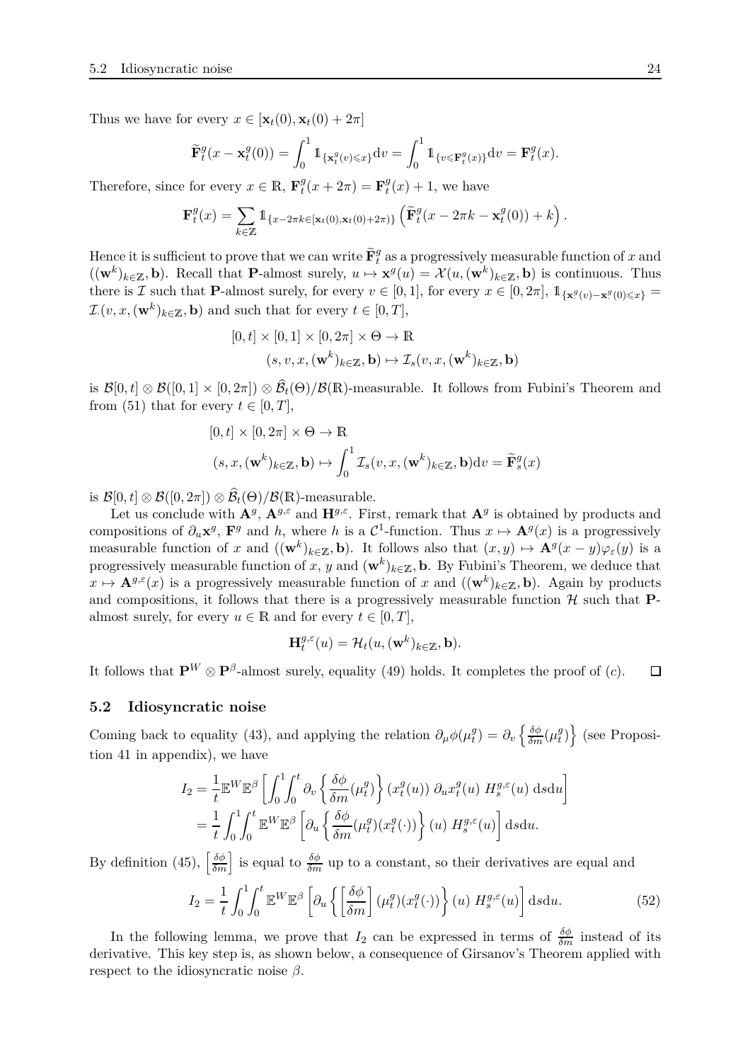Thus we have for every $x \in [\mathbf{x}_t(0), \mathbf{x}_t(0)+2\pi]$

$$\widetilde{\mathbf{F}}_t^g(x - \mathbf{x}_t^g(0)) = \int_0^1 \mathbb{1}_{\{\mathbf{x}_t^g(v) \leqslant x\}} \mathrm{d}v = \int_0^1 \mathbb{1}_{\{v \leqslant \mathbf{F}_t^g(x)\}} \mathrm{d}v = \mathbf{F}_t^g(x).$$

Therefore, since for every $x \in \mathbb{R}$, $\mathbf{F}_t^g(x+2\pi) = \mathbf{F}_t^g(x) + 1$, we have

$$\mathbf{F}_t^g(x) = \sum_{k \in \mathbb{Z}} \mathbb{1}_{\{x - 2\pi k \in [\mathbf{x}_t(0), \mathbf{x}_t(0)+2\pi)\}} \left( \widetilde{\mathbf{F}}_t^g(x - 2\pi k - \mathbf{x}_t^g(0)) + k \right).$$

Hence it is sufficient to prove that we can write $\widetilde{\mathbf{F}}_t^g$ as a progressively measurable function of $x$ and $((\mathbf{w}^k)_{k\in\mathbb{Z}}, \mathbf{b})$. Recall that $\mathbf{P}$-almost surely, $u \mapsto \mathbf{x}^g(u) = \mathcal{X}(u, (\mathbf{w}^k)_{k\in\mathbb{Z}}, \mathbf{b})$ is continuous. Thus there is $\mathcal{I}$ such that $\mathbf{P}$-almost surely, for every $v \in [0,1]$, for every $x \in [0, 2\pi]$, $\mathbb{1}_{\{\mathbf{x}^g(v) - \mathbf{x}^g(0) \leqslant x\}} = \mathcal{I}_\cdot(v, x, (\mathbf{w}^k)_{k\in\mathbb{Z}}, \mathbf{b})$ and such that for every $t \in [0,T]$,

$$\begin{aligned}
&[0,t] \times [0,1] \times [0,2\pi] \times \Theta \to \mathbb{R} \\
&\qquad (s, v, x, (\mathbf{w}^k)_{k\in\mathbb{Z}}, \mathbf{b}) \mapsto \mathcal{I}_s(v, x, (\mathbf{w}^k)_{k\in\mathbb{Z}}, \mathbf{b})
\end{aligned}$$

is $\mathcal{B}[0,t] \otimes \mathcal{B}([0,1] \times [0,2\pi]) \otimes \widehat{\mathcal{B}}_t(\Theta)/\mathcal{B}(\mathbb{R})$-measurable. It follows from Fubini's Theorem and from (51) that for every $t \in [0,T]$,

$$\begin{aligned}
&[0,t] \times [0,2\pi] \times \Theta \to \mathbb{R} \\
&(s, x, (\mathbf{w}^k)_{k\in\mathbb{Z}}, \mathbf{b}) \mapsto \int_0^1 \mathcal{I}_s(v, x, (\mathbf{w}^k)_{k\in\mathbb{Z}}, \mathbf{b}) \mathrm{d}v = \widetilde{\mathbf{F}}_s^g(x)
\end{aligned}$$

is $\mathcal{B}[0,t] \otimes \mathcal{B}([0,2\pi]) \otimes \widehat{\mathcal{B}}_t(\Theta)/\mathcal{B}(\mathbb{R})$-measurable.

Let us conclude with $\mathbf{A}^g$, $\mathbf{A}^{g,\varepsilon}$ and $\mathbf{H}^{g,\varepsilon}$. First, remark that $\mathbf{A}^g$ is obtained by products and compositions of $\partial_u \mathbf{x}^g$, $\mathbf{F}^g$ and $h$, where $h$ is a $\mathcal{C}^1$-function. Thus $x \mapsto \mathbf{A}^g(x)$ is a progressively measurable function of $x$ and $((\mathbf{w}^k)_{k\in\mathbb{Z}}, \mathbf{b})$. It follows also that $(x,y) \mapsto \mathbf{A}^g(x-y)\varphi_\varepsilon(y)$ is a progressively measurable function of $x$, $y$ and $(\mathbf{w}^k)_{k\in\mathbb{Z}}, \mathbf{b}$. By Fubini's Theorem, we deduce that $x \mapsto \mathbf{A}^{g,\varepsilon}(x)$ is a progressively measurable function of $x$ and $((\mathbf{w}^k)_{k\in\mathbb{Z}}, \mathbf{b})$. Again by products and compositions, it follows that there is a progressively measurable function $\mathcal{H}$ such that $\mathbf{P}$-almost surely, for every $u \in \mathbb{R}$ and for every $t \in [0,T]$,

$$\mathbf{H}_t^{g,\varepsilon}(u) = \mathcal{H}_t(u, (\mathbf{w}^k)_{k\in\mathbb{Z}}, \mathbf{b}).$$

It follows that $\mathbf{P}^W \otimes \mathbf{P}^\beta$-almost surely, equality (49) holds. It completes the proof of $(c)$. $\square$

## 5.2 Idiosyncratic noise

Coming back to equality (43), and applying the relation $\partial_\mu \phi(\mu_t^g) = \partial_v \left\{ \frac{\delta \phi}{\delta m}(\mu_t^g) \right\}$ (see Proposition 41 in appendix), we have

$$\begin{aligned}
I_2 &= \frac{1}{t} \mathbb{E}^W \mathbb{E}^\beta \left[ \int_0^1 \!\! \int_0^t \partial_v \left\{ \frac{\delta \phi}{\delta m}(\mu_t^g) \right\} (x_t^g(u)) \, \partial_u x_t^g(u) \, H_s^{g,\varepsilon}(u) \, \mathrm{d}s \mathrm{d}u \right] \\
&= \frac{1}{t} \int_0^1 \!\! \int_0^t \mathbb{E}^W \mathbb{E}^\beta \left[ \partial_u \left\{ \frac{\delta \phi}{\delta m}(\mu_t^g)(x_t^g(\cdot)) \right\} (u) \, H_s^{g,\varepsilon}(u) \right] \mathrm{d}s \mathrm{d}u.
\end{aligned}$$

By definition (45), $\left[ \frac{\delta \phi}{\delta m} \right]$ is equal to $\frac{\delta \phi}{\delta m}$ up to a constant, so their derivatives are equal and

$$I_2 = \frac{1}{t} \int_0^1 \!\! \int_0^t \mathbb{E}^W \mathbb{E}^\beta \left[ \partial_u \left\{ \left[ \frac{\delta \phi}{\delta m} \right] (\mu_t^g)(x_t^g(\cdot)) \right\} (u) \, H_s^{g,\varepsilon}(u) \right] \mathrm{d}s \mathrm{d}u. \tag{52}$$

In the following lemma, we prove that $I_2$ can be expressed in terms of $\frac{\delta \phi}{\delta m}$ instead of its derivative. This key step is, as shown below, a consequence of Girsanov's Theorem applied with respect to the idiosyncratic noise $\beta$.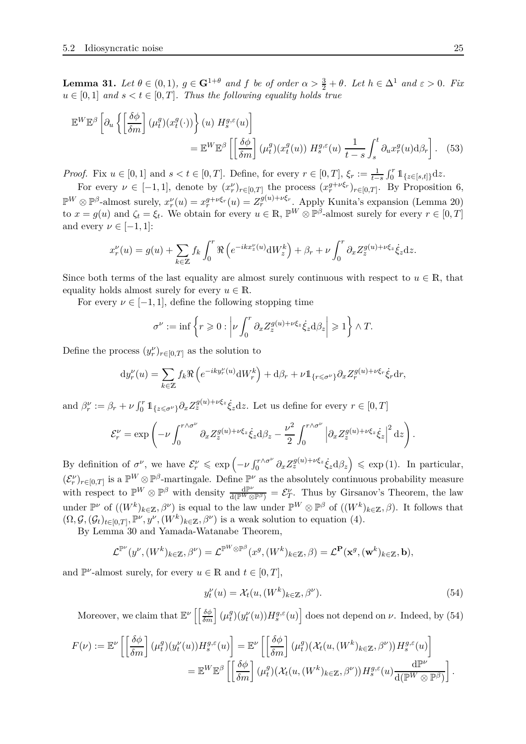**Lemma 31.** *Let $\theta \in (0,1)$, $g \in \mathbf{G}^{1+\theta}$ and $f$ be of order $\alpha > \frac{3}{2} + \theta$. Let $h \in \Delta^1$ and $\varepsilon > 0$. Fix $u \in [0,1]$ and $s < t \in [0,T]$. Thus the following equality holds true*

$$\mathbb{E}^W \mathbb{E}^\beta \left[ \partial_u \left\{ \left[\frac{\delta \phi}{\delta m}\right] (\mu_t^g)(x_t^g(\cdot)) \right\} (u)\ H_s^{g,\varepsilon}(u) \right] = \mathbb{E}^W \mathbb{E}^\beta \left[ \left[\frac{\delta \phi}{\delta m}\right] (\mu_t^g)(x_t^g(u))\ H_s^{g,\varepsilon}(u)\ \frac{1}{t-s} \int_s^t \partial_u x_r^g(u) \mathrm{d}\beta_r \right]. \quad (53)$$

*Proof.* Fix $u \in [0,1]$ and $s < t \in [0,T]$. Define, for every $r \in [0,T]$, $\xi_r := \frac{1}{t-s} \int_0^r \mathbb{1}_{\{z \in [s,t]\}} \mathrm{d}z$.

For every $\nu \in [-1,1]$, denote by $(x_r^\nu)_{r \in [0,T]}$ the process $(x_r^{g+\nu\xi_r})_{r \in [0,T]}$. By Proposition 6, $\mathbb{P}^W \otimes \mathbb{P}^\beta$-almost surely, $x_r^\nu(u) = x_r^{g+\nu\xi_r}(u) = Z_r^{g(u)+\nu\xi_r}$. Apply Kunita's expansion (Lemma 20) to $x = g(u)$ and $\zeta_t = \xi_t$. We obtain for every $u \in \mathbb{R}$, $\mathbb{P}^W \otimes \mathbb{P}^\beta$-almost surely for every $r \in [0,T]$ and every $\nu \in [-1,1]$:

$$x_r^\nu(u) = g(u) + \sum_{k \in \mathbb{Z}} f_k \int_0^r \Re \left( e^{-ikx_z^\nu(u)} \mathrm{d}W_z^k \right) + \beta_r + \nu \int_0^r \partial_x Z_z^{g(u)+\nu\xi_z} \dot{\xi}_z \mathrm{d}z.$$

Since both terms of the last equality are almost surely continuous with respect to $u \in \mathbb{R}$, that equality holds almost surely for every $u \in \mathbb{R}$.

For every $\nu \in [-1,1]$, define the following stopping time

$$\sigma^\nu := \inf \left\{ r \geqslant 0 : \left| \nu \int_0^r \partial_x Z_z^{g(u)+\nu\xi_z} \dot{\xi}_z \mathrm{d}\beta_z \right| \geqslant 1 \right\} \wedge T.$$

Define the process $(y_r^\nu)_{r \in [0,T]}$ as the solution to

$$\mathrm{d}y_r^\nu(u) = \sum_{k \in \mathbb{Z}} f_k \Re \left( e^{-iky_r^\nu(u)} \mathrm{d}W_r^k \right) + \mathrm{d}\beta_r + \nu \mathbb{1}_{\{r \leqslant \sigma^\nu\}} \partial_x Z_r^{g(u)+\nu\xi_r} \dot{\xi}_r \mathrm{d}r,$$

and $\beta_r^\nu := \beta_r + \nu \int_0^r \mathbb{1}_{\{z \leqslant \sigma^\nu\}} \partial_x Z_z^{g(u)+\nu\xi_z} \dot{\xi}_z \mathrm{d}z$. Let us define for every $r \in [0,T]$

$$\mathcal{E}_r^\nu = \exp \left( -\nu \int_0^{r \wedge \sigma^\nu} \partial_x Z_z^{g(u)+\nu\xi_z} \dot{\xi}_z \mathrm{d}\beta_z - \frac{\nu^2}{2} \int_0^{r \wedge \sigma^\nu} \left| \partial_x Z_z^{g(u)+\nu\xi_z} \dot{\xi}_z \right|^2 \mathrm{d}z \right).$$

By definition of $\sigma^\nu$, we have $\mathcal{E}_r^\nu \leqslant \exp \left( -\nu \int_0^{r \wedge \sigma^\nu} \partial_x Z_z^{g(u)+\nu\xi_z} \dot{\xi}_z \mathrm{d}\beta_z \right) \leqslant \exp(1)$. In particular, $(\mathcal{E}_r^\nu)_{r \in [0,T]}$ is a $\mathbb{P}^W \otimes \mathbb{P}^\beta$-martingale. Define $\mathbb{P}^\nu$ as the absolutely continuous probability measure with respect to $\mathbb{P}^W \otimes \mathbb{P}^\beta$ with density $\frac{\mathrm{d}\mathbb{P}^\nu}{\mathrm{d}(\mathbb{P}^W \otimes \mathbb{P}^\beta)} = \mathcal{E}_T^\nu$. Thus by Girsanov's Theorem, the law under $\mathbb{P}^\nu$ of $((W^k)_{k \in \mathbb{Z}}, \beta^\nu)$ is equal to the law under $\mathbb{P}^W \otimes \mathbb{P}^\beta$ of $((W^k)_{k \in \mathbb{Z}}, \beta)$. It follows that $(\Omega, \mathcal{G}, (\mathcal{G}_t)_{t \in [0,T]}, \mathbb{P}^\nu, y^\nu, (W^k)_{k \in \mathbb{Z}}, \beta^\nu)$ is a weak solution to equation (4).

By Lemma 30 and Yamada-Watanabe Theorem,

$$\mathcal{L}^{\mathbb{P}^\nu}(y^\nu, (W^k)_{k \in \mathbb{Z}}, \beta^\nu) = \mathcal{L}^{\mathbb{P}^W \otimes \mathbb{P}^\beta}(x^g, (W^k)_{k \in \mathbb{Z}}, \beta) = \mathcal{L}^{\mathbf{P}}(\mathbf{x}^g, (\mathbf{w}^k)_{k \in \mathbb{Z}}, \mathbf{b}),$$

and $\mathbb{P}^\nu$-almost surely, for every $u \in \mathbb{R}$ and $t \in [0,T]$,

$$y_t^\nu(u) = \mathcal{X}_t(u, (W^k)_{k \in \mathbb{Z}}, \beta^\nu). \quad (54)$$

Moreover, we claim that $\mathbb{E}^\nu \left[ \left[\frac{\delta \phi}{\delta m}\right] (\mu_t^g)(y_t^\nu(u)) H_s^{g,\varepsilon}(u) \right]$ does not depend on $\nu$. Indeed, by (54)

$$F(\nu) := \mathbb{E}^\nu \left[ \left[\frac{\delta \phi}{\delta m}\right] (\mu_t^g)(y_t^\nu(u)) H_s^{g,\varepsilon}(u) \right] = \mathbb{E}^\nu \left[ \left[\frac{\delta \phi}{\delta m}\right] (\mu_t^g)(\mathcal{X}_t(u, (W^k)_{k \in \mathbb{Z}}, \beta^\nu)) H_s^{g,\varepsilon}(u) \right]$$
$$= \mathbb{E}^W \mathbb{E}^\beta \left[ \left[\frac{\delta \phi}{\delta m}\right] (\mu_t^g)(\mathcal{X}_t(u, (W^k)_{k \in \mathbb{Z}}, \beta^\nu)) H_s^{g,\varepsilon}(u) \frac{\mathrm{d}\mathbb{P}^\nu}{\mathrm{d}(\mathbb{P}^W \otimes \mathbb{P}^\beta)} \right].$$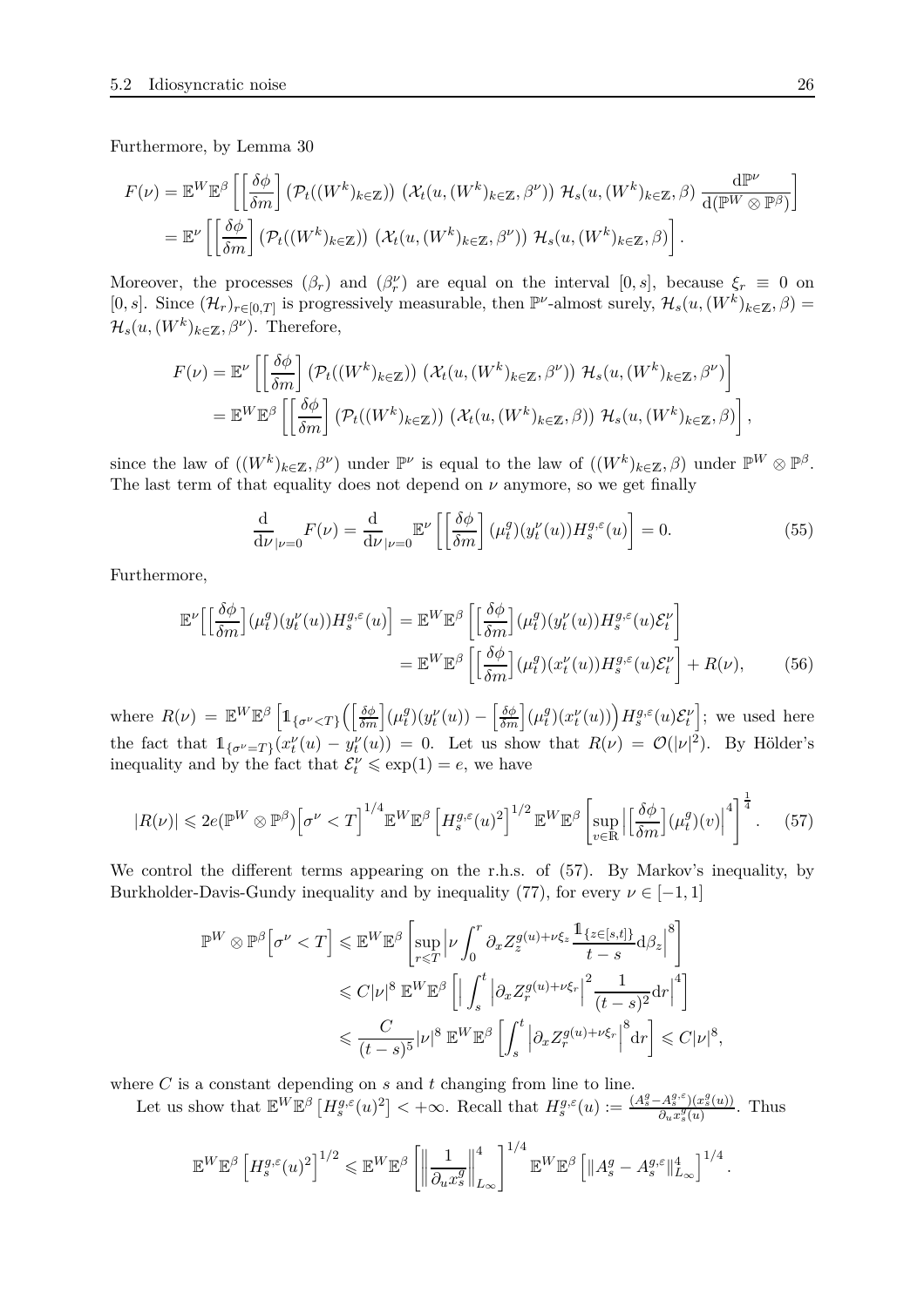Furthermore, by Lemma 30

$$
\begin{aligned}
F(\nu) &= \mathbb{E}^W\mathbb{E}^\beta\left[\left[\frac{\delta\phi}{\delta m}\right]\left(\mathcal{P}_t((W^k)_{k\in\mathbb{Z}})\right)\left(\mathcal{X}_t(u,(W^k)_{k\in\mathbb{Z}},\beta^\nu)\right)\mathcal{H}_s(u,(W^k)_{k\in\mathbb{Z}},\beta)\,\frac{\mathrm{d}\mathbb{P}^\nu}{\mathrm{d}(\mathbb{P}^W\otimes\mathbb{P}^\beta)}\right]\\
&= \mathbb{E}^\nu\left[\left[\frac{\delta\phi}{\delta m}\right]\left(\mathcal{P}_t((W^k)_{k\in\mathbb{Z}})\right)\left(\mathcal{X}_t(u,(W^k)_{k\in\mathbb{Z}},\beta^\nu)\right)\mathcal{H}_s(u,(W^k)_{k\in\mathbb{Z}},\beta)\right].
\end{aligned}
$$

Moreover, the processes $(\beta_r)$ and $(\beta^\nu_r)$ are equal on the interval $[0,s]$, because $\xi_r\equiv 0$ on $[0,s]$. Since $(\mathcal{H}_r)_{r\in[0,T]}$ is progressively measurable, then $\mathbb{P}^\nu$-almost surely, $\mathcal{H}_s(u,(W^k)_{k\in\mathbb{Z}},\beta)=\mathcal{H}_s(u,(W^k)_{k\in\mathbb{Z}},\beta^\nu)$. Therefore,

$$
\begin{aligned}
F(\nu) &= \mathbb{E}^\nu\left[\left[\frac{\delta\phi}{\delta m}\right]\left(\mathcal{P}_t((W^k)_{k\in\mathbb{Z}})\right)\left(\mathcal{X}_t(u,(W^k)_{k\in\mathbb{Z}},\beta^\nu)\right)\mathcal{H}_s(u,(W^k)_{k\in\mathbb{Z}},\beta^\nu)\right]\\
&= \mathbb{E}^W\mathbb{E}^\beta\left[\left[\frac{\delta\phi}{\delta m}\right]\left(\mathcal{P}_t((W^k)_{k\in\mathbb{Z}})\right)\left(\mathcal{X}_t(u,(W^k)_{k\in\mathbb{Z}},\beta)\right)\mathcal{H}_s(u,(W^k)_{k\in\mathbb{Z}},\beta)\right],
\end{aligned}
$$

since the law of $((W^k)_{k\in\mathbb{Z}},\beta^\nu)$ under $\mathbb{P}^\nu$ is equal to the law of $((W^k)_{k\in\mathbb{Z}},\beta)$ under $\mathbb{P}^W\otimes\mathbb{P}^\beta$. The last term of that equality does not depend on $\nu$ anymore, so we get finally

$$
\frac{\mathrm{d}}{\mathrm{d}\nu}_{|\nu=0}F(\nu)=\frac{\mathrm{d}}{\mathrm{d}\nu}_{|\nu=0}\mathbb{E}^\nu\left[\left[\frac{\delta\phi}{\delta m}\right](\mu^g_t)(y^\nu_t(u))H^{g,\varepsilon}_s(u)\right]=0. \tag{55}
$$

Furthermore,

$$
\begin{aligned}
\mathbb{E}^\nu\Big[\Big[\frac{\delta\phi}{\delta m}\Big](\mu^g_t)(y^\nu_t(u))H^{g,\varepsilon}_s(u)\Big] &= \mathbb{E}^W\mathbb{E}^\beta\left[\Big[\frac{\delta\phi}{\delta m}\Big](\mu^g_t)(y^\nu_t(u))H^{g,\varepsilon}_s(u)\mathcal{E}^\nu_t\right]\\
&= \mathbb{E}^W\mathbb{E}^\beta\left[\Big[\frac{\delta\phi}{\delta m}\Big](\mu^g_t)(x^\nu_t(u))H^{g,\varepsilon}_s(u)\mathcal{E}^\nu_t\right]+R(\nu),
\end{aligned}\tag{56}
$$

where $R(\nu)=\mathbb{E}^W\mathbb{E}^\beta\Big[\mathbb{1}_{\{\sigma^\nu<T\}}\Big(\Big[\frac{\delta\phi}{\delta m}\Big](\mu^g_t)(y^\nu_t(u))-\Big[\frac{\delta\phi}{\delta m}\Big](\mu^g_t)(x^\nu_t(u))\Big)H^{g,\varepsilon}_s(u)\mathcal{E}^\nu_t\Big]$; we used here the fact that $\mathbb{1}_{\{\sigma^\nu=T\}}(x^\nu_t(u)-y^\nu_t(u))=0$. Let us show that $R(\nu)=\mathcal{O}(|\nu|^2)$. By Hölder's inequality and by the fact that $\mathcal{E}^\nu_t\leqslant\exp(1)=e$, we have

$$
|R(\nu)|\leqslant 2e(\mathbb{P}^W\otimes\mathbb{P}^\beta)\Big[\sigma^\nu<T\Big]^{1/4}\mathbb{E}^W\mathbb{E}^\beta\Big[H^{g,\varepsilon}_s(u)^2\Big]^{1/2}\mathbb{E}^W\mathbb{E}^\beta\left[\sup_{v\in\mathbb{R}}\Big|\Big[\frac{\delta\phi}{\delta m}\Big](\mu^g_t)(v)\Big|^4\right]^{\frac14}. \tag{57}
$$

We control the different terms appearing on the r.h.s. of (57). By Markov's inequality, by Burkholder-Davis-Gundy inequality and by inequality (77), for every $\nu\in[-1,1]$

$$
\begin{aligned}
\mathbb{P}^W\otimes\mathbb{P}^\beta\Big[\sigma^\nu<T\Big] &\leqslant \mathbb{E}^W\mathbb{E}^\beta\left[\sup_{r\leqslant T}\Big|\nu\int_0^r\partial_x Z^{g(u)+\nu\xi_z}_z\frac{\mathbb{1}_{\{z\in[s,t]\}}}{t-s}\mathrm{d}\beta_z\Big|^8\right]\\
&\leqslant C|\nu|^8\,\mathbb{E}^W\mathbb{E}^\beta\left[\Big|\int_s^t\Big|\partial_x Z^{g(u)+\nu\xi_r}_r\Big|^2\frac{1}{(t-s)^2}\mathrm{d}r\Big|^4\right]\\
&\leqslant \frac{C}{(t-s)^5}|\nu|^8\,\mathbb{E}^W\mathbb{E}^\beta\left[\int_s^t\Big|\partial_x Z^{g(u)+\nu\xi_r}_r\Big|^8\mathrm{d}r\right]\leqslant C|\nu|^8,
\end{aligned}
$$

where $C$ is a constant depending on $s$ and $t$ changing from line to line.

Let us show that $\mathbb{E}^W\mathbb{E}^\beta\left[H^{g,\varepsilon}_s(u)^2\right]<+\infty$. Recall that $H^{g,\varepsilon}_s(u):=\frac{(A^g_s-A^{g,\varepsilon}_s)(x^g_s(u))}{\partial_u x^g_s(u)}$. Thus

$$
\mathbb{E}^W\mathbb{E}^\beta\Big[H^{g,\varepsilon}_s(u)^2\Big]^{1/2}\leqslant\mathbb{E}^W\mathbb{E}^\beta\left[\Big\|\frac{1}{\partial_u x^g_s}\Big\|^4_{L_\infty}\right]^{1/4}\mathbb{E}^W\mathbb{E}^\beta\Big[\|A^g_s-A^{g,\varepsilon}_s\|^4_{L_\infty}\Big]^{1/4}.
$$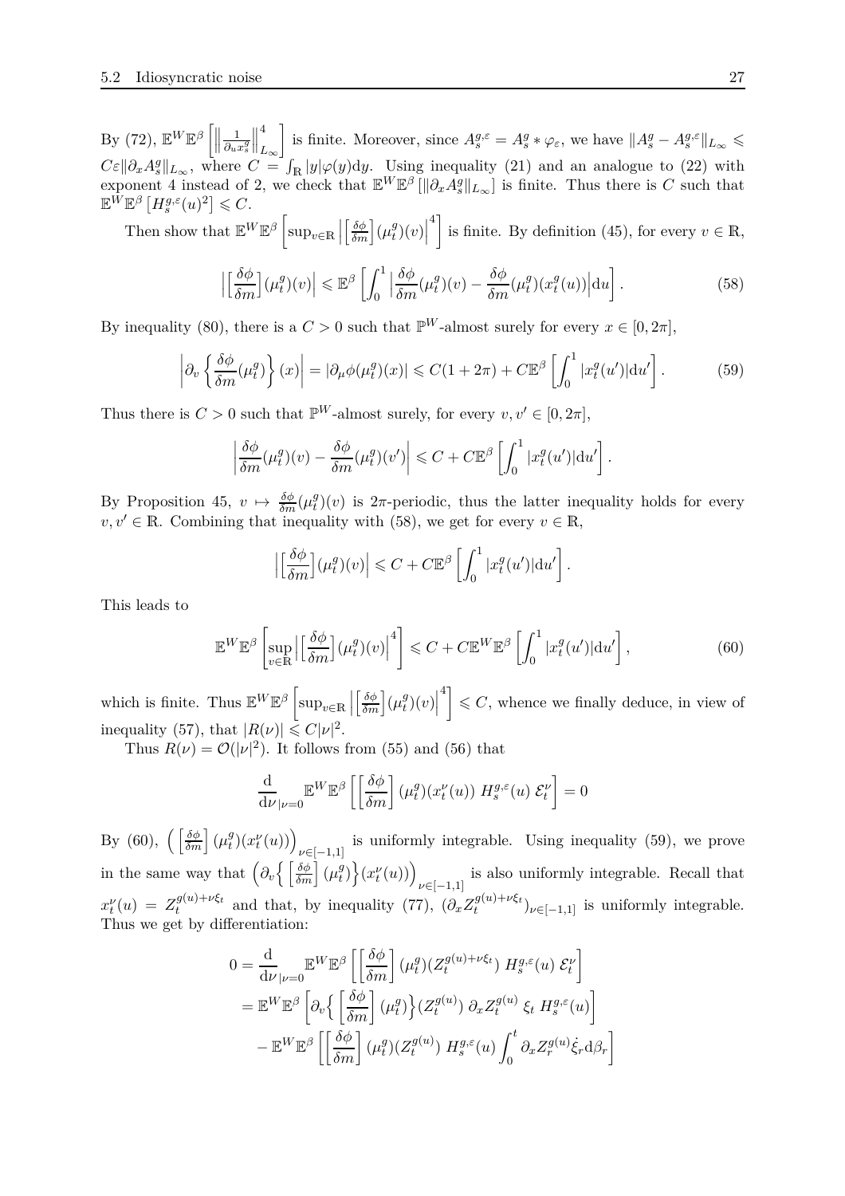By (72), $\mathbb{E}^W\mathbb{E}^\beta\left[\left\|\frac{1}{\partial_u x_s^g}\right\|_{L_\infty}^4\right]$ is finite. Moreover, since $A_s^{g,\varepsilon} = A_s^g * \varphi_\varepsilon$, we have $\|A_s^g - A_s^{g,\varepsilon}\|_{L_\infty} \leqslant C\varepsilon\|\partial_x A_s^g\|_{L_\infty}$, where $C = \int_\mathbb{R} |y|\varphi(y)\mathrm{d}y$. Using inequality (21) and an analogue to (22) with exponent 4 instead of 2, we check that $\mathbb{E}^W\mathbb{E}^\beta\left[\|\partial_x A_s^g\|_{L_\infty}\right]$ is finite. Thus there is $C$ such that $\mathbb{E}^W\mathbb{E}^\beta\left[H_s^{g,\varepsilon}(u)^2\right] \leqslant C$.

Then show that $\mathbb{E}^W\mathbb{E}^\beta\left[\sup_{v\in\mathbb{R}}\left|\left[\frac{\delta\phi}{\delta m}\right](\mu_t^g)(v)\right|^4\right]$ is finite. By definition (45), for every $v\in\mathbb{R}$,

$$\left|\left[\frac{\delta\phi}{\delta m}\right](\mu_t^g)(v)\right| \leqslant \mathbb{E}^\beta\left[\int_0^1\left|\frac{\delta\phi}{\delta m}(\mu_t^g)(v) - \frac{\delta\phi}{\delta m}(\mu_t^g)(x_t^g(u))\right|\mathrm{d}u\right]. \tag{58}$$

By inequality (80), there is a $C>0$ such that $\mathbb{P}^W$-almost surely for every $x\in[0,2\pi]$,

$$\left|\partial_v\left\{\frac{\delta\phi}{\delta m}(\mu_t^g)\right\}(x)\right| = |\partial_\mu\phi(\mu_t^g)(x)| \leqslant C(1+2\pi) + C\mathbb{E}^\beta\left[\int_0^1 |x_t^g(u')|\mathrm{d}u'\right]. \tag{59}$$

Thus there is $C>0$ such that $\mathbb{P}^W$-almost surely, for every $v,v'\in[0,2\pi]$,

$$\left|\frac{\delta\phi}{\delta m}(\mu_t^g)(v) - \frac{\delta\phi}{\delta m}(\mu_t^g)(v')\right| \leqslant C + C\mathbb{E}^\beta\left[\int_0^1 |x_t^g(u')|\mathrm{d}u'\right].$$

By Proposition 45, $v\mapsto \frac{\delta\phi}{\delta m}(\mu_t^g)(v)$ is $2\pi$-periodic, thus the latter inequality holds for every $v,v'\in\mathbb{R}$. Combining that inequality with (58), we get for every $v\in\mathbb{R}$,

$$\left|\left[\frac{\delta\phi}{\delta m}\right](\mu_t^g)(v)\right| \leqslant C + C\mathbb{E}^\beta\left[\int_0^1 |x_t^g(u')|\mathrm{d}u'\right].$$

This leads to

$$\mathbb{E}^W\mathbb{E}^\beta\left[\sup_{v\in\mathbb{R}}\left|\left[\frac{\delta\phi}{\delta m}\right](\mu_t^g)(v)\right|^4\right] \leqslant C + C\mathbb{E}^W\mathbb{E}^\beta\left[\int_0^1 |x_t^g(u')|\mathrm{d}u'\right], \tag{60}$$

which is finite. Thus $\mathbb{E}^W\mathbb{E}^\beta\left[\sup_{v\in\mathbb{R}}\left|\left[\frac{\delta\phi}{\delta m}\right](\mu_t^g)(v)\right|^4\right] \leqslant C$, whence we finally deduce, in view of inequality (57), that $|R(\nu)| \leqslant C|\nu|^2$.

Thus $R(\nu) = \mathcal{O}(|\nu|^2)$. It follows from (55) and (56) that

$$\frac{\mathrm{d}}{\mathrm{d}\nu}_{|\nu=0}\mathbb{E}^W\mathbb{E}^\beta\left[\left[\frac{\delta\phi}{\delta m}\right](\mu_t^g)(x_t^\nu(u))\ H_s^{g,\varepsilon}(u)\ \mathcal{E}_t^\nu\right] = 0$$

By (60), $\left(\left[\frac{\delta\phi}{\delta m}\right](\mu_t^g)(x_t^\nu(u))\right)_{\nu\in[-1,1]}$ is uniformly integrable. Using inequality (59), we prove in the same way that $\left(\partial_v\left\{\left[\frac{\delta\phi}{\delta m}\right](\mu_t^g)\right\}(x_t^\nu(u))\right)_{\nu\in[-1,1]}$ is also uniformly integrable. Recall that $x_t^\nu(u) = Z_t^{g(u)+\nu\xi_t}$ and that, by inequality (77), $(\partial_x Z_t^{g(u)+\nu\xi_t})_{\nu\in[-1,1]}$ is uniformly integrable. Thus we get by differentiation:

$$\begin{aligned}
0 &= \frac{\mathrm{d}}{\mathrm{d}\nu}_{|\nu=0}\mathbb{E}^W\mathbb{E}^\beta\left[\left[\frac{\delta\phi}{\delta m}\right](\mu_t^g)(Z_t^{g(u)+\nu\xi_t})\ H_s^{g,\varepsilon}(u)\ \mathcal{E}_t^\nu\right] \\
&= \mathbb{E}^W\mathbb{E}^\beta\left[\partial_v\left\{\left[\frac{\delta\phi}{\delta m}\right](\mu_t^g)\right\}(Z_t^{g(u)})\ \partial_x Z_t^{g(u)}\ \xi_t\ H_s^{g,\varepsilon}(u)\right] \\
&\quad - \mathbb{E}^W\mathbb{E}^\beta\left[\left[\frac{\delta\phi}{\delta m}\right](\mu_t^g)(Z_t^{g(u)})\ H_s^{g,\varepsilon}(u)\int_0^t \partial_x Z_r^{g(u)}\dot{\xi}_r\mathrm{d}\beta_r\right]
\end{aligned}$$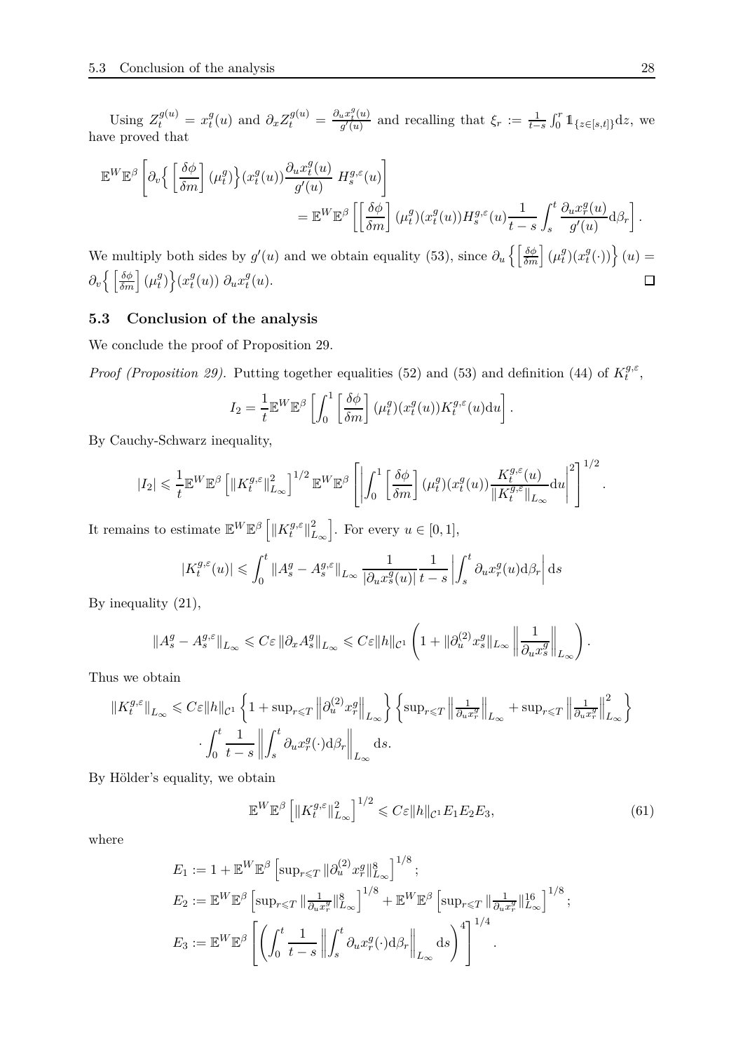Using $Z_t^{g(u)} = x_t^g(u)$ and $\partial_x Z_t^{g(u)} = \frac{\partial_u x_t^g(u)}{g'(u)}$ and recalling that $\xi_r := \frac{1}{t-s}\int_0^r \mathbb{1}_{\{z\in[s,t]\}}\mathrm{d}z$, we have proved that

$$\mathbb{E}^W\mathbb{E}^\beta\left[\partial_v\Big\{\left[\frac{\delta\phi}{\delta m}\right](\mu_t^g)\Big\}(x_t^g(u))\frac{\partial_u x_t^g(u)}{g'(u)}\,H_s^{g,\varepsilon}(u)\right] = \mathbb{E}^W\mathbb{E}^\beta\left[\left[\frac{\delta\phi}{\delta m}\right](\mu_t^g)(x_t^g(u))H_s^{g,\varepsilon}(u)\frac{1}{t-s}\int_s^t\frac{\partial_u x_r^g(u)}{g'(u)}\mathrm{d}\beta_r\right].$$

We multiply both sides by $g'(u)$ and we obtain equality (53), since $\partial_u\left\{\left[\frac{\delta\phi}{\delta m}\right](\mu_t^g)(x_t^g(\cdot))\right\}(u) = \partial_v\Big\{\left[\frac{\delta\phi}{\delta m}\right](\mu_t^g)\Big\}(x_t^g(u))\,\partial_u x_t^g(u)$. $\square$

### 5.3 Conclusion of the analysis

We conclude the proof of Proposition 29.

*Proof (Proposition 29).* Putting together equalities (52) and (53) and definition (44) of $K_t^{g,\varepsilon}$,

$$I_2 = \frac{1}{t}\mathbb{E}^W\mathbb{E}^\beta\left[\int_0^1\left[\frac{\delta\phi}{\delta m}\right](\mu_t^g)(x_t^g(u))K_t^{g,\varepsilon}(u)\mathrm{d}u\right].$$

By Cauchy-Schwarz inequality,

$$|I_2| \leqslant \frac{1}{t}\mathbb{E}^W\mathbb{E}^\beta\left[\|K_t^{g,\varepsilon}\|_{L_\infty}^2\right]^{1/2}\mathbb{E}^W\mathbb{E}^\beta\left[\left|\int_0^1\left[\frac{\delta\phi}{\delta m}\right](\mu_t^g)(x_t^g(u))\frac{K_t^{g,\varepsilon}(u)}{\|K_t^{g,\varepsilon}\|_{L_\infty}}\mathrm{d}u\right|^2\right]^{1/2}.$$

It remains to estimate $\mathbb{E}^W\mathbb{E}^\beta\left[\|K_t^{g,\varepsilon}\|_{L_\infty}^2\right]$. For every $u\in[0,1]$,

$$|K_t^{g,\varepsilon}(u)| \leqslant \int_0^t\|A_s^g - A_s^{g,\varepsilon}\|_{L_\infty}\frac{1}{|\partial_u x_s^g(u)|}\frac{1}{t-s}\left|\int_s^t\partial_u x_r^g(u)\mathrm{d}\beta_r\right|\mathrm{d}s$$

By inequality (21),

$$\|A_s^g - A_s^{g,\varepsilon}\|_{L_\infty} \leqslant C\varepsilon\,\|\partial_x A_s^g\|_{L_\infty} \leqslant C\varepsilon\|h\|_{\mathcal{C}^1}\left(1 + \|\partial_u^{(2)}x_s^g\|_{L_\infty}\left\|\frac{1}{\partial_u x_s^g}\right\|_{L_\infty}\right).$$

Thus we obtain

$$\|K_t^{g,\varepsilon}\|_{L_\infty} \leqslant C\varepsilon\|h\|_{\mathcal{C}^1}\left\{1 + \sup_{r\leqslant T}\left\|\partial_u^{(2)}x_r^g\right\|_{L_\infty}\right\}\left\{\sup_{r\leqslant T}\left\|\tfrac{1}{\partial_u x_r^g}\right\|_{L_\infty} + \sup_{r\leqslant T}\left\|\tfrac{1}{\partial_u x_r^g}\right\|_{L_\infty}^2\right\} \cdot\int_0^t\frac{1}{t-s}\left\|\int_s^t\partial_u x_r^g(\cdot)\mathrm{d}\beta_r\right\|_{L_\infty}\mathrm{d}s.$$

By Hölder's equality, we obtain

$$\mathbb{E}^W\mathbb{E}^\beta\left[\|K_t^{g,\varepsilon}\|_{L_\infty}^2\right]^{1/2} \leqslant C\varepsilon\|h\|_{\mathcal{C}^1}E_1E_2E_3, \tag{61}$$

where

$$\begin{aligned}
E_1 &:= 1 + \mathbb{E}^W\mathbb{E}^\beta\left[\sup_{r\leqslant T}\|\partial_u^{(2)}x_r^g\|_{L_\infty}^8\right]^{1/8};\\
E_2 &:= \mathbb{E}^W\mathbb{E}^\beta\left[\sup_{r\leqslant T}\|\tfrac{1}{\partial_u x_r^g}\|_{L_\infty}^8\right]^{1/8} + \mathbb{E}^W\mathbb{E}^\beta\left[\sup_{r\leqslant T}\|\tfrac{1}{\partial_u x_r^g}\|_{L_\infty}^{16}\right]^{1/8};\\
E_3 &:= \mathbb{E}^W\mathbb{E}^\beta\left[\left(\int_0^t\frac{1}{t-s}\left\|\int_s^t\partial_u x_r^g(\cdot)\mathrm{d}\beta_r\right\|_{L_\infty}\mathrm{d}s\right)^4\right]^{1/4}.
\end{aligned}$$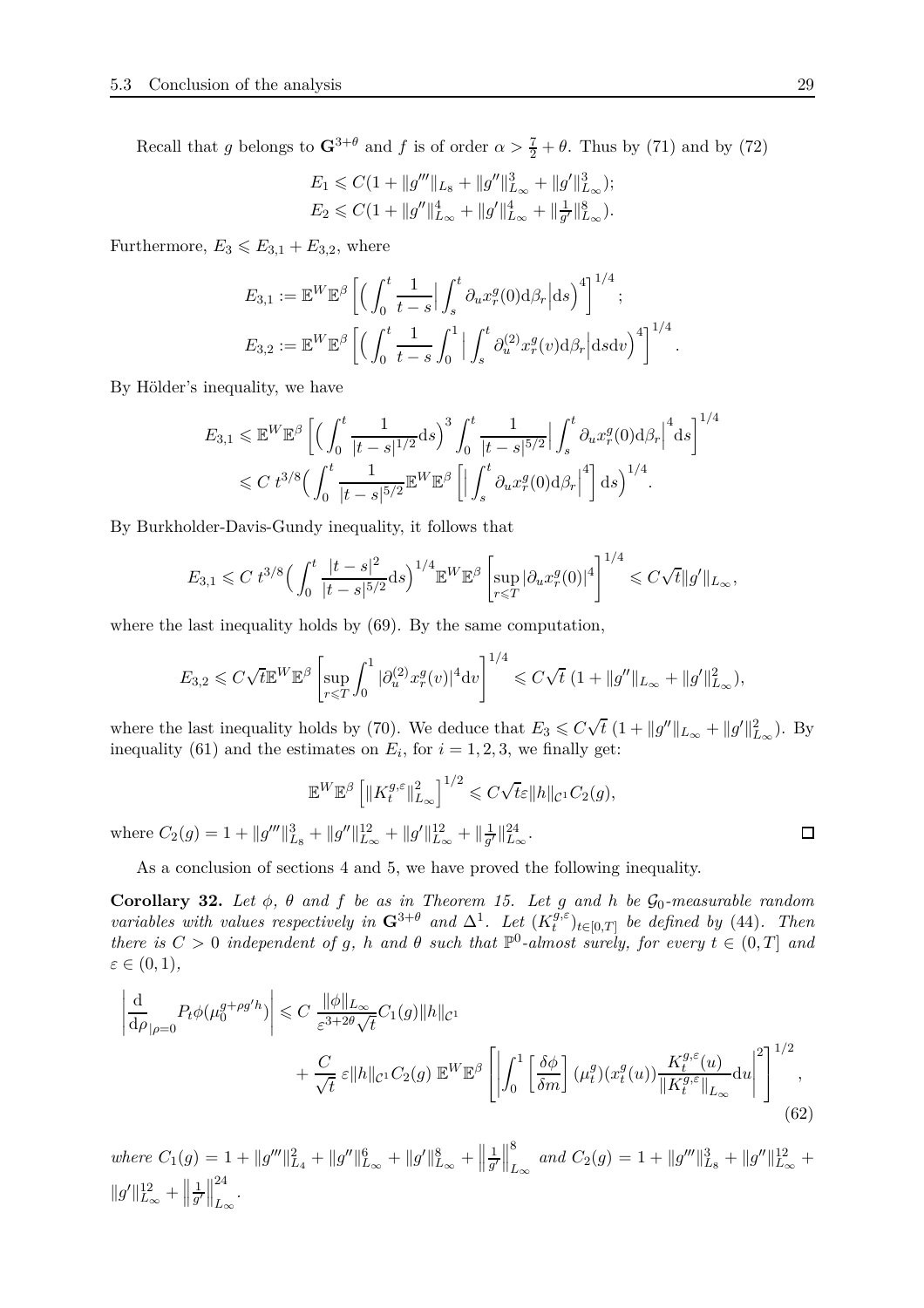Recall that $g$ belongs to $\mathbf{G}^{3+\theta}$ and $f$ is of order $\alpha > \frac{7}{2} + \theta$. Thus by (71) and by (72)

$$E_1 \leqslant C(1 + \|g'''\|_{L_8} + \|g''\|_{L_\infty}^3 + \|g'\|_{L_\infty}^3);$$
$$E_2 \leqslant C(1 + \|g''\|_{L_\infty}^4 + \|g'\|_{L_\infty}^4 + \|\tfrac{1}{g'}\|_{L_\infty}^8).$$

Furthermore, $E_3 \leqslant E_{3,1} + E_{3,2}$, where

$$E_{3,1} := \mathbb{E}^W \mathbb{E}^\beta \left[ \Big( \int_0^t \frac{1}{t-s} \Big| \int_s^t \partial_u x_r^g(0) \mathrm{d}\beta_r \Big| \mathrm{d}s \Big)^4 \right]^{1/4};$$
$$E_{3,2} := \mathbb{E}^W \mathbb{E}^\beta \left[ \Big( \int_0^t \frac{1}{t-s} \int_0^1 \Big| \int_s^t \partial_u^{(2)} x_r^g(v) \mathrm{d}\beta_r \Big| \mathrm{d}s \mathrm{d}v \Big)^4 \right]^{1/4}.$$

By Hölder's inequality, we have

$$\begin{aligned} E_{3,1} &\leqslant \mathbb{E}^W \mathbb{E}^\beta \left[ \Big( \int_0^t \frac{1}{|t-s|^{1/2}} \mathrm{d}s \Big)^3 \int_0^t \frac{1}{|t-s|^{5/2}} \Big| \int_s^t \partial_u x_r^g(0) \mathrm{d}\beta_r \Big|^4 \mathrm{d}s \right]^{1/4} \\ &\leqslant C\, t^{3/8} \Big( \int_0^t \frac{1}{|t-s|^{5/2}} \mathbb{E}^W \mathbb{E}^\beta \left[ \Big| \int_s^t \partial_u x_r^g(0) \mathrm{d}\beta_r \Big|^4 \right] \mathrm{d}s \Big)^{1/4}. \end{aligned}$$

By Burkholder-Davis-Gundy inequality, it follows that

$$E_{3,1} \leqslant C\, t^{3/8} \Big( \int_0^t \frac{|t-s|^2}{|t-s|^{5/2}} \mathrm{d}s \Big)^{1/4} \mathbb{E}^W \mathbb{E}^\beta \left[ \sup_{r \leqslant T} |\partial_u x_r^g(0)|^4 \right]^{1/4} \leqslant C\sqrt{t} \|g'\|_{L_\infty},$$

where the last inequality holds by (69). By the same computation,

$$E_{3,2} \leqslant C\sqrt{t} \mathbb{E}^W \mathbb{E}^\beta \left[ \sup_{r \leqslant T} \int_0^1 |\partial_u^{(2)} x_r^g(v)|^4 \mathrm{d}v \right]^{1/4} \leqslant C\sqrt{t}\, (1 + \|g''\|_{L_\infty} + \|g'\|_{L_\infty}^2),$$

where the last inequality holds by (70). We deduce that $E_3 \leqslant C\sqrt{t}\,(1 + \|g''\|_{L_\infty} + \|g'\|_{L_\infty}^2)$. By inequality (61) and the estimates on $E_i$, for $i = 1, 2, 3$, we finally get:

$$\mathbb{E}^W \mathbb{E}^\beta \left[ \|K_t^{g,\varepsilon}\|_{L_\infty}^2 \right]^{1/2} \leqslant C\sqrt{t} \varepsilon \|h\|_{\mathcal{C}^1} C_2(g),$$

where $C_2(g) = 1 + \|g'''\|_{L_8}^3 + \|g''\|_{L_\infty}^{12} + \|g'\|_{L_\infty}^{12} + \|\frac{1}{g'}\|_{L_\infty}^{24}$. $\square$

As a conclusion of sections 4 and 5, we have proved the following inequality.

**Corollary 32.** *Let $\phi$, $\theta$ and $f$ be as in Theorem 15. Let $g$ and $h$ be $\mathcal{G}_0$-measurable random variables with values respectively in $\mathbf{G}^{3+\theta}$ and $\Delta^1$. Let $(K_t^{g,\varepsilon})_{t \in [0,T]}$ be defined by (44). Then there is $C > 0$ independent of $g$, $h$ and $\theta$ such that $\mathbb{P}^0$-almost surely, for every $t \in (0,T]$ and $\varepsilon \in (0,1)$,*

$$\begin{aligned} \left| \frac{\mathrm{d}}{\mathrm{d}\rho}_{|\rho=0} P_t \phi(\mu_0^{g+\rho g' h}) \right| &\leqslant C\, \frac{\|\phi\|_{L_\infty}}{\varepsilon^{3+2\theta}\sqrt{t}} C_1(g) \|h\|_{\mathcal{C}^1} \\ &\quad + \frac{C}{\sqrt{t}}\, \varepsilon \|h\|_{\mathcal{C}^1} C_2(g)\, \mathbb{E}^W \mathbb{E}^\beta \left[ \left| \int_0^1 \left[ \frac{\delta \phi}{\delta m} \right] (\mu_t^g)(x_t^g(u)) \frac{K_t^{g,\varepsilon}(u)}{\|K_t^{g,\varepsilon}\|_{L_\infty}} \mathrm{d}u \right|^2 \right]^{1/2}, \end{aligned} \tag{62}$$

*where $C_1(g) = 1 + \|g'''\|_{L_4}^2 + \|g''\|_{L_\infty}^6 + \|g'\|_{L_\infty}^8 + \left\|\frac{1}{g'}\right\|_{L_\infty}^8$ and $C_2(g) = 1 + \|g'''\|_{L_8}^3 + \|g''\|_{L_\infty}^{12} + \|g'\|_{L_\infty}^{12} + \left\|\frac{1}{g'}\right\|_{L_\infty}^{24}$.*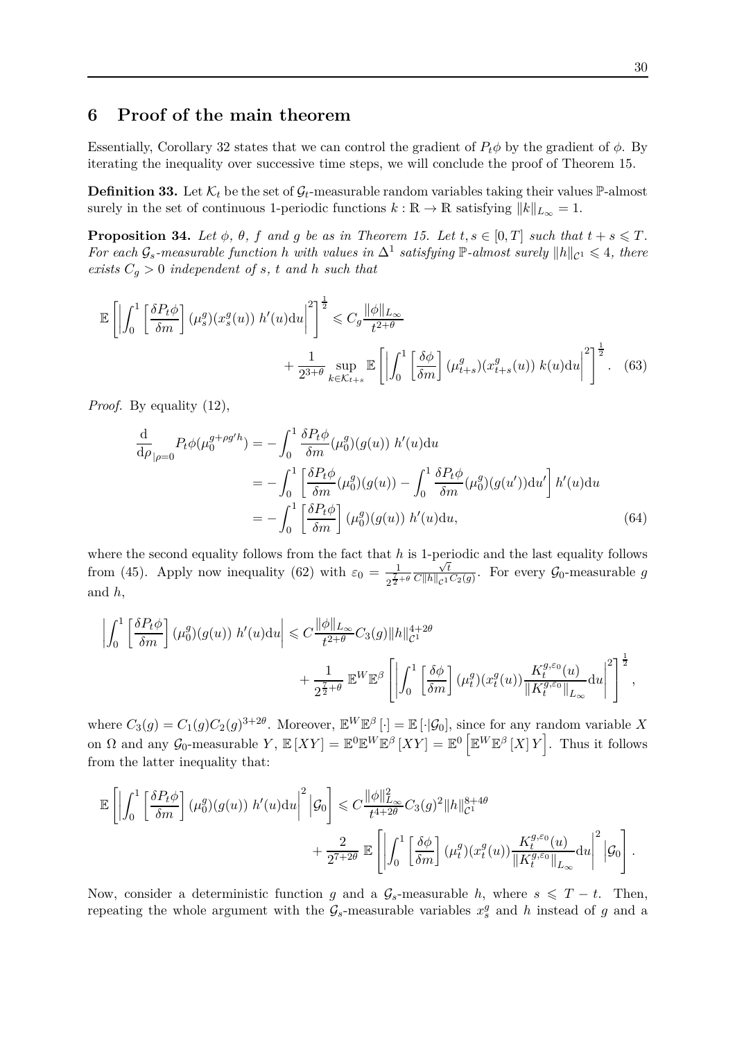## 6 Proof of the main theorem

Essentially, Corollary 32 states that we can control the gradient of $P_t\phi$ by the gradient of $\phi$. By iterating the inequality over successive time steps, we will conclude the proof of Theorem 15.

**Definition 33.** Let $\mathcal{K}_t$ be the set of $\mathcal{G}_t$-measurable random variables taking their values $\mathbb{P}$-almost surely in the set of continuous 1-periodic functions $k : \mathbb{R} \to \mathbb{R}$ satisfying $\|k\|_{L_\infty} = 1$.

**Proposition 34.** *Let $\phi$, $\theta$, $f$ and $g$ be as in Theorem 15. Let $t, s \in [0,T]$ such that $t + s \leqslant T$. For each $\mathcal{G}_s$-measurable function $h$ with values in $\Delta^1$ satisfying $\mathbb{P}$-almost surely $\|h\|_{\mathcal{C}^1} \leqslant 4$, there exists $C_g > 0$ independent of $s$, $t$ and $h$ such that*

$$
\mathbb{E}\left[\left|\int_0^1 \left[\frac{\delta P_t\phi}{\delta m}\right](\mu_s^g)(x_s^g(u))\; h'(u)\mathrm{d}u\right|^2\right]^{\frac{1}{2}} \leqslant C_g \frac{\|\phi\|_{L_\infty}}{t^{2+\theta}} + \frac{1}{2^{3+\theta}} \sup_{k \in \mathcal{K}_{t+s}} \mathbb{E}\left[\left|\int_0^1 \left[\frac{\delta \phi}{\delta m}\right](\mu_{t+s}^g)(x_{t+s}^g(u))\; k(u)\mathrm{d}u\right|^2\right]^{\frac{1}{2}}. \tag{63}
$$

*Proof.* By equality (12),

$$
\begin{aligned}
\frac{\mathrm{d}}{\mathrm{d}\rho}_{|\rho=0} P_t\phi(\mu_0^{g+\rho g'h}) &= -\int_0^1 \frac{\delta P_t\phi}{\delta m}(\mu_0^g)(g(u))\; h'(u)\mathrm{d}u \\
&= -\int_0^1 \left[\frac{\delta P_t\phi}{\delta m}(\mu_0^g)(g(u)) - \int_0^1 \frac{\delta P_t\phi}{\delta m}(\mu_0^g)(g(u'))\mathrm{d}u'\right] h'(u)\mathrm{d}u \\
&= -\int_0^1 \left[\frac{\delta P_t\phi}{\delta m}\right](\mu_0^g)(g(u))\; h'(u)\mathrm{d}u, 
\end{aligned} \tag{64}
$$

where the second equality follows from the fact that $h$ is 1-periodic and the last equality follows from (45). Apply now inequality (62) with $\varepsilon_0 = \frac{1}{2^{\frac{7}{2}+\theta}} \frac{\sqrt{t}}{C\|h\|_{\mathcal{C}^1} C_2(g)}$. For every $\mathcal{G}_0$-measurable $g$ and $h$,

$$
\left|\int_0^1 \left[\frac{\delta P_t\phi}{\delta m}\right](\mu_0^g)(g(u))\; h'(u)\mathrm{d}u\right| \leqslant C\frac{\|\phi\|_{L_\infty}}{t^{2+\theta}} C_3(g) \|h\|_{\mathcal{C}^1}^{4+2\theta} + \frac{1}{2^{\frac{7}{2}+\theta}} \mathbb{E}^W\mathbb{E}^\beta\left[\left|\int_0^1 \left[\frac{\delta\phi}{\delta m}\right](\mu_t^g)(x_t^g(u)) \frac{K_t^{g,\varepsilon_0}(u)}{\|K_t^{g,\varepsilon_0}\|_{L_\infty}}\mathrm{d}u\right|^2\right]^{\frac{1}{2}},
$$

where $C_3(g) = C_1(g) C_2(g)^{3+2\theta}$. Moreover, $\mathbb{E}^W\mathbb{E}^\beta[\cdot] = \mathbb{E}[\cdot|\mathcal{G}_0]$, since for any random variable $X$ on $\Omega$ and any $\mathcal{G}_0$-measurable $Y$, $\mathbb{E}[XY] = \mathbb{E}^0\mathbb{E}^W\mathbb{E}^\beta[XY] = \mathbb{E}^0\left[\mathbb{E}^W\mathbb{E}^\beta[X]\, Y\right]$. Thus it follows from the latter inequality that:

$$
\mathbb{E}\left[\left|\int_0^1 \left[\frac{\delta P_t\phi}{\delta m}\right](\mu_0^g)(g(u))\; h'(u)\mathrm{d}u\right|^2 \Big| \mathcal{G}_0\right] \leqslant C\frac{\|\phi\|_{L_\infty}^2}{t^{4+2\theta}} C_3(g)^2 \|h\|_{\mathcal{C}^1}^{8+4\theta} + \frac{2}{2^{7+2\theta}} \mathbb{E}\left[\left|\int_0^1 \left[\frac{\delta\phi}{\delta m}\right](\mu_t^g)(x_t^g(u)) \frac{K_t^{g,\varepsilon_0}(u)}{\|K_t^{g,\varepsilon_0}\|_{L_\infty}}\mathrm{d}u\right|^2 \Big| \mathcal{G}_0\right].
$$

Now, consider a deterministic function $g$ and a $\mathcal{G}_s$-measurable $h$, where $s \leqslant T - t$. Then, repeating the whole argument with the $\mathcal{G}_s$-measurable variables $x_s^g$ and $h$ instead of $g$ and a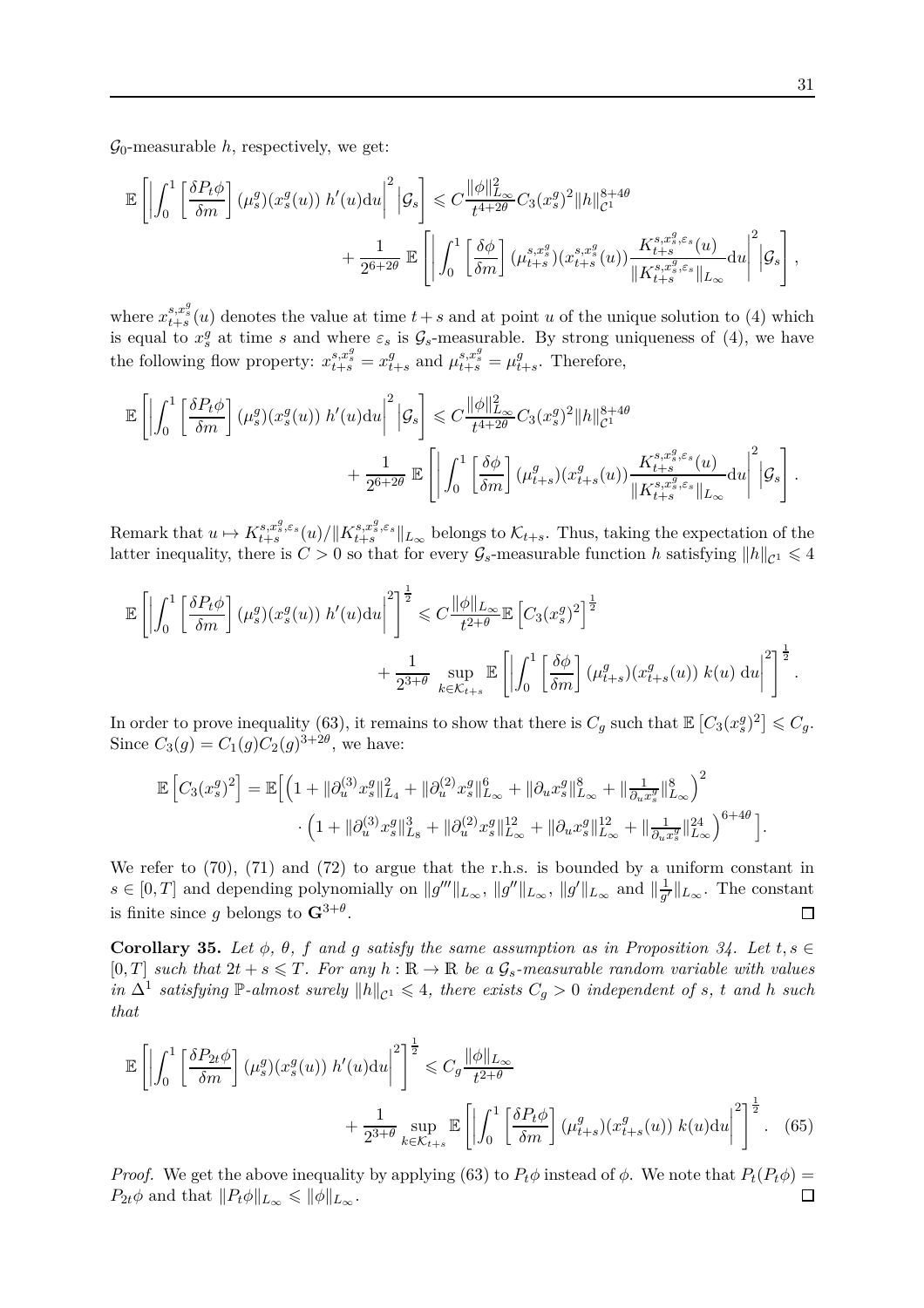$\mathcal{G}_0$-measurable $h$, respectively, we get:

$$
\mathbb{E}\left[\left|\int_0^1 \left[\frac{\delta P_t\phi}{\delta m}\right](\mu_s^g)(x_s^g(u))\; h'(u)\mathrm{d}u\right|^2 \Big| \mathcal{G}_s\right] \leqslant C\frac{\|\phi\|_{L_\infty}^2}{t^{4+2\theta}} C_3(x_s^g)^2 \|h\|_{\mathcal{C}^1}^{8+4\theta}
+ \frac{1}{2^{6+2\theta}}\, \mathbb{E}\left[\left|\int_0^1 \left[\frac{\delta\phi}{\delta m}\right](\mu_{t+s}^{s,x_s^g})(x_{t+s}^{s,x_s^g}(u))\frac{K_{t+s}^{s,x_s^g,\varepsilon_s}(u)}{\|K_{t+s}^{s,x_s^g,\varepsilon_s}\|_{L_\infty}}\mathrm{d}u\right|^2 \Big| \mathcal{G}_s\right],
$$

where $x_{t+s}^{s,x_s^g}(u)$ denotes the value at time $t+s$ and at point $u$ of the unique solution to (4) which is equal to $x_s^g$ at time $s$ and where $\varepsilon_s$ is $\mathcal{G}_s$-measurable. By strong uniqueness of (4), we have the following flow property: $x_{t+s}^{s,x_s^g} = x_{t+s}^g$ and $\mu_{t+s}^{s,x_s^g} = \mu_{t+s}^g$. Therefore,

$$
\mathbb{E}\left[\left|\int_0^1 \left[\frac{\delta P_t\phi}{\delta m}\right](\mu_s^g)(x_s^g(u))\; h'(u)\mathrm{d}u\right|^2 \Big| \mathcal{G}_s\right] \leqslant C\frac{\|\phi\|_{L_\infty}^2}{t^{4+2\theta}} C_3(x_s^g)^2 \|h\|_{\mathcal{C}^1}^{8+4\theta}
+ \frac{1}{2^{6+2\theta}}\, \mathbb{E}\left[\left|\int_0^1 \left[\frac{\delta\phi}{\delta m}\right](\mu_{t+s}^{g})(x_{t+s}^{g}(u))\frac{K_{t+s}^{s,x_s^g,\varepsilon_s}(u)}{\|K_{t+s}^{s,x_s^g,\varepsilon_s}\|_{L_\infty}}\mathrm{d}u\right|^2 \Big| \mathcal{G}_s\right].
$$

Remark that $u \mapsto K_{t+s}^{s,x_s^g,\varepsilon_s}(u)/\|K_{t+s}^{s,x_s^g,\varepsilon_s}\|_{L_\infty}$ belongs to $\mathcal{K}_{t+s}$. Thus, taking the expectation of the latter inequality, there is $C>0$ so that for every $\mathcal{G}_s$-measurable function $h$ satisfying $\|h\|_{\mathcal{C}^1} \leqslant 4$

$$
\mathbb{E}\left[\left|\int_0^1 \left[\frac{\delta P_t\phi}{\delta m}\right](\mu_s^g)(x_s^g(u))\; h'(u)\mathrm{d}u\right|^2\right]^{\frac{1}{2}} \leqslant C\frac{\|\phi\|_{L_\infty}}{t^{2+\theta}}\mathbb{E}\left[C_3(x_s^g)^2\right]^{\frac{1}{2}}
+ \frac{1}{2^{3+\theta}} \sup_{k\in\mathcal{K}_{t+s}} \mathbb{E}\left[\left|\int_0^1 \left[\frac{\delta\phi}{\delta m}\right](\mu_{t+s}^g)(x_{t+s}^g(u))\; k(u)\;\mathrm{d}u\right|^2\right]^{\frac{1}{2}}.
$$

In order to prove inequality (63), it remains to show that there is $C_g$ such that $\mathbb{E}\left[C_3(x_s^g)^2\right] \leqslant C_g$. Since $C_3(g) = C_1(g)C_2(g)^{3+2\theta}$, we have:

$$
\mathbb{E}\left[C_3(x_s^g)^2\right] = \mathbb{E}\Big[\Big(1+\|\partial_u^{(3)}x_s^g\|_{L_4}^2 + \|\partial_u^{(2)}x_s^g\|_{L_\infty}^6 + \|\partial_u x_s^g\|_{L_\infty}^8 + \|\tfrac{1}{\partial_u x_s^g}\|_{L_\infty}^8\Big)^2
\cdot \Big(1+\|\partial_u^{(3)}x_s^g\|_{L_8}^3 + \|\partial_u^{(2)}x_s^g\|_{L_\infty}^{12} + \|\partial_u x_s^g\|_{L_\infty}^{12} + \|\tfrac{1}{\partial_u x_s^g}\|_{L_\infty}^{24}\Big)^{6+4\theta}\Big].
$$

We refer to (70), (71) and (72) to argue that the r.h.s. is bounded by a uniform constant in $s\in[0,T]$ and depending polynomially on $\|g'''\|_{L_\infty}$, $\|g''\|_{L_\infty}$, $\|g'\|_{L_\infty}$ and $\|\frac{1}{g'}\|_{L_\infty}$. The constant is finite since $g$ belongs to $\mathbf{G}^{3+\theta}$. ☐

**Corollary 35.** *Let $\phi$, $\theta$, $f$ and $g$ satisfy the same assumption as in Proposition 34. Let $t,s\in[0,T]$ such that $2t+s\leqslant T$. For any $h:\mathbb{R}\to\mathbb{R}$ be a $\mathcal{G}_s$-measurable random variable with values in $\Delta^1$ satisfying $\mathbb{P}$-almost surely $\|h\|_{\mathcal{C}^1}\leqslant 4$, there exists $C_g>0$ independent of $s$, $t$ and $h$ such that*

$$
\mathbb{E}\left[\left|\int_0^1 \left[\frac{\delta P_{2t}\phi}{\delta m}\right](\mu_s^g)(x_s^g(u))\; h'(u)\mathrm{d}u\right|^2\right]^{\frac{1}{2}} \leqslant C_g\frac{\|\phi\|_{L_\infty}}{t^{2+\theta}}
+ \frac{1}{2^{3+\theta}} \sup_{k\in\mathcal{K}_{t+s}} \mathbb{E}\left[\left|\int_0^1 \left[\frac{\delta P_t\phi}{\delta m}\right](\mu_{t+s}^g)(x_{t+s}^g(u))\; k(u)\mathrm{d}u\right|^2\right]^{\frac{1}{2}}. \quad (65)
$$

*Proof.* We get the above inequality by applying (63) to $P_t\phi$ instead of $\phi$. We note that $P_t(P_t\phi) = P_{2t}\phi$ and that $\|P_t\phi\|_{L_\infty} \leqslant \|\phi\|_{L_\infty}$. ☐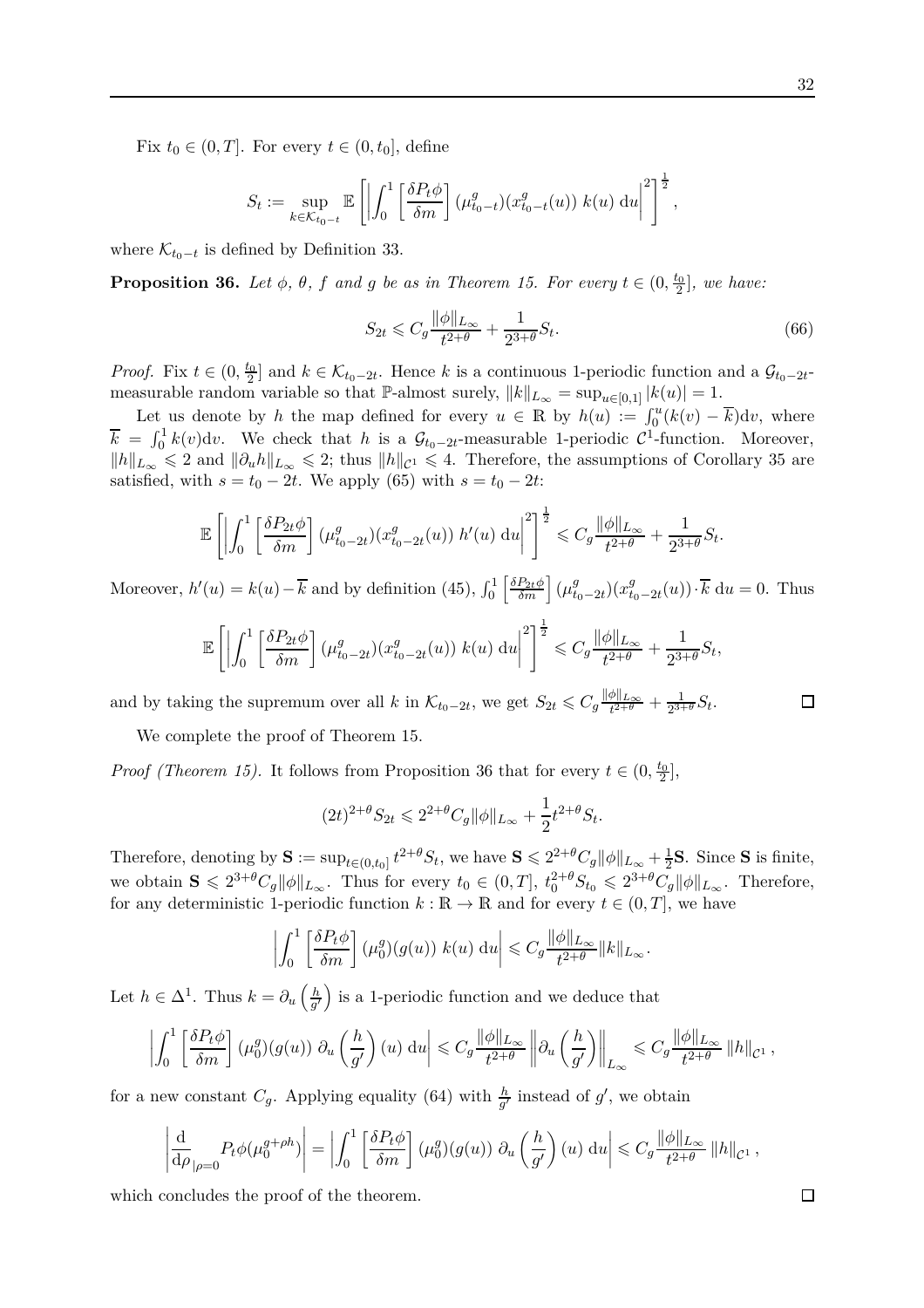Fix $t_0 \in (0,T]$. For every $t \in (0, t_0]$, define

$$S_t := \sup_{k \in \mathcal{K}_{t_0-t}} \mathbb{E}\left[ \left| \int_0^1 \left[\frac{\delta P_t \phi}{\delta m}\right](\mu^g_{t_0-t})(x^g_{t_0-t}(u))\, k(u)\, \mathrm{d}u \right|^2 \right]^{\frac{1}{2}},$$

where $\mathcal{K}_{t_0-t}$ is defined by Definition 33.

**Proposition 36.** *Let $\phi$, $\theta$, $f$ and $g$ be as in Theorem 15. For every $t \in (0, \frac{t_0}{2}]$, we have:*

$$S_{2t} \leqslant C_g \frac{\|\phi\|_{L_\infty}}{t^{2+\theta}} + \frac{1}{2^{3+\theta}} S_t. \tag{66}$$

*Proof.* Fix $t \in (0, \frac{t_0}{2}]$ and $k \in \mathcal{K}_{t_0-2t}$. Hence $k$ is a continuous 1-periodic function and a $\mathcal{G}_{t_0-2t}$-measurable random variable so that $\mathbb{P}$-almost surely, $\|k\|_{L_\infty} = \sup_{u \in [0,1]} |k(u)| = 1$.

Let us denote by $h$ the map defined for every $u \in \mathbb{R}$ by $h(u) := \int_0^u (k(v) - \overline{k})\mathrm{d}v$, where $\overline{k} = \int_0^1 k(v)\mathrm{d}v$. We check that $h$ is a $\mathcal{G}_{t_0-2t}$-measurable 1-periodic $\mathcal{C}^1$-function. Moreover, $\|h\|_{L_\infty} \leqslant 2$ and $\|\partial_u h\|_{L_\infty} \leqslant 2$; thus $\|h\|_{\mathcal{C}^1} \leqslant 4$. Therefore, the assumptions of Corollary 35 are satisfied, with $s = t_0 - 2t$. We apply (65) with $s = t_0 - 2t$:

$$\mathbb{E}\left[ \left| \int_0^1 \left[\frac{\delta P_{2t} \phi}{\delta m}\right](\mu^g_{t_0-2t})(x^g_{t_0-2t}(u))\, h'(u)\, \mathrm{d}u \right|^2 \right]^{\frac{1}{2}} \leqslant C_g \frac{\|\phi\|_{L_\infty}}{t^{2+\theta}} + \frac{1}{2^{3+\theta}} S_t.$$

Moreover, $h'(u) = k(u) - \overline{k}$ and by definition (45), $\int_0^1 \left[\frac{\delta P_{2t}\phi}{\delta m}\right](\mu^g_{t_0-2t})(x^g_{t_0-2t}(u)) \cdot \overline{k}\, \mathrm{d}u = 0$. Thus

$$\mathbb{E}\left[ \left| \int_0^1 \left[\frac{\delta P_{2t} \phi}{\delta m}\right](\mu^g_{t_0-2t})(x^g_{t_0-2t}(u))\, k(u)\, \mathrm{d}u \right|^2 \right]^{\frac{1}{2}} \leqslant C_g \frac{\|\phi\|_{L_\infty}}{t^{2+\theta}} + \frac{1}{2^{3+\theta}} S_t,$$

and by taking the supremum over all $k$ in $\mathcal{K}_{t_0-2t}$, we get $S_{2t} \leqslant C_g \frac{\|\phi\|_{L_\infty}}{t^{2+\theta}} + \frac{1}{2^{3+\theta}} S_t$. $\square$

We complete the proof of Theorem 15.

*Proof (Theorem 15).* It follows from Proposition 36 that for every $t \in (0, \frac{t_0}{2}]$,

$$(2t)^{2+\theta} S_{2t} \leqslant 2^{2+\theta} C_g \|\phi\|_{L_\infty} + \frac{1}{2} t^{2+\theta} S_t.$$

Therefore, denoting by $\mathbf{S} := \sup_{t \in (0,t_0]} t^{2+\theta} S_t$, we have $\mathbf{S} \leqslant 2^{2+\theta} C_g \|\phi\|_{L_\infty} + \frac{1}{2}\mathbf{S}$. Since $\mathbf{S}$ is finite, we obtain $\mathbf{S} \leqslant 2^{3+\theta} C_g \|\phi\|_{L_\infty}$. Thus for every $t_0 \in (0,T]$, $t_0^{2+\theta} S_{t_0} \leqslant 2^{3+\theta} C_g \|\phi\|_{L_\infty}$. Therefore, for any deterministic 1-periodic function $k : \mathbb{R} \to \mathbb{R}$ and for every $t \in (0,T]$, we have

$$\left| \int_0^1 \left[\frac{\delta P_t \phi}{\delta m}\right](\mu^g_0)(g(u))\, k(u)\, \mathrm{d}u \right| \leqslant C_g \frac{\|\phi\|_{L_\infty}}{t^{2+\theta}} \|k\|_{L_\infty}.$$

Let $h \in \Delta^1$. Thus $k = \partial_u \left(\frac{h}{g'}\right)$ is a 1-periodic function and we deduce that

$$\left| \int_0^1 \left[\frac{\delta P_t \phi}{\delta m}\right](\mu^g_0)(g(u))\, \partial_u \left(\frac{h}{g'}\right)(u)\, \mathrm{d}u \right| \leqslant C_g \frac{\|\phi\|_{L_\infty}}{t^{2+\theta}} \left\| \partial_u \left(\frac{h}{g'}\right) \right\|_{L_\infty} \leqslant C_g \frac{\|\phi\|_{L_\infty}}{t^{2+\theta}} \|h\|_{\mathcal{C}^1},$$

for a new constant $C_g$. Applying equality (64) with $\frac{h}{g'}$ instead of $g'$, we obtain

$$\left| \frac{\mathrm{d}}{\mathrm{d}\rho}_{|\rho=0} P_t \phi(\mu_0^{g+\rho h}) \right| = \left| \int_0^1 \left[\frac{\delta P_t \phi}{\delta m}\right](\mu^g_0)(g(u))\, \partial_u \left(\frac{h}{g'}\right)(u)\, \mathrm{d}u \right| \leqslant C_g \frac{\|\phi\|_{L_\infty}}{t^{2+\theta}} \|h\|_{\mathcal{C}^1},$$

which concludes the proof of the theorem. $\square$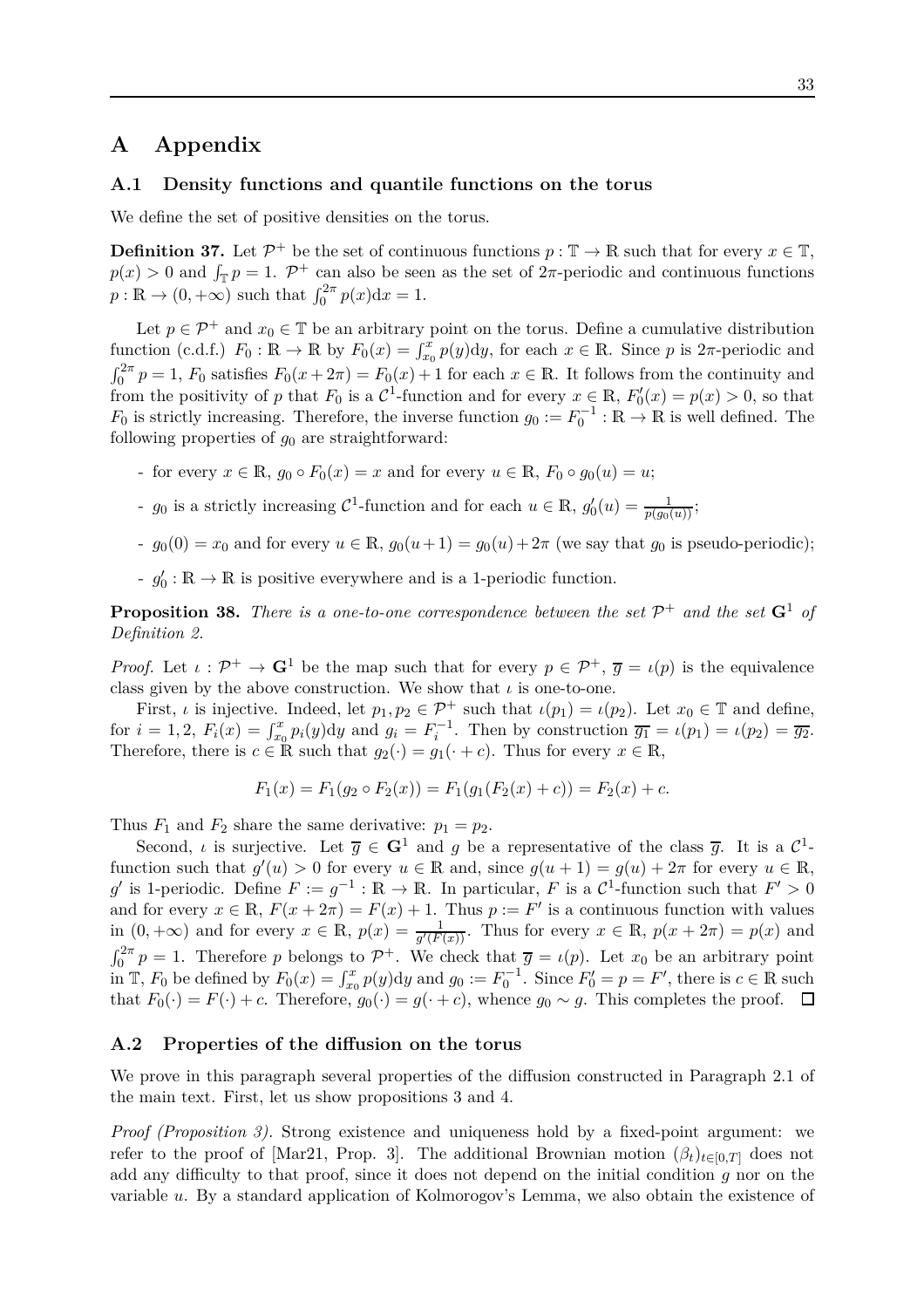# A Appendix

## A.1 Density functions and quantile functions on the torus

We define the set of positive densities on the torus.

**Definition 37.** Let $\mathcal{P}^+$ be the set of continuous functions $p : \mathbb{T} \to \mathbb{R}$ such that for every $x \in \mathbb{T}$, $p(x) > 0$ and $\int_{\mathbb{T}} p = 1$. $\mathcal{P}^+$ can also be seen as the set of $2\pi$-periodic and continuous functions $p : \mathbb{R} \to (0, +\infty)$ such that $\int_0^{2\pi} p(x)\mathrm{d}x = 1$.

Let $p \in \mathcal{P}^+$ and $x_0 \in \mathbb{T}$ be an arbitrary point on the torus. Define a cumulative distribution function (c.d.f.) $F_0 : \mathbb{R} \to \mathbb{R}$ by $F_0(x) = \int_{x_0}^x p(y)\mathrm{d}y$, for each $x \in \mathbb{R}$. Since $p$ is $2\pi$-periodic and $\int_0^{2\pi} p = 1$, $F_0$ satisfies $F_0(x + 2\pi) = F_0(x) + 1$ for each $x \in \mathbb{R}$. It follows from the continuity and from the positivity of $p$ that $F_0$ is a $\mathcal{C}^1$-function and for every $x \in \mathbb{R}$, $F_0'(x) = p(x) > 0$, so that $F_0$ is strictly increasing. Therefore, the inverse function $g_0 := F_0^{-1} : \mathbb{R} \to \mathbb{R}$ is well defined. The following properties of $g_0$ are straightforward:

- for every $x \in \mathbb{R}$, $g_0 \circ F_0(x) = x$ and for every $u \in \mathbb{R}$, $F_0 \circ g_0(u) = u$;
- $g_0$ is a strictly increasing $\mathcal{C}^1$-function and for each $u \in \mathbb{R}$, $g_0'(u) = \frac{1}{p(g_0(u))}$;
- $g_0(0) = x_0$ and for every $u \in \mathbb{R}$, $g_0(u+1) = g_0(u) + 2\pi$ (we say that $g_0$ is pseudo-periodic);
- $g_0' : \mathbb{R} \to \mathbb{R}$ is positive everywhere and is a 1-periodic function.

**Proposition 38.** *There is a one-to-one correspondence between the set $\mathcal{P}^+$ and the set $\mathbf{G}^1$ of Definition 2.*

*Proof.* Let $\iota : \mathcal{P}^+ \to \mathbf{G}^1$ be the map such that for every $p \in \mathcal{P}^+$, $\overline{g} = \iota(p)$ is the equivalence class given by the above construction. We show that $\iota$ is one-to-one.

First, $\iota$ is injective. Indeed, let $p_1, p_2 \in \mathcal{P}^+$ such that $\iota(p_1) = \iota(p_2)$. Let $x_0 \in \mathbb{T}$ and define, for $i = 1, 2$, $F_i(x) = \int_{x_0}^x p_i(y)\mathrm{d}y$ and $g_i = F_i^{-1}$. Then by construction $\overline{g_1} = \iota(p_1) = \iota(p_2) = \overline{g_2}$. Therefore, there is $c \in \mathbb{R}$ such that $g_2(\cdot) = g_1(\cdot + c)$. Thus for every $x \in \mathbb{R}$,

$$F_1(x) = F_1(g_2 \circ F_2(x)) = F_1(g_1(F_2(x) + c)) = F_2(x) + c.$$

Thus $F_1$ and $F_2$ share the same derivative: $p_1 = p_2$.

Second, $\iota$ is surjective. Let $\overline{g} \in \mathbf{G}^1$ and $g$ be a representative of the class $\overline{g}$. It is a $\mathcal{C}^1$-function such that $g'(u) > 0$ for every $u \in \mathbb{R}$ and, since $g(u+1) = g(u) + 2\pi$ for every $u \in \mathbb{R}$, $g'$ is 1-periodic. Define $F := g^{-1} : \mathbb{R} \to \mathbb{R}$. In particular, $F$ is a $\mathcal{C}^1$-function such that $F' > 0$ and for every $x \in \mathbb{R}$, $F(x + 2\pi) = F(x) + 1$. Thus $p := F'$ is a continuous function with values in $(0, +\infty)$ and for every $x \in \mathbb{R}$, $p(x) = \frac{1}{g'(F(x))}$. Thus for every $x \in \mathbb{R}$, $p(x + 2\pi) = p(x)$ and $\int_0^{2\pi} p = 1$. Therefore $p$ belongs to $\mathcal{P}^+$. We check that $\overline{g} = \iota(p)$. Let $x_0$ be an arbitrary point in $\mathbb{T}$, $F_0$ be defined by $F_0(x) = \int_{x_0}^x p(y)\mathrm{d}y$ and $g_0 := F_0^{-1}$. Since $F_0' = p = F'$, there is $c \in \mathbb{R}$ such that $F_0(\cdot) = F(\cdot) + c$. Therefore, $g_0(\cdot) = g(\cdot + c)$, whence $g_0 \sim g$. This completes the proof. $\square$

## A.2 Properties of the diffusion on the torus

We prove in this paragraph several properties of the diffusion constructed in Paragraph 2.1 of the main text. First, let us show propositions 3 and 4.

*Proof (Proposition 3).* Strong existence and uniqueness hold by a fixed-point argument: we refer to the proof of [Mar21, Prop. 3]. The additional Brownian motion $(\beta_t)_{t\in[0,T]}$ does not add any difficulty to that proof, since it does not depend on the initial condition $g$ nor on the variable $u$. By a standard application of Kolmorogov's Lemma, we also obtain the existence of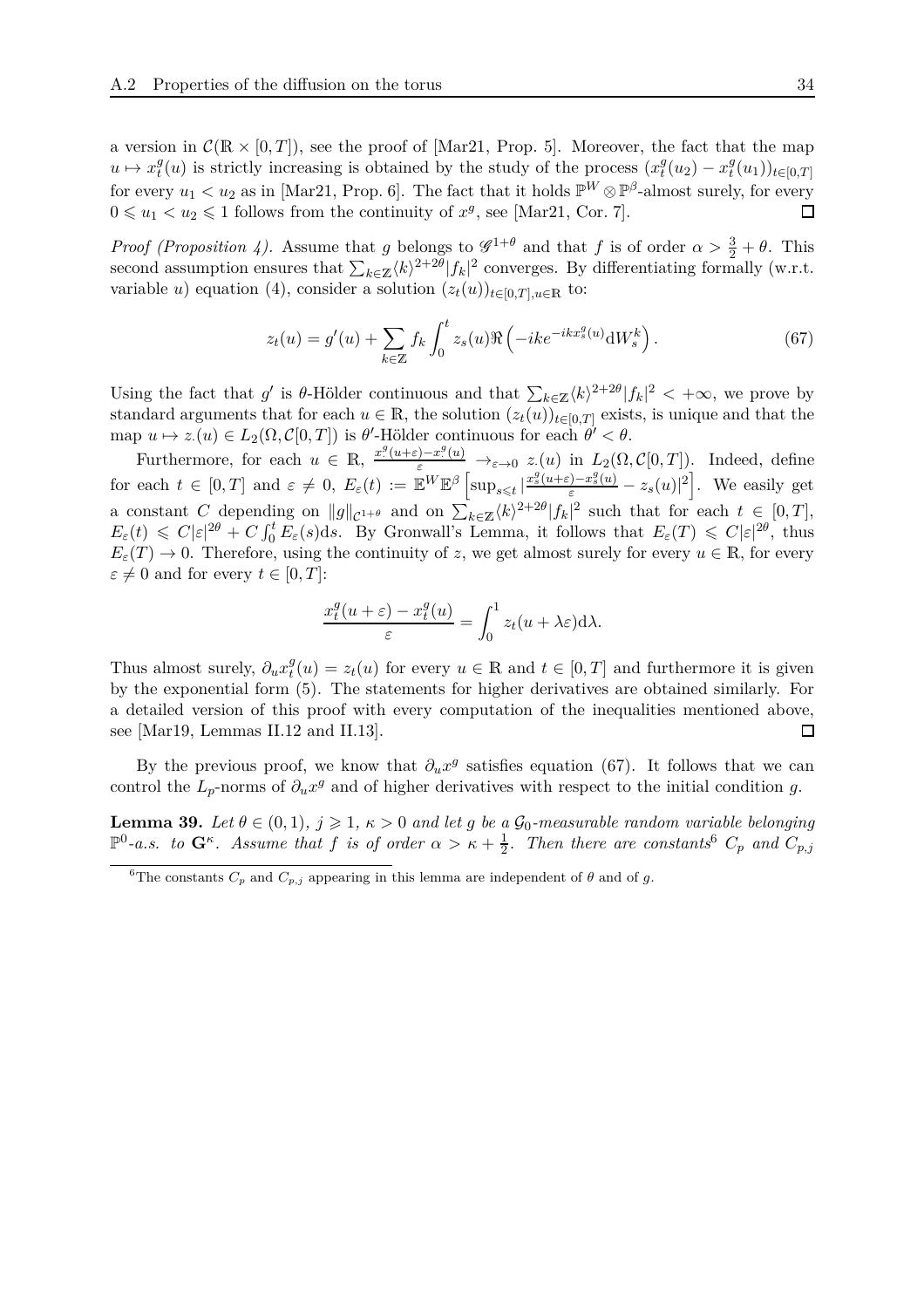a version in $\mathcal{C}(\mathbb{R} \times [0,T])$, see the proof of [Mar21, Prop. 5]. Moreover, the fact that the map $u \mapsto x_t^g(u)$ is strictly increasing is obtained by the study of the process $(x_t^g(u_2) - x_t^g(u_1))_{t\in[0,T]}$ for every $u_1 < u_2$ as in [Mar21, Prop. 6]. The fact that it holds $\mathbb{P}^W \otimes \mathbb{P}^\beta$-almost surely, for every $0 \leqslant u_1 < u_2 \leqslant 1$ follows from the continuity of $x^g$, see [Mar21, Cor. 7]. □

*Proof (Proposition 4).* Assume that $g$ belongs to $\mathscr{G}^{1+\theta}$ and that $f$ is of order $\alpha > \frac{3}{2} + \theta$. This second assumption ensures that $\sum_{k\in\mathbb{Z}} \langle k\rangle^{2+2\theta}|f_k|^2$ converges. By differentiating formally (w.r.t. variable $u$) equation (4), consider a solution $(z_t(u))_{t\in[0,T], u\in\mathbb{R}}$ to:

$$z_t(u) = g'(u) + \sum_{k\in\mathbb{Z}} f_k \int_0^t z_s(u) \Re\left(-ike^{-ikx_s^g(u)} \mathrm{d}W_s^k\right). \tag{67}$$

Using the fact that $g'$ is $\theta$-Hölder continuous and that $\sum_{k\in\mathbb{Z}} \langle k\rangle^{2+2\theta}|f_k|^2 < +\infty$, we prove by standard arguments that for each $u \in \mathbb{R}$, the solution $(z_t(u))_{t\in[0,T]}$ exists, is unique and that the map $u \mapsto z_\cdot(u) \in L_2(\Omega, \mathcal{C}[0,T])$ is $\theta'$-Hölder continuous for each $\theta' < \theta$.

Furthermore, for each $u \in \mathbb{R}$, $\frac{x_\cdot^g(u+\varepsilon) - x_\cdot^g(u)}{\varepsilon} \to_{\varepsilon\to 0} z_\cdot(u)$ in $L_2(\Omega, \mathcal{C}[0,T])$. Indeed, define for each $t \in [0,T]$ and $\varepsilon \neq 0$, $E_\varepsilon(t) := \mathbb{E}^W\mathbb{E}^\beta\left[\sup_{s\leqslant t} |\frac{x_s^g(u+\varepsilon) - x_s^g(u)}{\varepsilon} - z_s(u)|^2\right]$. We easily get a constant $C$ depending on $\|g\|_{\mathcal{C}^{1+\theta}}$ and on $\sum_{k\in\mathbb{Z}} \langle k\rangle^{2+2\theta}|f_k|^2$ such that for each $t \in [0,T]$, $E_\varepsilon(t) \leqslant C|\varepsilon|^{2\theta} + C\int_0^t E_\varepsilon(s)\mathrm{d}s$. By Gronwall's Lemma, it follows that $E_\varepsilon(T) \leqslant C|\varepsilon|^{2\theta}$, thus $E_\varepsilon(T) \to 0$. Therefore, using the continuity of $z$, we get almost surely for every $u \in \mathbb{R}$, for every $\varepsilon \neq 0$ and for every $t \in [0,T]$:

$$\frac{x_t^g(u+\varepsilon) - x_t^g(u)}{\varepsilon} = \int_0^1 z_t(u + \lambda\varepsilon)\mathrm{d}\lambda.$$

Thus almost surely, $\partial_u x_t^g(u) = z_t(u)$ for every $u \in \mathbb{R}$ and $t \in [0,T]$ and furthermore it is given by the exponential form (5). The statements for higher derivatives are obtained similarly. For a detailed version of this proof with every computation of the inequalities mentioned above, see [Mar19, Lemmas II.12 and II.13]. □

By the previous proof, we know that $\partial_u x^g$ satisfies equation (67). It follows that we can control the $L_p$-norms of $\partial_u x^g$ and of higher derivatives with respect to the initial condition $g$.

**Lemma 39.** *Let $\theta \in (0,1)$, $j \geqslant 1$, $\kappa > 0$ and let $g$ be a $\mathcal{G}_0$-measurable random variable belonging $\mathbb{P}^0$-a.s. to $\mathbf{G}^\kappa$. Assume that $f$ is of order $\alpha > \kappa + \frac{1}{2}$. Then there are constants*[6] *$C_p$ and $C_{p,j}$*

[6] The constants $C_p$ and $C_{p,j}$ appearing in this lemma are independent of $\theta$ and of $g$.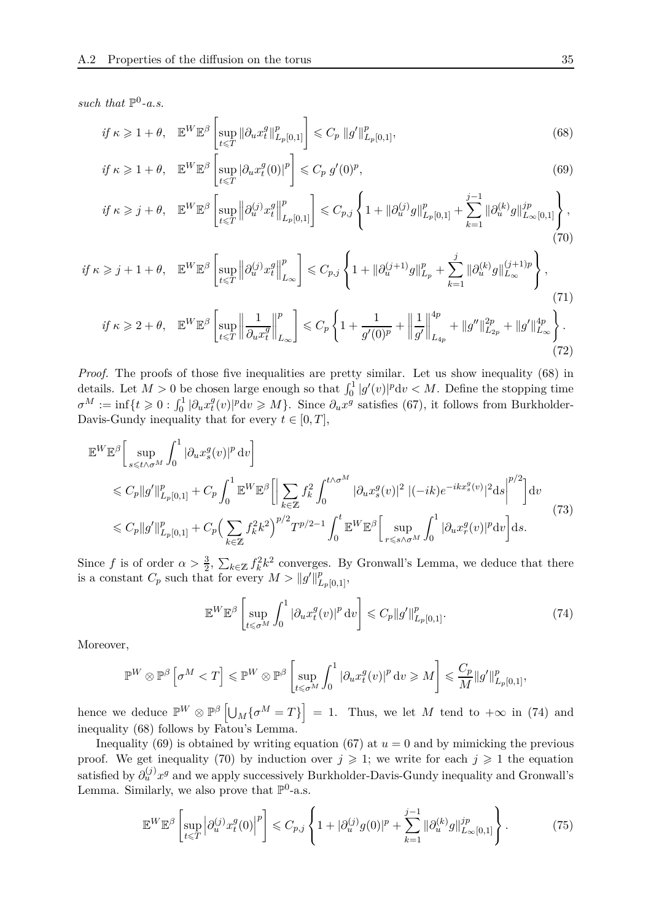*such that* $\mathbb{P}^0$*-a.s.*

$$\text{if } \kappa \geqslant 1+\theta, \quad \mathbb{E}^W\mathbb{E}^\beta\left[\sup_{t\leqslant T}\|\partial_u x_t^g\|_{L_p[0,1]}^p\right] \leqslant C_p\, \|g'\|_{L_p[0,1]}^p, \tag{68}$$

$$\text{if } \kappa \geqslant 1+\theta, \quad \mathbb{E}^W\mathbb{E}^\beta\left[\sup_{t\leqslant T}|\partial_u x_t^g(0)|^p\right] \leqslant C_p\, g'(0)^p, \tag{69}$$

$$\text{if } \kappa \geqslant j+\theta, \quad \mathbb{E}^W\mathbb{E}^\beta\left[\sup_{t\leqslant T}\left\|\partial_u^{(j)} x_t^g\right\|_{L_p[0,1]}^p\right] \leqslant C_{p,j}\left\{1+\|\partial_u^{(j)}g\|_{L_p[0,1]}^p + \sum_{k=1}^{j-1}\|\partial_u^{(k)}g\|_{L_\infty[0,1]}^{jp}\right\}, \tag{70}$$

$$\text{if } \kappa \geqslant j+1+\theta, \quad \mathbb{E}^W\mathbb{E}^\beta\left[\sup_{t\leqslant T}\left\|\partial_u^{(j)} x_t^g\right\|_{L_\infty}^p\right] \leqslant C_{p,j}\left\{1+\|\partial_u^{(j+1)}g\|_{L_p}^p + \sum_{k=1}^{j}\|\partial_u^{(k)}g\|_{L_\infty}^{(j+1)p}\right\}, \tag{71}$$

$$\text{if } \kappa \geqslant 2+\theta, \quad \mathbb{E}^W\mathbb{E}^\beta\left[\sup_{t\leqslant T}\left\|\frac{1}{\partial_u x_t^g}\right\|_{L_\infty}^p\right] \leqslant C_p\left\{1+\frac{1}{g'(0)^p} + \left\|\frac{1}{g'}\right\|_{L_{4p}}^{4p} + \|g''\|_{L_{2p}}^{2p} + \|g'\|_{L_\infty}^{4p}\right\}. \tag{72}$$

*Proof.* The proofs of those five inequalities are pretty similar. Let us show inequality (68) in details. Let $M>0$ be chosen large enough so that $\int_0^1 |g'(v)|^p \mathrm{d}v < M$. Define the stopping time $\sigma^M := \inf\{t\geqslant 0 : \int_0^1 |\partial_u x_t^g(v)|^p \mathrm{d}v \geqslant M\}$. Since $\partial_u x^g$ satisfies (67), it follows from Burkholder-Davis-Gundy inequality that for every $t\in[0,T]$,

$$\begin{aligned}
&\mathbb{E}^W\mathbb{E}^\beta\Big[\sup_{s\leqslant t\wedge\sigma^M}\int_0^1|\partial_u x_s^g(v)|^p\,\mathrm{d}v\Big] \\
&\leqslant C_p\|g'\|_{L_p[0,1]}^p + C_p\int_0^1 \mathbb{E}^W\mathbb{E}^\beta\Big[\Big|\sum_{k\in\mathbb{Z}} f_k^2\int_0^{t\wedge\sigma^M}|\partial_u x_s^g(v)|^2\,|(-ik)e^{-ikx_s^g(v)}|^2\mathrm{d}s\Big|^{p/2}\Big]\mathrm{d}v \\
&\leqslant C_p\|g'\|_{L_p[0,1]}^p + C_p\Big(\sum_{k\in\mathbb{Z}} f_k^2k^2\Big)^{p/2}T^{p/2-1}\int_0^t \mathbb{E}^W\mathbb{E}^\beta\Big[\sup_{r\leqslant s\wedge\sigma^M}\int_0^1|\partial_u x_r^g(v)|^p\mathrm{d}v\Big]\mathrm{d}s.
\end{aligned} \tag{73}$$

Since $f$ is of order $\alpha>\frac{3}{2}$, $\sum_{k\in\mathbb{Z}} f_k^2k^2$ converges. By Gronwall's Lemma, we deduce that there is a constant $C_p$ such that for every $M>\|g'\|_{L_p[0,1]}^p$,

$$\mathbb{E}^W\mathbb{E}^\beta\left[\sup_{t\leqslant\sigma^M}\int_0^1|\partial_u x_t^g(v)|^p\,\mathrm{d}v\right] \leqslant C_p\|g'\|_{L_p[0,1]}^p. \tag{74}$$

Moreover,

$$\mathbb{P}^W\otimes\mathbb{P}^\beta\left[\sigma^M<T\right] \leqslant \mathbb{P}^W\otimes\mathbb{P}^\beta\left[\sup_{t\leqslant\sigma^M}\int_0^1|\partial_u x_t^g(v)|^p\,\mathrm{d}v \geqslant M\right] \leqslant \frac{C_p}{M}\|g'\|_{L_p[0,1]}^p,$$

hence we deduce $\mathbb{P}^W\otimes\mathbb{P}^\beta\left[\bigcup_M\{\sigma^M=T\}\right]=1$. Thus, we let $M$ tend to $+\infty$ in (74) and inequality (68) follows by Fatou's Lemma.

Inequality (69) is obtained by writing equation (67) at $u=0$ and by mimicking the previous proof. We get inequality (70) by induction over $j\geqslant 1$; we write for each $j\geqslant 1$ the equation satisfied by $\partial_u^{(j)}x^g$ and we apply successively Burkholder-Davis-Gundy inequality and Gronwall's Lemma. Similarly, we also prove that $\mathbb{P}^0$-a.s.

$$\mathbb{E}^W\mathbb{E}^\beta\left[\sup_{t\leqslant T}\left|\partial_u^{(j)}x_t^g(0)\right|^p\right] \leqslant C_{p,j}\left\{1+|\partial_u^{(j)}g(0)|^p + \sum_{k=1}^{j-1}\|\partial_u^{(k)}g\|_{L_\infty[0,1]}^{jp}\right\}. \tag{75}$$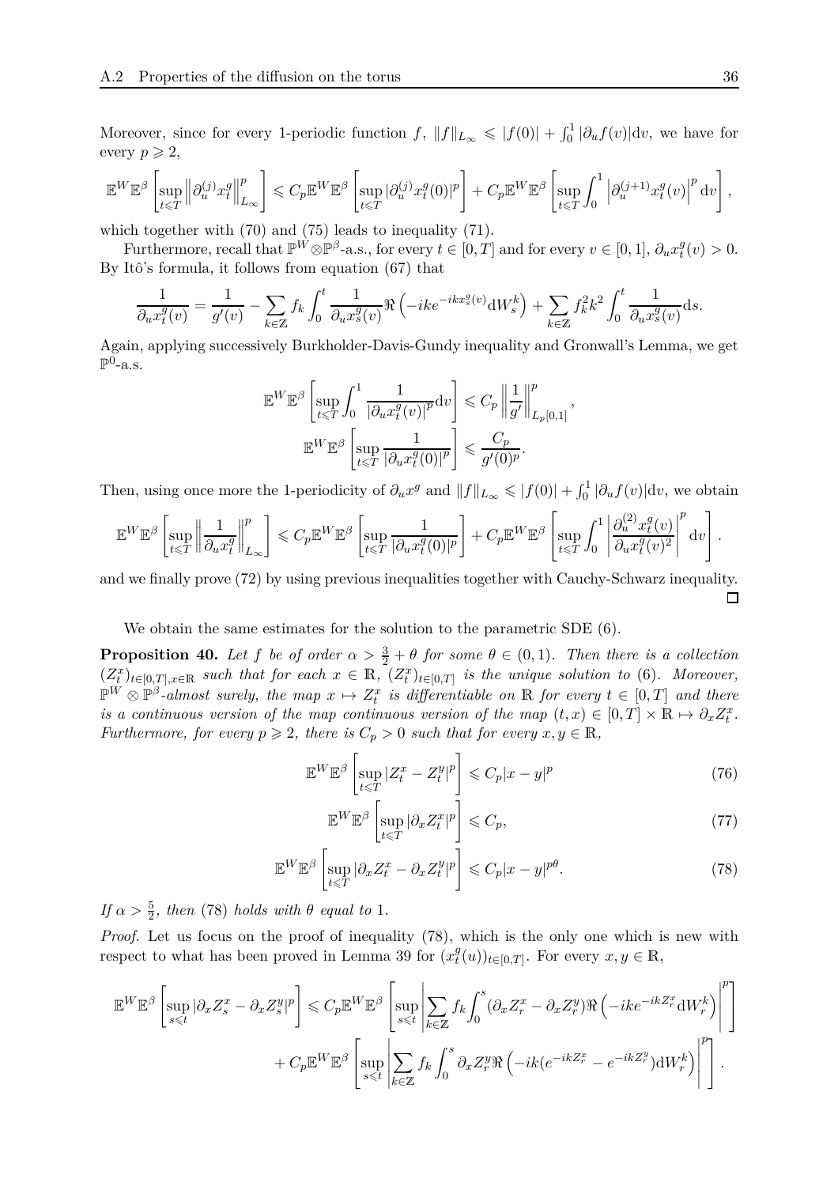Moreover, since for every 1-periodic function $f$, $\|f\|_{L_\infty} \leqslant |f(0)| + \int_0^1 |\partial_u f(v)| \mathrm{d}v$, we have for every $p \geqslant 2$,

$$\mathbb{E}^W\mathbb{E}^\beta\left[\sup_{t\leqslant T}\left\|\partial_u^{(j)} x_t^g\right\|_{L_\infty}^p\right] \leqslant C_p \mathbb{E}^W\mathbb{E}^\beta\left[\sup_{t\leqslant T}|\partial_u^{(j)} x_t^g(0)|^p\right] + C_p \mathbb{E}^W\mathbb{E}^\beta\left[\sup_{t\leqslant T}\int_0^1 \left|\partial_u^{(j+1)} x_t^g(v)\right|^p \mathrm{d}v\right],$$

which together with (70) and (75) leads to inequality (71).

Furthermore, recall that $\mathbb{P}^W\otimes\mathbb{P}^\beta$-a.s., for every $t \in [0,T]$ and for every $v \in [0,1]$, $\partial_u x_t^g(v) > 0$. By Itô's formula, it follows from equation (67) that

$$\frac{1}{\partial_u x_t^g(v)} = \frac{1}{g'(v)} - \sum_{k\in\mathbb{Z}} f_k \int_0^t \frac{1}{\partial_u x_s^g(v)} \Re\left(-ike^{-ikx_s^g(v)}\mathrm{d}W_s^k\right) + \sum_{k\in\mathbb{Z}} f_k^2 k^2 \int_0^t \frac{1}{\partial_u x_s^g(v)}\mathrm{d}s.$$

Again, applying successively Burkholder-Davis-Gundy inequality and Gronwall's Lemma, we get $\mathbb{P}^0$-a.s.

$$\mathbb{E}^W\mathbb{E}^\beta\left[\sup_{t\leqslant T}\int_0^1 \frac{1}{|\partial_u x_t^g(v)|^p}\mathrm{d}v\right] \leqslant C_p \left\|\frac{1}{g'}\right\|_{L_p[0,1]}^p,$$

$$\mathbb{E}^W\mathbb{E}^\beta\left[\sup_{t\leqslant T}\frac{1}{|\partial_u x_t^g(0)|^p}\right] \leqslant \frac{C_p}{g'(0)^p}.$$

Then, using once more the 1-periodicity of $\partial_u x^g$ and $\|f\|_{L_\infty} \leqslant |f(0)| + \int_0^1 |\partial_u f(v)| \mathrm{d}v$, we obtain

$$\mathbb{E}^W\mathbb{E}^\beta\left[\sup_{t\leqslant T}\left\|\frac{1}{\partial_u x_t^g}\right\|_{L_\infty}^p\right] \leqslant C_p \mathbb{E}^W\mathbb{E}^\beta\left[\sup_{t\leqslant T}\frac{1}{|\partial_u x_t^g(0)|^p}\right] + C_p \mathbb{E}^W\mathbb{E}^\beta\left[\sup_{t\leqslant T}\int_0^1 \left|\frac{\partial_u^{(2)} x_t^g(v)}{\partial_u x_t^g(v)^2}\right|^p \mathrm{d}v\right].$$

and we finally prove (72) by using previous inequalities together with Cauchy-Schwarz inequality. ◻

We obtain the same estimates for the solution to the parametric SDE (6).

**Proposition 40.** *Let $f$ be of order $\alpha > \frac{3}{2} + \theta$ for some $\theta \in (0,1)$. Then there is a collection $(Z_t^x)_{t\in[0,T],x\in\mathbb{R}}$ such that for each $x \in \mathbb{R}$, $(Z_t^x)_{t\in[0,T]}$ is the unique solution to (6). Moreover, $\mathbb{P}^W \otimes \mathbb{P}^\beta$-almost surely, the map $x \mapsto Z_t^x$ is differentiable on $\mathbb{R}$ for every $t \in [0,T]$ and there is a continuous version of the map continuous version of the map $(t,x) \in [0,T]\times\mathbb{R} \mapsto \partial_x Z_t^x$. Furthermore, for every $p \geqslant 2$, there is $C_p > 0$ such that for every $x, y \in \mathbb{R}$,*

$$\mathbb{E}^W\mathbb{E}^\beta\left[\sup_{t\leqslant T}|Z_t^x - Z_t^y|^p\right] \leqslant C_p |x-y|^p \tag{76}$$

$$\mathbb{E}^W\mathbb{E}^\beta\left[\sup_{t\leqslant T}|\partial_x Z_t^x|^p\right] \leqslant C_p, \tag{77}$$

$$\mathbb{E}^W\mathbb{E}^\beta\left[\sup_{t\leqslant T}|\partial_x Z_t^x - \partial_x Z_t^y|^p\right] \leqslant C_p |x-y|^{p\theta}. \tag{78}$$

*If $\alpha > \frac{5}{2}$, then (78) holds with $\theta$ equal to 1.*

*Proof.* Let us focus on the proof of inequality (78), which is the only one which is new with respect to what has been proved in Lemma 39 for $(x_t^g(u))_{t\in[0,T]}$. For every $x, y \in \mathbb{R}$,

$$\begin{aligned}\mathbb{E}^W\mathbb{E}^\beta\left[\sup_{s\leqslant t}|\partial_x Z_s^x - \partial_x Z_s^y|^p\right] &\leqslant C_p \mathbb{E}^W\mathbb{E}^\beta\left[\sup_{s\leqslant t}\left|\sum_{k\in\mathbb{Z}} f_k \int_0^s (\partial_x Z_r^x - \partial_x Z_r^y)\Re\left(-ike^{-ikZ_r^x}\mathrm{d}W_r^k\right)\right|^p\right] \\ &\quad + C_p \mathbb{E}^W\mathbb{E}^\beta\left[\sup_{s\leqslant t}\left|\sum_{k\in\mathbb{Z}} f_k \int_0^s \partial_x Z_r^y \Re\left(-ik(e^{-ikZ_r^x} - e^{-ikZ_r^y})\mathrm{d}W_r^k\right)\right|^p\right].\end{aligned}$$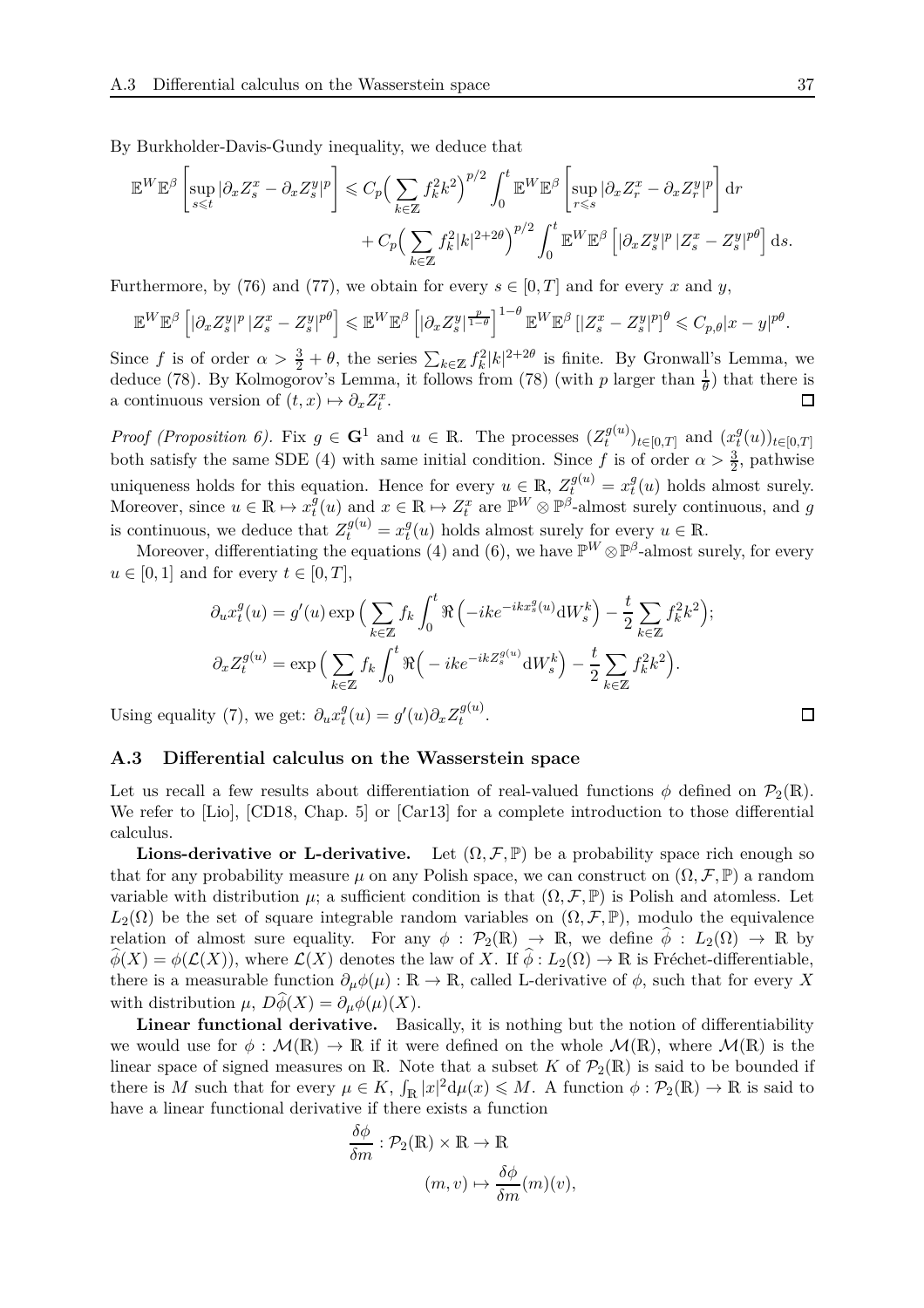By Burkholder-Davis-Gundy inequality, we deduce that

$$\mathbb{E}^W\mathbb{E}^\beta\left[\sup_{s\leqslant t}|\partial_x Z_s^x-\partial_x Z_s^y|^p\right]\leqslant C_p\Big(\sum_{k\in\mathbb{Z}}f_k^2k^2\Big)^{p/2}\int_0^t\mathbb{E}^W\mathbb{E}^\beta\left[\sup_{r\leqslant s}|\partial_x Z_r^x-\partial_x Z_r^y|^p\right]\mathrm{d}r$$
$$+C_p\Big(\sum_{k\in\mathbb{Z}}f_k^2|k|^{2+2\theta}\Big)^{p/2}\int_0^t\mathbb{E}^W\mathbb{E}^\beta\left[|\partial_x Z_s^y|^p\,|Z_s^x-Z_s^y|^{p\theta}\right]\mathrm{d}s.$$

Furthermore, by (76) and (77), we obtain for every $s\in[0,T]$ and for every $x$ and $y$,

$$\mathbb{E}^W\mathbb{E}^\beta\left[|\partial_x Z_s^y|^p\,|Z_s^x-Z_s^y|^{p\theta}\right]\leqslant \mathbb{E}^W\mathbb{E}^\beta\left[|\partial_x Z_s^y|^{\frac{p}{1-\theta}}\right]^{1-\theta}\mathbb{E}^W\mathbb{E}^\beta\left[|Z_s^x-Z_s^y|^p\right]^\theta\leqslant C_{p,\theta}|x-y|^{p\theta}.$$

Since $f$ is of order $\alpha>\frac{3}{2}+\theta$, the series $\sum_{k\in\mathbb{Z}}f_k^2|k|^{2+2\theta}$ is finite. By Gronwall's Lemma, we deduce (78). By Kolmogorov's Lemma, it follows from (78) (with $p$ larger than $\frac{1}{\theta}$) that there is a continuous version of $(t,x)\mapsto\partial_x Z_t^x$. □

*Proof (Proposition 6).* Fix $g\in\mathbf{G}^1$ and $u\in\mathbb{R}$. The processes $(Z_t^{g(u)})_{t\in[0,T]}$ and $(x_t^g(u))_{t\in[0,T]}$ both satisfy the same SDE (4) with same initial condition. Since $f$ is of order $\alpha>\frac{3}{2}$, pathwise uniqueness holds for this equation. Hence for every $u\in\mathbb{R}$, $Z_t^{g(u)}=x_t^g(u)$ holds almost surely. Moreover, since $u\in\mathbb{R}\mapsto x_t^g(u)$ and $x\in\mathbb{R}\mapsto Z_t^x$ are $\mathbb{P}^W\otimes\mathbb{P}^\beta$-almost surely continuous, and $g$ is continuous, we deduce that $Z_t^{g(u)}=x_t^g(u)$ holds almost surely for every $u\in\mathbb{R}$.

Moreover, differentiating the equations (4) and (6), we have $\mathbb{P}^W\otimes\mathbb{P}^\beta$-almost surely, for every $u\in[0,1]$ and for every $t\in[0,T]$,

$$\partial_u x_t^g(u)=g'(u)\exp\Big(\sum_{k\in\mathbb{Z}}f_k\int_0^t\Re\Big(-ike^{-ikx_s^g(u)}\mathrm{d}W_s^k\Big)-\frac{t}{2}\sum_{k\in\mathbb{Z}}f_k^2k^2\Big);$$
$$\partial_x Z_t^{g(u)}=\exp\Big(\sum_{k\in\mathbb{Z}}f_k\int_0^t\Re\Big(-ike^{-ikZ_s^{g(u)}}\mathrm{d}W_s^k\Big)-\frac{t}{2}\sum_{k\in\mathbb{Z}}f_k^2k^2\Big).$$

Using equality (7), we get: $\partial_u x_t^g(u)=g'(u)\partial_x Z_t^{g(u)}$. □

### A.3 Differential calculus on the Wasserstein space

Let us recall a few results about differentiation of real-valued functions $\phi$ defined on $\mathcal{P}_2(\mathbb{R})$. We refer to [Lio], [CD18, Chap. 5] or [Car13] for a complete introduction to those differential calculus.

**Lions-derivative or L-derivative.** Let $(\Omega,\mathcal{F},\mathbb{P})$ be a probability space rich enough so that for any probability measure $\mu$ on any Polish space, we can construct on $(\Omega,\mathcal{F},\mathbb{P})$ a random variable with distribution $\mu$; a sufficient condition is that $(\Omega,\mathcal{F},\mathbb{P})$ is Polish and atomless. Let $L_2(\Omega)$ be the set of square integrable random variables on $(\Omega,\mathcal{F},\mathbb{P})$, modulo the equivalence relation of almost sure equality. For any $\phi:\mathcal{P}_2(\mathbb{R})\to\mathbb{R}$, we define $\widehat{\phi}:L_2(\Omega)\to\mathbb{R}$ by $\widehat{\phi}(X)=\phi(\mathcal{L}(X))$, where $\mathcal{L}(X)$ denotes the law of $X$. If $\widehat{\phi}:L_2(\Omega)\to\mathbb{R}$ is Fréchet-differentiable, there is a measurable function $\partial_\mu\phi(\mu):\mathbb{R}\to\mathbb{R}$, called L-derivative of $\phi$, such that for every $X$ with distribution $\mu$, $D\widehat{\phi}(X)=\partial_\mu\phi(\mu)(X)$.

**Linear functional derivative.** Basically, it is nothing but the notion of differentiability we would use for $\phi:\mathcal{M}(\mathbb{R})\to\mathbb{R}$ if it were defined on the whole $\mathcal{M}(\mathbb{R})$, where $\mathcal{M}(\mathbb{R})$ is the linear space of signed measures on $\mathbb{R}$. Note that a subset $K$ of $\mathcal{P}_2(\mathbb{R})$ is said to be bounded if there is $M$ such that for every $\mu\in K$, $\int_{\mathbb{R}}|x|^2\mathrm{d}\mu(x)\leqslant M$. A function $\phi:\mathcal{P}_2(\mathbb{R})\to\mathbb{R}$ is said to have a linear functional derivative if there exists a function

$$\frac{\delta\phi}{\delta m}:\mathcal{P}_2(\mathbb{R})\times\mathbb{R}\to\mathbb{R}$$
$$(m,v)\mapsto\frac{\delta\phi}{\delta m}(m)(v),$$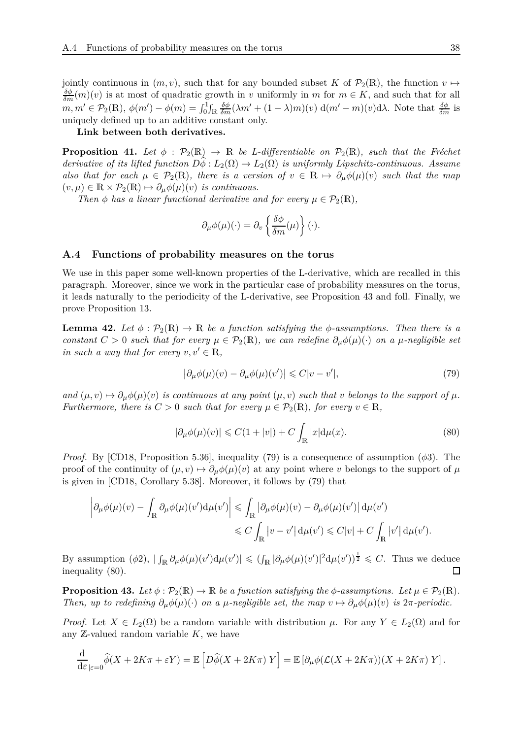jointly continuous in $(m, v)$, such that for any bounded subset $K$ of $\mathcal{P}_2(\mathbb{R})$, the function $v \mapsto \frac{\delta\phi}{\delta m}(m)(v)$ is at most of quadratic growth in $v$ uniformly in $m$ for $m \in K$, and such that for all $m, m' \in \mathcal{P}_2(\mathbb{R})$, $\phi(m') - \phi(m) = \int_0^1\int_{\mathbb{R}} \frac{\delta\phi}{\delta m}(\lambda m' + (1-\lambda)m)(v)\, \mathrm{d}(m'-m)(v)\mathrm{d}\lambda$. Note that $\frac{\delta\phi}{\delta m}$ is uniquely defined up to an additive constant only.

**Link between both derivatives.**

**Proposition 41.** *Let $\phi : \mathcal{P}_2(\mathbb{R}) \to \mathbb{R}$ be L-differentiable on $\mathcal{P}_2(\mathbb{R})$, such that the Fréchet derivative of its lifted function $D\widehat{\phi} : L_2(\Omega) \to L_2(\Omega)$ is uniformly Lipschitz-continuous. Assume also that for each $\mu \in \mathcal{P}_2(\mathbb{R})$, there is a version of $v \in \mathbb{R} \mapsto \partial_\mu\phi(\mu)(v)$ such that the map $(v, \mu) \in \mathbb{R} \times \mathcal{P}_2(\mathbb{R}) \mapsto \partial_\mu\phi(\mu)(v)$ is continuous.*

*Then $\phi$ has a linear functional derivative and for every $\mu \in \mathcal{P}_2(\mathbb{R})$,*

$$\partial_\mu\phi(\mu)(\cdot) = \partial_v \left\{ \frac{\delta\phi}{\delta m}(\mu) \right\}(\cdot).$$

## A.4 Functions of probability measures on the torus

We use in this paper some well-known properties of the L-derivative, which are recalled in this paragraph. Moreover, since we work in the particular case of probability measures on the torus, it leads naturally to the periodicity of the L-derivative, see Proposition 43 and foll. Finally, we prove Proposition 13.

**Lemma 42.** *Let $\phi : \mathcal{P}_2(\mathbb{R}) \to \mathbb{R}$ be a function satisfying the $\phi$-assumptions. Then there is a constant $C > 0$ such that for every $\mu \in \mathcal{P}_2(\mathbb{R})$, we can redefine $\partial_\mu\phi(\mu)(\cdot)$ on a $\mu$-negligible set in such a way that for every $v, v' \in \mathbb{R}$,*

$$\left|\partial_\mu\phi(\mu)(v) - \partial_\mu\phi(\mu)(v')\right| \leqslant C|v - v'|, \tag{79}$$

*and $(\mu, v) \mapsto \partial_\mu\phi(\mu)(v)$ is continuous at any point $(\mu, v)$ such that $v$ belongs to the support of $\mu$. Furthermore, there is $C > 0$ such that for every $\mu \in \mathcal{P}_2(\mathbb{R})$, for every $v \in \mathbb{R}$,*

$$|\partial_\mu\phi(\mu)(v)| \leqslant C(1 + |v|) + C\int_{\mathbb{R}} |x|\mathrm{d}\mu(x). \tag{80}$$

*Proof.* By [CD18, Proposition 5.36], inequality (79) is a consequence of assumption ($\phi 3$). The proof of the continuity of $(\mu, v) \mapsto \partial_\mu\phi(\mu)(v)$ at any point where $v$ belongs to the support of $\mu$ is given in [CD18, Corollary 5.38]. Moreover, it follows by (79) that

$$\begin{aligned}\left|\partial_\mu\phi(\mu)(v) - \int_{\mathbb{R}} \partial_\mu\phi(\mu)(v')\mathrm{d}\mu(v')\right| &\leqslant \int_{\mathbb{R}} \left|\partial_\mu\phi(\mu)(v) - \partial_\mu\phi(\mu)(v')\right| \mathrm{d}\mu(v') \\ &\leqslant C\int_{\mathbb{R}} |v - v'|\,\mathrm{d}\mu(v') \leqslant C|v| + C\int_{\mathbb{R}} |v'|\,\mathrm{d}\mu(v').\end{aligned}$$

By assumption ($\phi 2$), $|\int_{\mathbb{R}} \partial_\mu\phi(\mu)(v')\mathrm{d}\mu(v')| \leqslant (\int_{\mathbb{R}} |\partial_\mu\phi(\mu)(v')|^2\mathrm{d}\mu(v'))^{\frac{1}{2}} \leqslant C$. Thus we deduce inequality (80). $\square$

**Proposition 43.** *Let $\phi : \mathcal{P}_2(\mathbb{R}) \to \mathbb{R}$ be a function satisfying the $\phi$-assumptions. Let $\mu \in \mathcal{P}_2(\mathbb{R})$. Then, up to redefining $\partial_\mu\phi(\mu)(\cdot)$ on a $\mu$-negligible set, the map $v \mapsto \partial_\mu\phi(\mu)(v)$ is $2\pi$-periodic.*

*Proof.* Let $X \in L_2(\Omega)$ be a random variable with distribution $\mu$. For any $Y \in L_2(\Omega)$ and for any $\mathbb{Z}$-valued random variable $K$, we have

$$\frac{\mathrm{d}}{\mathrm{d}\varepsilon}_{|\varepsilon=0}\widehat{\phi}(X + 2K\pi + \varepsilon Y) = \mathbb{E}\left[D\widehat{\phi}(X + 2K\pi)\,Y\right] = \mathbb{E}\left[\partial_\mu\phi(\mathcal{L}(X + 2K\pi))(X + 2K\pi)\,Y\right].$$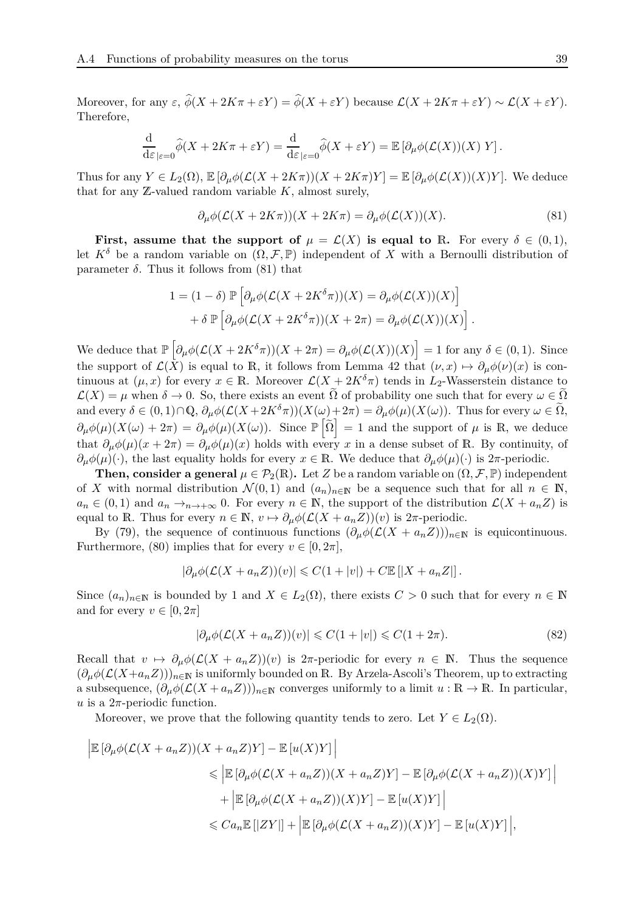Moreover, for any $\varepsilon$, $\widehat{\phi}(X + 2K\pi + \varepsilon Y) = \widehat{\phi}(X + \varepsilon Y)$ because $\mathcal{L}(X + 2K\pi + \varepsilon Y) \sim \mathcal{L}(X + \varepsilon Y)$. Therefore,

$$\frac{\mathrm{d}}{\mathrm{d}\varepsilon}_{|\varepsilon=0} \widehat{\phi}(X + 2K\pi + \varepsilon Y) = \frac{\mathrm{d}}{\mathrm{d}\varepsilon}_{|\varepsilon=0} \widehat{\phi}(X + \varepsilon Y) = \mathbb{E}\left[\partial_\mu \phi(\mathcal{L}(X))(X)\, Y\right].$$

Thus for any $Y \in L_2(\Omega)$, $\mathbb{E}\left[\partial_\mu \phi(\mathcal{L}(X + 2K\pi))(X + 2K\pi)Y\right] = \mathbb{E}\left[\partial_\mu \phi(\mathcal{L}(X))(X)Y\right]$. We deduce that for any $\mathbb{Z}$-valued random variable $K$, almost surely,

$$\partial_\mu \phi(\mathcal{L}(X + 2K\pi))(X + 2K\pi) = \partial_\mu \phi(\mathcal{L}(X))(X). \tag{81}$$

**First, assume that the support of $\mu = \mathcal{L}(X)$ is equal to $\mathbb{R}$.** For every $\delta \in (0,1)$, let $K^\delta$ be a random variable on $(\Omega, \mathcal{F}, \mathbb{P})$ independent of $X$ with a Bernoulli distribution of parameter $\delta$. Thus it follows from (81) that

$$\begin{aligned} 1 = (1-\delta)\, \mathbb{P}\left[\partial_\mu \phi(\mathcal{L}(X + 2K^\delta\pi))(X) = \partial_\mu \phi(\mathcal{L}(X))(X)\right] \\ + \delta\, \mathbb{P}\left[\partial_\mu \phi(\mathcal{L}(X + 2K^\delta\pi))(X + 2\pi) = \partial_\mu \phi(\mathcal{L}(X))(X)\right]. \end{aligned}$$

We deduce that $\mathbb{P}\left[\partial_\mu \phi(\mathcal{L}(X + 2K^\delta\pi))(X + 2\pi) = \partial_\mu \phi(\mathcal{L}(X))(X)\right] = 1$ for any $\delta \in (0,1)$. Since the support of $\mathcal{L}(X)$ is equal to $\mathbb{R}$, it follows from Lemma 42 that $(\nu, x) \mapsto \partial_\mu \phi(\nu)(x)$ is continuous at $(\mu, x)$ for every $x \in \mathbb{R}$. Moreover $\mathcal{L}(X + 2K^\delta\pi)$ tends in $L_2$-Wasserstein distance to $\mathcal{L}(X) = \mu$ when $\delta \to 0$. So, there exists an event $\widetilde{\Omega}$ of probability one such that for every $\omega \in \widetilde{\Omega}$ and every $\delta \in (0,1) \cap \mathbb{Q}$, $\partial_\mu \phi(\mathcal{L}(X + 2K^\delta\pi))(X(\omega) + 2\pi) = \partial_\mu \phi(\mu)(X(\omega))$. Thus for every $\omega \in \widetilde{\Omega}$, $\partial_\mu \phi(\mu)(X(\omega) + 2\pi) = \partial_\mu \phi(\mu)(X(\omega))$. Since $\mathbb{P}\left[\widetilde{\Omega}\right] = 1$ and the support of $\mu$ is $\mathbb{R}$, we deduce that $\partial_\mu \phi(\mu)(x + 2\pi) = \partial_\mu \phi(\mu)(x)$ holds with every $x$ in a dense subset of $\mathbb{R}$. By continuity, of $\partial_\mu \phi(\mu)(\cdot)$, the last equality holds for every $x \in \mathbb{R}$. We deduce that $\partial_\mu \phi(\mu)(\cdot)$ is $2\pi$-periodic.

**Then, consider a general $\mu \in \mathcal{P}_2(\mathbb{R})$.** Let $Z$ be a random variable on $(\Omega, \mathcal{F}, \mathbb{P})$ independent of $X$ with normal distribution $\mathcal{N}(0,1)$ and $(a_n)_{n\in\mathbb{N}}$ be a sequence such that for all $n \in \mathbb{N}$, $a_n \in (0,1)$ and $a_n \to_{n\to+\infty} 0$. For every $n \in \mathbb{N}$, the support of the distribution $\mathcal{L}(X + a_n Z)$ is equal to $\mathbb{R}$. Thus for every $n \in \mathbb{N}$, $v \mapsto \partial_\mu \phi(\mathcal{L}(X + a_n Z))(v)$ is $2\pi$-periodic.

By (79), the sequence of continuous functions $(\partial_\mu \phi(\mathcal{L}(X + a_n Z)))_{n\in\mathbb{N}}$ is equicontinuous. Furthermore, (80) implies that for every $v \in [0, 2\pi]$,

$$|\partial_\mu \phi(\mathcal{L}(X + a_n Z))(v)| \leqslant C(1 + |v|) + C\mathbb{E}\left[|X + a_n Z|\right].$$

Since $(a_n)_{n\in\mathbb{N}}$ is bounded by 1 and $X \in L_2(\Omega)$, there exists $C > 0$ such that for every $n \in \mathbb{N}$ and for every $v \in [0, 2\pi]$

$$|\partial_\mu \phi(\mathcal{L}(X + a_n Z))(v)| \leqslant C(1 + |v|) \leqslant C(1 + 2\pi). \tag{82}$$

Recall that $v \mapsto \partial_\mu \phi(\mathcal{L}(X + a_n Z))(v)$ is $2\pi$-periodic for every $n \in \mathbb{N}$. Thus the sequence $(\partial_\mu \phi(\mathcal{L}(X + a_n Z)))_{n\in\mathbb{N}}$ is uniformly bounded on $\mathbb{R}$. By Arzela-Ascoli's Theorem, up to extracting a subsequence, $(\partial_\mu \phi(\mathcal{L}(X + a_n Z)))_{n\in\mathbb{N}}$ converges uniformly to a limit $u : \mathbb{R} \to \mathbb{R}$. In particular, $u$ is a $2\pi$-periodic function.

Moreover, we prove that the following quantity tends to zero. Let $Y \in L_2(\Omega)$.

$$\begin{aligned} \Big|\mathbb{E}\left[\partial_\mu \phi(\mathcal{L}(X + a_n Z))(X + a_n Z)Y\right] - \mathbb{E}\left[u(X)Y\right]\Big| \\ \leqslant \Big|\mathbb{E}\left[\partial_\mu \phi(\mathcal{L}(X + a_n Z))(X + a_n Z)Y\right] - \mathbb{E}\left[\partial_\mu \phi(\mathcal{L}(X + a_n Z))(X)Y\right]\Big| \\ + \Big|\mathbb{E}\left[\partial_\mu \phi(\mathcal{L}(X + a_n Z))(X)Y\right] - \mathbb{E}\left[u(X)Y\right]\Big| \\ \leqslant C a_n \mathbb{E}\left[|ZY|\right] + \Big|\mathbb{E}\left[\partial_\mu \phi(\mathcal{L}(X + a_n Z))(X)Y\right] - \mathbb{E}\left[u(X)Y\right]\Big|, \end{aligned}$$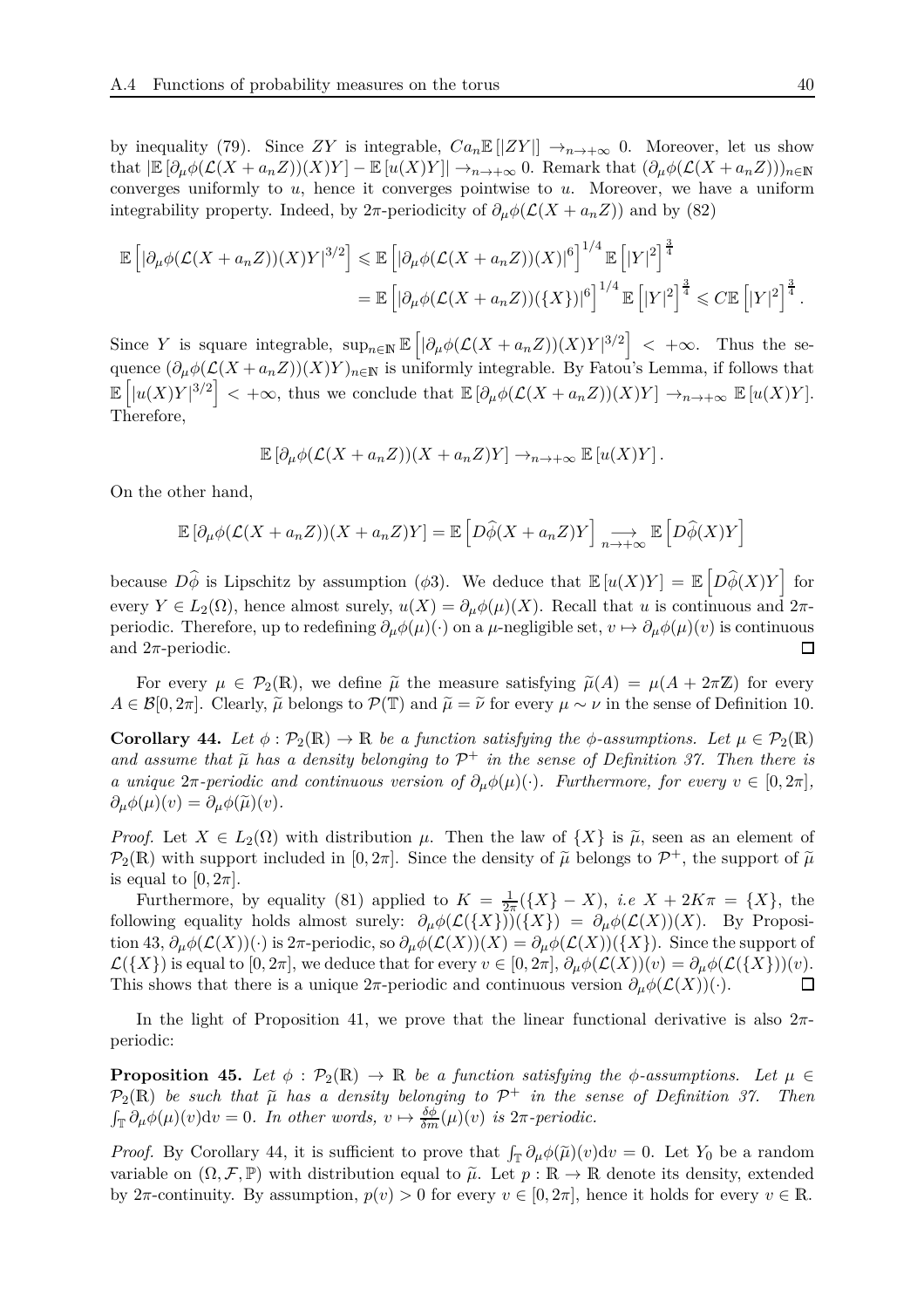by inequality (79). Since $ZY$ is integrable, $Ca_n\mathbb{E}\left[|ZY|\right] \to_{n\to+\infty} 0$. Moreover, let us show that $|\mathbb{E}\left[\partial_\mu\phi(\mathcal{L}(X+a_nZ))(X)Y\right] - \mathbb{E}\left[u(X)Y\right]| \to_{n\to+\infty} 0$. Remark that $(\partial_\mu\phi(\mathcal{L}(X+a_nZ)))_{n\in\mathbb{N}}$ converges uniformly to $u$, hence it converges pointwise to $u$. Moreover, we have a uniform integrability property. Indeed, by $2\pi$-periodicity of $\partial_\mu\phi(\mathcal{L}(X+a_nZ))$ and by (82)

$$
\begin{aligned}
\mathbb{E}\left[|\partial_\mu\phi(\mathcal{L}(X+a_nZ))(X)Y|^{3/2}\right] &\leqslant \mathbb{E}\left[|\partial_\mu\phi(\mathcal{L}(X+a_nZ))(X)|^6\right]^{1/4}\mathbb{E}\left[|Y|^2\right]^{\frac{3}{4}} \\
&= \mathbb{E}\left[|\partial_\mu\phi(\mathcal{L}(X+a_nZ))(\{X\})|^6\right]^{1/4}\mathbb{E}\left[|Y|^2\right]^{\frac{3}{4}} \leqslant C\mathbb{E}\left[|Y|^2\right]^{\frac{3}{4}}.
\end{aligned}
$$

Since $Y$ is square integrable, $\sup_{n\in\mathbb{N}}\mathbb{E}\left[|\partial_\mu\phi(\mathcal{L}(X+a_nZ))(X)Y|^{3/2}\right] < +\infty$. Thus the sequence $(\partial_\mu\phi(\mathcal{L}(X+a_nZ))(X)Y)_{n\in\mathbb{N}}$ is uniformly integrable. By Fatou's Lemma, if follows that $\mathbb{E}\left[|u(X)Y|^{3/2}\right] < +\infty$, thus we conclude that $\mathbb{E}\left[\partial_\mu\phi(\mathcal{L}(X+a_nZ))(X)Y\right] \to_{n\to+\infty} \mathbb{E}\left[u(X)Y\right]$. Therefore,

$$
\mathbb{E}\left[\partial_\mu\phi(\mathcal{L}(X+a_nZ))(X+a_nZ)Y\right] \to_{n\to+\infty} \mathbb{E}\left[u(X)Y\right].
$$

On the other hand,

$$
\mathbb{E}\left[\partial_\mu\phi(\mathcal{L}(X+a_nZ))(X+a_nZ)Y\right] = \mathbb{E}\left[D\widehat{\phi}(X+a_nZ)Y\right] \underset{n\to+\infty}{\longrightarrow} \mathbb{E}\left[D\widehat{\phi}(X)Y\right]
$$

because $D\widehat{\phi}$ is Lipschitz by assumption ($\phi3$). We deduce that $\mathbb{E}\left[u(X)Y\right] = \mathbb{E}\left[D\widehat{\phi}(X)Y\right]$ for every $Y \in L_2(\Omega)$, hence almost surely, $u(X) = \partial_\mu\phi(\mu)(X)$. Recall that $u$ is continuous and $2\pi$-periodic. Therefore, up to redefining $\partial_\mu\phi(\mu)(\cdot)$ on a $\mu$-negligible set, $v \mapsto \partial_\mu\phi(\mu)(v)$ is continuous and $2\pi$-periodic. $\square$

For every $\mu \in \mathcal{P}_2(\mathbb{R})$, we define $\widetilde{\mu}$ the measure satisfying $\widetilde{\mu}(A) = \mu(A+2\pi\mathbb{Z})$ for every $A \in \mathcal{B}[0,2\pi]$. Clearly, $\widetilde{\mu}$ belongs to $\mathcal{P}(\mathbb{T})$ and $\widetilde{\mu} = \widetilde{\nu}$ for every $\mu \sim \nu$ in the sense of Definition 10.

**Corollary 44.** *Let $\phi : \mathcal{P}_2(\mathbb{R}) \to \mathbb{R}$ be a function satisfying the $\phi$-assumptions. Let $\mu \in \mathcal{P}_2(\mathbb{R})$ and assume that $\widetilde{\mu}$ has a density belonging to $\mathcal{P}^+$ in the sense of Definition 37. Then there is a unique $2\pi$-periodic and continuous version of $\partial_\mu\phi(\mu)(\cdot)$. Furthermore, for every $v \in [0,2\pi]$, $\partial_\mu\phi(\mu)(v) = \partial_\mu\phi(\widetilde{\mu})(v)$.*

*Proof.* Let $X \in L_2(\Omega)$ with distribution $\mu$. Then the law of $\{X\}$ is $\widetilde{\mu}$, seen as an element of $\mathcal{P}_2(\mathbb{R})$ with support included in $[0,2\pi]$. Since the density of $\widetilde{\mu}$ belongs to $\mathcal{P}^+$, the support of $\widetilde{\mu}$ is equal to $[0,2\pi]$.

Furthermore, by equality (81) applied to $K = \frac{1}{2\pi}(\{X\} - X)$, *i.e* $X + 2K\pi = \{X\}$, the following equality holds almost surely: $\partial_\mu\phi(\mathcal{L}(\{X\}))(\{X\}) = \partial_\mu\phi(\mathcal{L}(X))(X)$. By Proposition 43, $\partial_\mu\phi(\mathcal{L}(X))(\cdot)$ is $2\pi$-periodic, so $\partial_\mu\phi(\mathcal{L}(X))(X) = \partial_\mu\phi(\mathcal{L}(X))(\{X\})$. Since the support of $\mathcal{L}(\{X\})$ is equal to $[0,2\pi]$, we deduce that for every $v \in [0,2\pi]$, $\partial_\mu\phi(\mathcal{L}(X))(v) = \partial_\mu\phi(\mathcal{L}(\{X\}))(v)$. This shows that there is a unique $2\pi$-periodic and continuous version $\partial_\mu\phi(\mathcal{L}(X))(\cdot)$. $\square$

In the light of Proposition 41, we prove that the linear functional derivative is also $2\pi$-periodic:

**Proposition 45.** *Let $\phi : \mathcal{P}_2(\mathbb{R}) \to \mathbb{R}$ be a function satisfying the $\phi$-assumptions. Let $\mu \in \mathcal{P}_2(\mathbb{R})$ be such that $\widetilde{\mu}$ has a density belonging to $\mathcal{P}^+$ in the sense of Definition 37. Then $\int_{\mathbb{T}} \partial_\mu\phi(\mu)(v)\mathrm{d}v = 0$. In other words, $v \mapsto \frac{\delta\phi}{\delta m}(\mu)(v)$ is $2\pi$-periodic.*

*Proof.* By Corollary 44, it is sufficient to prove that $\int_{\mathbb{T}} \partial_\mu\phi(\widetilde{\mu})(v)\mathrm{d}v = 0$. Let $Y_0$ be a random variable on $(\Omega,\mathcal{F},\mathbb{P})$ with distribution equal to $\widetilde{\mu}$. Let $p : \mathbb{R} \to \mathbb{R}$ denote its density, extended by $2\pi$-continuity. By assumption, $p(v) > 0$ for every $v \in [0,2\pi]$, hence it holds for every $v \in \mathbb{R}$.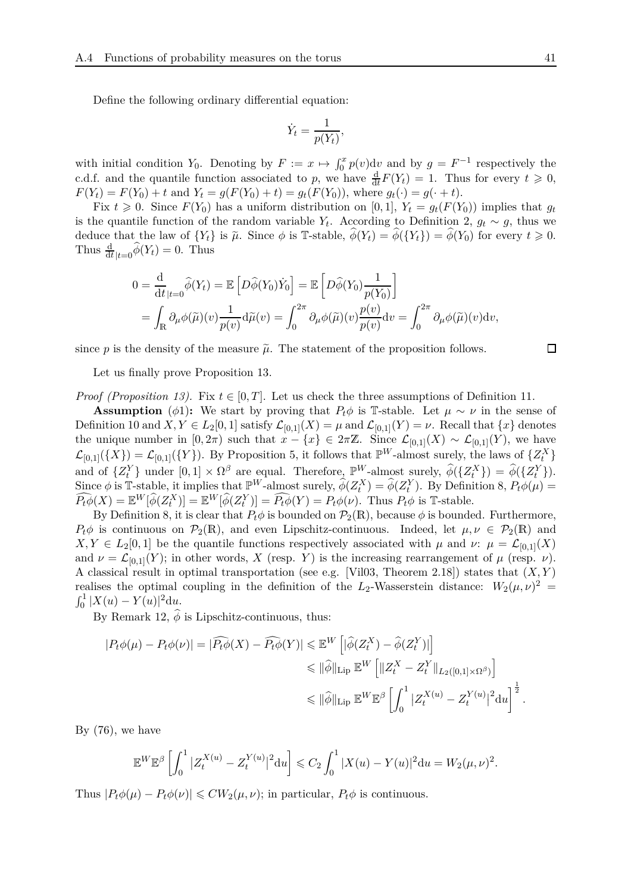Define the following ordinary differential equation:

$$\dot{Y}_t = \frac{1}{p(Y_t)},$$

with initial condition $Y_0$. Denoting by $F := x \mapsto \int_0^x p(v)\mathrm{d}v$ and by $g = F^{-1}$ respectively the c.d.f. and the quantile function associated to $p$, we have $\frac{\mathrm{d}}{\mathrm{d}t}F(Y_t) = 1$. Thus for every $t \geqslant 0$, $F(Y_t) = F(Y_0) + t$ and $Y_t = g(F(Y_0) + t) = g_t(F(Y_0))$, where $g_t(\cdot) = g(\cdot + t)$.

Fix $t \geqslant 0$. Since $F(Y_0)$ has a uniform distribution on $[0,1]$, $Y_t = g_t(F(Y_0))$ implies that $g_t$ is the quantile function of the random variable $Y_t$. According to Definition 2, $g_t \sim g$, thus we deduce that the law of $\{Y_t\}$ is $\widetilde{\mu}$. Since $\phi$ is $\mathbb{T}$-stable, $\widehat{\phi}(Y_t) = \widehat{\phi}(\{Y_t\}) = \widehat{\phi}(Y_0)$ for every $t \geqslant 0$. Thus $\frac{\mathrm{d}}{\mathrm{d}t}_{|t=0}\widehat{\phi}(Y_t) = 0$. Thus

$$\begin{aligned}
0 = \frac{\mathrm{d}}{\mathrm{d}t}_{|t=0}\widehat{\phi}(Y_t) &= \mathbb{E}\left[D\widehat{\phi}(Y_0)\dot{Y}_0\right] = \mathbb{E}\left[D\widehat{\phi}(Y_0)\frac{1}{p(Y_0)}\right] \\
&= \int_{\mathbb{R}} \partial_\mu \phi(\widetilde{\mu})(v)\frac{1}{p(v)}\mathrm{d}\widetilde{\mu}(v) = \int_0^{2\pi} \partial_\mu \phi(\widetilde{\mu})(v)\frac{p(v)}{p(v)}\mathrm{d}v = \int_0^{2\pi} \partial_\mu \phi(\widetilde{\mu})(v)\mathrm{d}v,
\end{aligned}$$

since $p$ is the density of the measure $\widetilde{\mu}$. The statement of the proposition follows. □

Let us finally prove Proposition 13.

*Proof (Proposition 13).* Fix $t \in [0,T]$. Let us check the three assumptions of Definition 11.

**Assumption** $(\phi 1)$**:** We start by proving that $P_t\phi$ is $\mathbb{T}$-stable. Let $\mu \sim \nu$ in the sense of Definition 10 and $X, Y \in L_2[0,1]$ satisfy $\mathcal{L}_{[0,1]}(X) = \mu$ and $\mathcal{L}_{[0,1]}(Y) = \nu$. Recall that $\{x\}$ denotes the unique number in $[0,2\pi)$ such that $x - \{x\} \in 2\pi\mathbb{Z}$. Since $\mathcal{L}_{[0,1]}(X) \sim \mathcal{L}_{[0,1]}(Y)$, we have $\mathcal{L}_{[0,1]}(\{X\}) = \mathcal{L}_{[0,1]}(\{Y\})$. By Proposition 5, it follows that $\mathbb{P}^W$-almost surely, the laws of $\{Z_t^X\}$ and of $\{Z_t^Y\}$ under $[0,1] \times \Omega^\beta$ are equal. Therefore, $\mathbb{P}^W$-almost surely, $\widehat{\phi}(\{Z_t^X\}) = \widehat{\phi}(\{Z_t^Y\})$. Since $\phi$ is $\mathbb{T}$-stable, it implies that $\mathbb{P}^W$-almost surely, $\widehat{\phi}(Z_t^X) = \widehat{\phi}(Z_t^Y)$. By Definition 8, $P_t\phi(\mu) = \widehat{P_t\phi}(X) = \mathbb{E}^W[\widehat{\phi}(Z_t^X)] = \mathbb{E}^W[\widehat{\phi}(Z_t^Y)] = \widehat{P_t\phi}(Y) = P_t\phi(\nu)$. Thus $P_t\phi$ is $\mathbb{T}$-stable.

By Definition 8, it is clear that $P_t\phi$ is bounded on $\mathcal{P}_2(\mathbb{R})$, because $\phi$ is bounded. Furthermore, $P_t\phi$ is continuous on $\mathcal{P}_2(\mathbb{R})$, and even Lipschitz-continuous. Indeed, let $\mu, \nu \in \mathcal{P}_2(\mathbb{R})$ and $X, Y \in L_2[0,1]$ be the quantile functions respectively associated with $\mu$ and $\nu$: $\mu = \mathcal{L}_{[0,1]}(X)$ and $\nu = \mathcal{L}_{[0,1]}(Y)$; in other words, $X$ (resp. $Y$) is the increasing rearrangement of $\mu$ (resp. $\nu$). A classical result in optimal transportation (see e.g. [Vil03, Theorem 2.18]) states that $(X,Y)$ realises the optimal coupling in the definition of the $L_2$-Wasserstein distance: $W_2(\mu,\nu)^2 = \int_0^1 |X(u) - Y(u)|^2\mathrm{d}u$.

By Remark 12, $\widehat{\phi}$ is Lipschitz-continuous, thus:

$$\begin{aligned}
|P_t\phi(\mu) - P_t\phi(\nu)| = |\widehat{P_t\phi}(X) - \widehat{P_t\phi}(Y)| &\leqslant \mathbb{E}^W\left[|\widehat{\phi}(Z_t^X) - \widehat{\phi}(Z_t^Y)|\right] \\
&\leqslant \|\widehat{\phi}\|_{\mathrm{Lip}}\, \mathbb{E}^W\left[\|Z_t^X - Z_t^Y\|_{L_2([0,1]\times\Omega^\beta)}\right] \\
&\leqslant \|\widehat{\phi}\|_{\mathrm{Lip}}\, \mathbb{E}^W\mathbb{E}^\beta\left[\int_0^1 |Z_t^{X(u)} - Z_t^{Y(u)}|^2\mathrm{d}u\right]^{\frac{1}{2}}.
\end{aligned}$$

By (76), we have

$$\mathbb{E}^W\mathbb{E}^\beta\left[\int_0^1 |Z_t^{X(u)} - Z_t^{Y(u)}|^2\mathrm{d}u\right] \leqslant C_2\int_0^1 |X(u) - Y(u)|^2\mathrm{d}u = W_2(\mu,\nu)^2.$$

Thus $|P_t\phi(\mu) - P_t\phi(\nu)| \leqslant CW_2(\mu,\nu)$; in particular, $P_t\phi$ is continuous.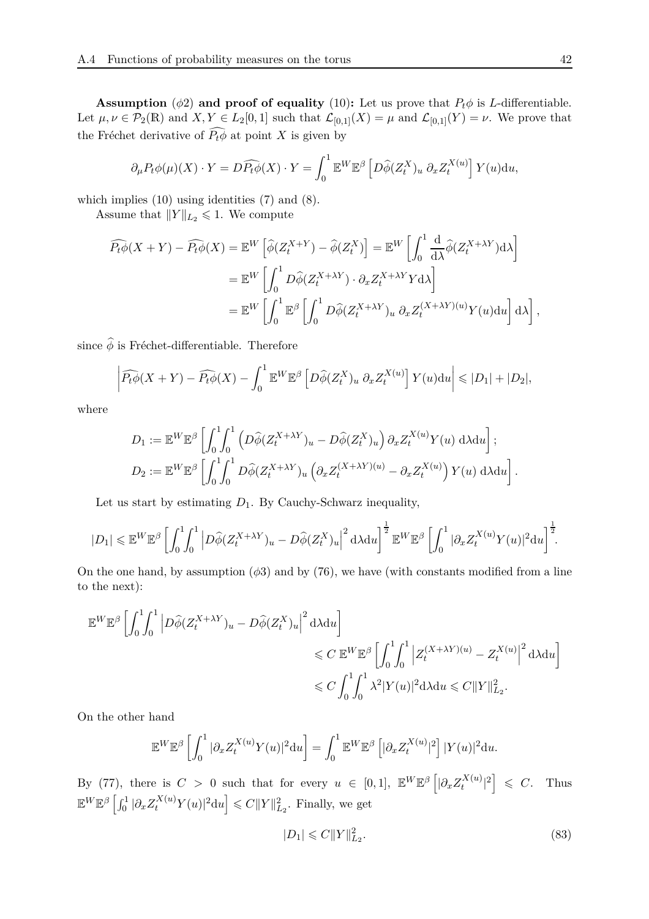**Assumption** $(\phi 2)$ **and proof of equality** (10)**:** Let us prove that $P_t\phi$ is $L$-differentiable. Let $\mu, \nu \in \mathcal{P}_2(\mathbb{R})$ and $X, Y \in L_2[0,1]$ such that $\mathcal{L}_{[0,1]}(X) = \mu$ and $\mathcal{L}_{[0,1]}(Y) = \nu$. We prove that the Fréchet derivative of $\widehat{P_t\phi}$ at point $X$ is given by

$$\partial_\mu P_t\phi(\mu)(X) \cdot Y = D\widehat{P_t\phi}(X) \cdot Y = \int_0^1 \mathbb{E}^W \mathbb{E}^\beta \left[ D\widehat{\phi}(Z_t^X)_u \, \partial_x Z_t^{X(u)} \right] Y(u) \mathrm{d}u,$$

which implies (10) using identities (7) and (8).

Assume that $\|Y\|_{L_2} \leqslant 1$. We compute

$$\begin{aligned}
\widehat{P_t\phi}(X+Y) - \widehat{P_t\phi}(X) &= \mathbb{E}^W \left[ \widehat{\phi}(Z_t^{X+Y}) - \widehat{\phi}(Z_t^X) \right] = \mathbb{E}^W \left[ \int_0^1 \frac{\mathrm{d}}{\mathrm{d}\lambda} \widehat{\phi}(Z_t^{X+\lambda Y}) \mathrm{d}\lambda \right] \\
&= \mathbb{E}^W \left[ \int_0^1 D\widehat{\phi}(Z_t^{X+\lambda Y}) \cdot \partial_x Z_t^{X+\lambda Y} Y \mathrm{d}\lambda \right] \\
&= \mathbb{E}^W \left[ \int_0^1 \mathbb{E}^\beta \left[ \int_0^1 D\widehat{\phi}(Z_t^{X+\lambda Y})_u \, \partial_x Z_t^{(X+\lambda Y)(u)} Y(u) \mathrm{d}u \right] \mathrm{d}\lambda \right],
\end{aligned}$$

since $\widehat{\phi}$ is Fréchet-differentiable. Therefore

$$\left| \widehat{P_t\phi}(X+Y) - \widehat{P_t\phi}(X) - \int_0^1 \mathbb{E}^W \mathbb{E}^\beta \left[ D\widehat{\phi}(Z_t^X)_u \, \partial_x Z_t^{X(u)} \right] Y(u) \mathrm{d}u \right| \leqslant |D_1| + |D_2|,$$

where

$$\begin{aligned}
D_1 &:= \mathbb{E}^W \mathbb{E}^\beta \left[ \int_0^1 \int_0^1 \left( D\widehat{\phi}(Z_t^{X+\lambda Y})_u - D\widehat{\phi}(Z_t^X)_u \right) \partial_x Z_t^{X(u)} Y(u) \, \mathrm{d}\lambda \mathrm{d}u \right]; \\
D_2 &:= \mathbb{E}^W \mathbb{E}^\beta \left[ \int_0^1 \int_0^1 D\widehat{\phi}(Z_t^{X+\lambda Y})_u \left( \partial_x Z_t^{(X+\lambda Y)(u)} - \partial_x Z_t^{X(u)} \right) Y(u) \, \mathrm{d}\lambda \mathrm{d}u \right].
\end{aligned}$$

Let us start by estimating $D_1$. By Cauchy-Schwarz inequality,

$$|D_1| \leqslant \mathbb{E}^W \mathbb{E}^\beta \left[ \int_0^1 \int_0^1 \left| D\widehat{\phi}(Z_t^{X+\lambda Y})_u - D\widehat{\phi}(Z_t^X)_u \right|^2 \mathrm{d}\lambda \mathrm{d}u \right]^{\frac{1}{2}} \mathbb{E}^W \mathbb{E}^\beta \left[ \int_0^1 |\partial_x Z_t^{X(u)} Y(u)|^2 \mathrm{d}u \right]^{\frac{1}{2}}.$$

On the one hand, by assumption $(\phi 3)$ and by (76), we have (with constants modified from a line to the next):

$$\begin{aligned}
\mathbb{E}^W \mathbb{E}^\beta &\left[ \int_0^1 \int_0^1 \left| D\widehat{\phi}(Z_t^{X+\lambda Y})_u - D\widehat{\phi}(Z_t^X)_u \right|^2 \mathrm{d}\lambda \mathrm{d}u \right] \\
&\leqslant C \, \mathbb{E}^W \mathbb{E}^\beta \left[ \int_0^1 \int_0^1 \left| Z_t^{(X+\lambda Y)(u)} - Z_t^{X(u)} \right|^2 \mathrm{d}\lambda \mathrm{d}u \right] \\
&\leqslant C \int_0^1 \int_0^1 \lambda^2 |Y(u)|^2 \mathrm{d}\lambda \mathrm{d}u \leqslant C \|Y\|_{L_2}^2.
\end{aligned}$$

On the other hand

$$\mathbb{E}^W \mathbb{E}^\beta \left[ \int_0^1 |\partial_x Z_t^{X(u)} Y(u)|^2 \mathrm{d}u \right] = \int_0^1 \mathbb{E}^W \mathbb{E}^\beta \left[ |\partial_x Z_t^{X(u)}|^2 \right] |Y(u)|^2 \mathrm{d}u.$$

By (77), there is $C > 0$ such that for every $u \in [0,1]$, $\mathbb{E}^W \mathbb{E}^\beta \left[ |\partial_x Z_t^{X(u)}|^2 \right] \leqslant C$. Thus $\mathbb{E}^W \mathbb{E}^\beta \left[ \int_0^1 |\partial_x Z_t^{X(u)} Y(u)|^2 \mathrm{d}u \right] \leqslant C \|Y\|_{L_2}^2$. Finally, we get

$$|D_1| \leqslant C \|Y\|_{L_2}^2. \tag{83}$$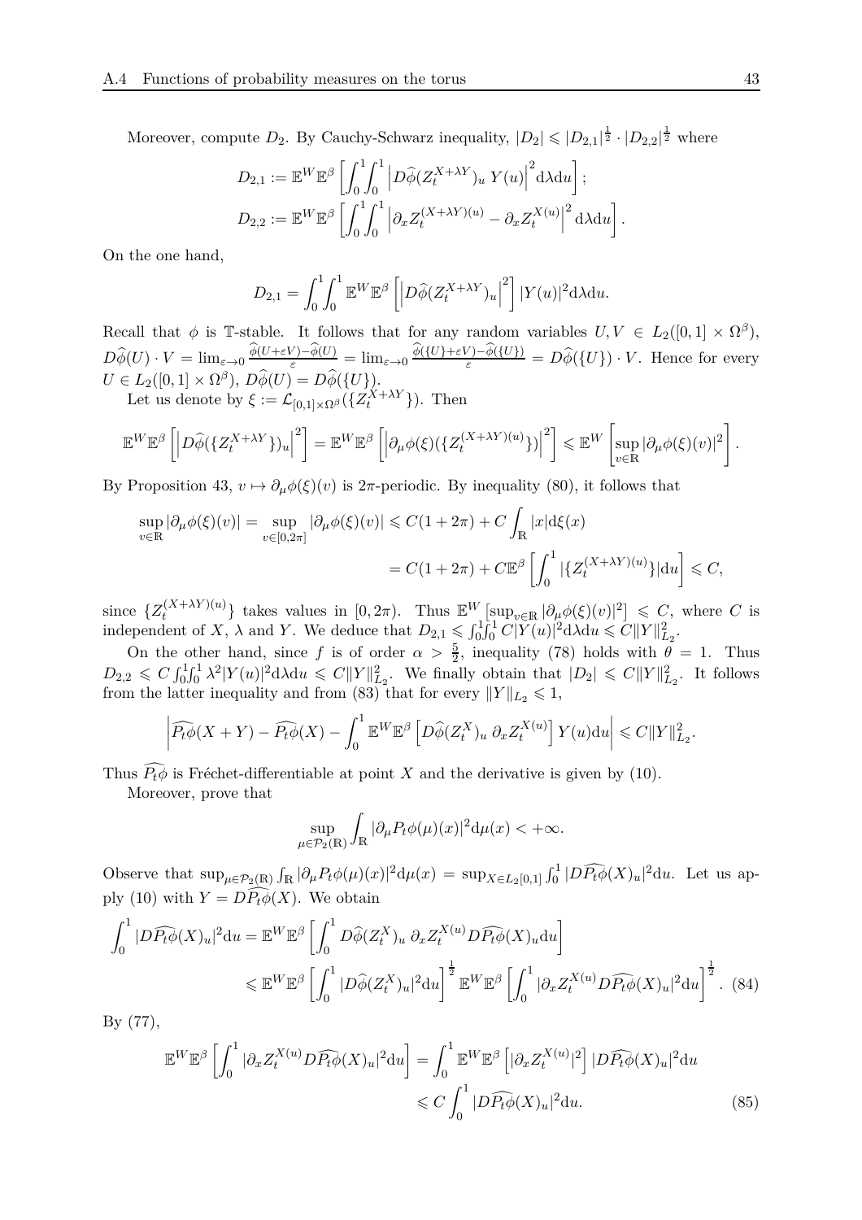Moreover, compute $D_2$. By Cauchy-Schwarz inequality, $|D_2| \leqslant |D_{2,1}|^{\frac{1}{2}} \cdot |D_{2,2}|^{\frac{1}{2}}$ where

$$D_{2,1} := \mathbb{E}^W \mathbb{E}^\beta \left[ \int_0^1 \int_0^1 \left| D\widehat{\phi}(Z_t^{X+\lambda Y})_u \, Y(u) \right|^2 \mathrm{d}\lambda \mathrm{d}u \right];$$

$$D_{2,2} := \mathbb{E}^W \mathbb{E}^\beta \left[ \int_0^1 \int_0^1 \left| \partial_x Z_t^{(X+\lambda Y)(u)} - \partial_x Z_t^{X(u)} \right|^2 \mathrm{d}\lambda \mathrm{d}u \right].$$

On the one hand,

$$D_{2,1} = \int_0^1 \int_0^1 \mathbb{E}^W \mathbb{E}^\beta \left[ \left| D\widehat{\phi}(Z_t^{X+\lambda Y})_u \right|^2 \right] |Y(u)|^2 \mathrm{d}\lambda \mathrm{d}u.$$

Recall that $\phi$ is $\mathbb{T}$-stable. It follows that for any random variables $U, V \in L_2([0,1] \times \Omega^\beta)$, $D\widehat{\phi}(U) \cdot V = \lim_{\varepsilon \to 0} \frac{\widehat{\phi}(U+\varepsilon V) - \widehat{\phi}(U)}{\varepsilon} = \lim_{\varepsilon \to 0} \frac{\widehat{\phi}(\{U\}+\varepsilon V) - \widehat{\phi}(\{U\})}{\varepsilon} = D\widehat{\phi}(\{U\}) \cdot V$. Hence for every $U \in L_2([0,1] \times \Omega^\beta)$, $D\widehat{\phi}(U) = D\widehat{\phi}(\{U\})$.

Let us denote by $\xi := \mathcal{L}_{[0,1] \times \Omega^\beta}(\{Z_t^{X+\lambda Y}\})$. Then

$$\mathbb{E}^W \mathbb{E}^\beta \left[ \left| D\widehat{\phi}(\{Z_t^{X+\lambda Y}\})_u \right|^2 \right] = \mathbb{E}^W \mathbb{E}^\beta \left[ \left| \partial_\mu \phi(\xi)(\{Z_t^{(X+\lambda Y)(u)}\}) \right|^2 \right] \leqslant \mathbb{E}^W \left[ \sup_{v \in \mathbb{R}} |\partial_\mu \phi(\xi)(v)|^2 \right].$$

By Proposition 43, $v \mapsto \partial_\mu \phi(\xi)(v)$ is $2\pi$-periodic. By inequality (80), it follows that

$$\begin{aligned}
\sup_{v \in \mathbb{R}} |\partial_\mu \phi(\xi)(v)| = \sup_{v \in [0,2\pi]} |\partial_\mu \phi(\xi)(v)| &\leqslant C(1+2\pi) + C \int_{\mathbb{R}} |x| \mathrm{d}\xi(x) \\
&= C(1+2\pi) + C \mathbb{E}^\beta \left[ \int_0^1 |\{Z_t^{(X+\lambda Y)(u)}\}| \mathrm{d}u \right] \leqslant C,
\end{aligned}$$

since $\{Z_t^{(X+\lambda Y)(u)}\}$ takes values in $[0, 2\pi)$. Thus $\mathbb{E}^W \left[ \sup_{v \in \mathbb{R}} |\partial_\mu \phi(\xi)(v)|^2 \right] \leqslant C$, where $C$ is independent of $X$, $\lambda$ and $Y$. We deduce that $D_{2,1} \leqslant \int_0^1 \int_0^1 C |Y(u)|^2 \mathrm{d}\lambda \mathrm{d}u \leqslant C \|Y\|_{L_2}^2$.

On the other hand, since $f$ is of order $\alpha > \frac{5}{2}$, inequality (78) holds with $\theta = 1$. Thus $D_{2,2} \leqslant C \int_0^1 \int_0^1 \lambda^2 |Y(u)|^2 \mathrm{d}\lambda \mathrm{d}u \leqslant C \|Y\|_{L_2}^2$. We finally obtain that $|D_2| \leqslant C \|Y\|_{L_2}^2$. It follows from the latter inequality and from (83) that for every $\|Y\|_{L_2} \leqslant 1$,

$$\left| \widehat{P_t \phi}(X+Y) - \widehat{P_t \phi}(X) - \int_0^1 \mathbb{E}^W \mathbb{E}^\beta \left[ D\widehat{\phi}(Z_t^X)_u \, \partial_x Z_t^{X(u)} \right] Y(u) \mathrm{d}u \right| \leqslant C \|Y\|_{L_2}^2.$$

Thus $\widehat{P_t \phi}$ is Fréchet-differentiable at point $X$ and the derivative is given by (10).

Moreover, prove that

$$\sup_{\mu \in \mathcal{P}_2(\mathbb{R})} \int_{\mathbb{R}} |\partial_\mu P_t \phi(\mu)(x)|^2 \mathrm{d}\mu(x) < +\infty.$$

Observe that $\sup_{\mu \in \mathcal{P}_2(\mathbb{R})} \int_{\mathbb{R}} |\partial_\mu P_t \phi(\mu)(x)|^2 \mathrm{d}\mu(x) = \sup_{X \in L_2[0,1]} \int_0^1 |D\widehat{P_t \phi}(X)_u|^2 \mathrm{d}u$. Let us apply (10) with $Y = D\widehat{P_t \phi}(X)$. We obtain

$$\begin{aligned}
\int_0^1 |D\widehat{P_t \phi}(X)_u|^2 \mathrm{d}u &= \mathbb{E}^W \mathbb{E}^\beta \left[ \int_0^1 D\widehat{\phi}(Z_t^X)_u \, \partial_x Z_t^{X(u)} D\widehat{P_t \phi}(X)_u \mathrm{d}u \right] \\
&\leqslant \mathbb{E}^W \mathbb{E}^\beta \left[ \int_0^1 |D\widehat{\phi}(Z_t^X)_u|^2 \mathrm{d}u \right]^{\frac{1}{2}} \mathbb{E}^W \mathbb{E}^\beta \left[ \int_0^1 |\partial_x Z_t^{X(u)} D\widehat{P_t \phi}(X)_u|^2 \mathrm{d}u \right]^{\frac{1}{2}}. \quad (84)
\end{aligned}$$

By (77),

$$\begin{aligned}
\mathbb{E}^W \mathbb{E}^\beta \left[ \int_0^1 |\partial_x Z_t^{X(u)} D\widehat{P_t \phi}(X)_u|^2 \mathrm{d}u \right] &= \int_0^1 \mathbb{E}^W \mathbb{E}^\beta \left[ |\partial_x Z_t^{X(u)}|^2 \right] |D\widehat{P_t \phi}(X)_u|^2 \mathrm{d}u \\
&\leqslant C \int_0^1 |D\widehat{P_t \phi}(X)_u|^2 \mathrm{d}u. \quad (85)
\end{aligned}$$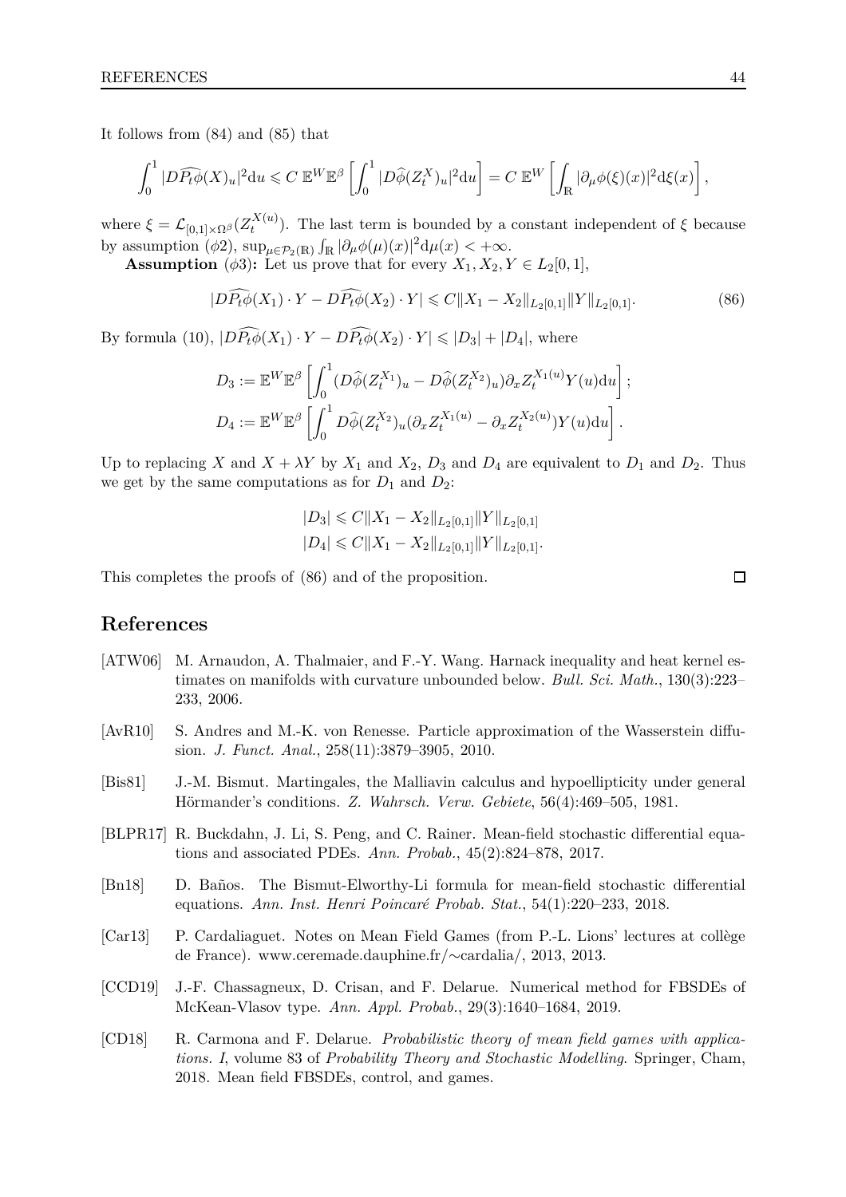It follows from (84) and (85) that

$$\int_0^1 |D\widehat{P_t\phi}(X)_u|^2 \mathrm{d}u \leqslant C\, \mathbb{E}^W \mathbb{E}^\beta \left[ \int_0^1 |D\widehat{\phi}(Z_t^X)_u|^2 \mathrm{d}u \right] = C\, \mathbb{E}^W \left[ \int_{\mathbb{R}} |\partial_\mu \phi(\xi)(x)|^2 \mathrm{d}\xi(x) \right],$$

where $\xi = \mathcal{L}_{[0,1]\times\Omega^\beta}(Z_t^{X(u)})$. The last term is bounded by a constant independent of $\xi$ because by assumption ($\phi 2$), $\sup_{\mu\in\mathcal{P}_2(\mathbb{R})} \int_{\mathbb{R}} |\partial_\mu \phi(\mu)(x)|^2 \mathrm{d}\mu(x) < +\infty$.

**Assumption** ($\phi 3$)**:** Let us prove that for every $X_1, X_2, Y \in L_2[0,1]$,

$$|D\widehat{P_t\phi}(X_1)\cdot Y - D\widehat{P_t\phi}(X_2)\cdot Y| \leqslant C \|X_1 - X_2\|_{L_2[0,1]} \|Y\|_{L_2[0,1]}. \tag{86}$$

By formula (10), $|D\widehat{P_t\phi}(X_1)\cdot Y - D\widehat{P_t\phi}(X_2)\cdot Y| \leqslant |D_3| + |D_4|$, where

$$D_3 := \mathbb{E}^W \mathbb{E}^\beta \left[ \int_0^1 (D\widehat{\phi}(Z_t^{X_1})_u - D\widehat{\phi}(Z_t^{X_2})_u) \partial_x Z_t^{X_1(u)} Y(u) \mathrm{d}u \right];$$
$$D_4 := \mathbb{E}^W \mathbb{E}^\beta \left[ \int_0^1 D\widehat{\phi}(Z_t^{X_2})_u (\partial_x Z_t^{X_1(u)} - \partial_x Z_t^{X_2(u)}) Y(u) \mathrm{d}u \right].$$

Up to replacing $X$ and $X + \lambda Y$ by $X_1$ and $X_2$, $D_3$ and $D_4$ are equivalent to $D_1$ and $D_2$. Thus we get by the same computations as for $D_1$ and $D_2$:

$$|D_3| \leqslant C \|X_1 - X_2\|_{L_2[0,1]} \|Y\|_{L_2[0,1]}$$
$$|D_4| \leqslant C \|X_1 - X_2\|_{L_2[0,1]} \|Y\|_{L_2[0,1]}.$$

This completes the proofs of (86) and of the proposition. □

## References

[ATW06] M. Arnaudon, A. Thalmaier, and F.-Y. Wang. Harnack inequality and heat kernel estimates on manifolds with curvature unbounded below. *Bull. Sci. Math.*, 130(3):223–233, 2006.

[AvR10] S. Andres and M.-K. von Renesse. Particle approximation of the Wasserstein diffusion. *J. Funct. Anal.*, 258(11):3879–3905, 2010.

[Bis81] J.-M. Bismut. Martingales, the Malliavin calculus and hypoellipticity under general Hörmander's conditions. *Z. Wahrsch. Verw. Gebiete*, 56(4):469–505, 1981.

[BLPR17] R. Buckdahn, J. Li, S. Peng, and C. Rainer. Mean-field stochastic differential equations and associated PDEs. *Ann. Probab.*, 45(2):824–878, 2017.

[Bn18] D. Baños. The Bismut-Elworthy-Li formula for mean-field stochastic differential equations. *Ann. Inst. Henri Poincaré Probab. Stat.*, 54(1):220–233, 2018.

[Car13] P. Cardaliaguet. Notes on Mean Field Games (from P.-L. Lions' lectures at collège de France). www.ceremade.dauphine.fr/∼cardalia/, 2013, 2013.

[CCD19] J.-F. Chassagneux, D. Crisan, and F. Delarue. Numerical method for FBSDEs of McKean-Vlasov type. *Ann. Appl. Probab.*, 29(3):1640–1684, 2019.

[CD18] R. Carmona and F. Delarue. *Probabilistic theory of mean field games with applications. I*, volume 83 of *Probability Theory and Stochastic Modelling*. Springer, Cham, 2018. Mean field FBSDEs, control, and games.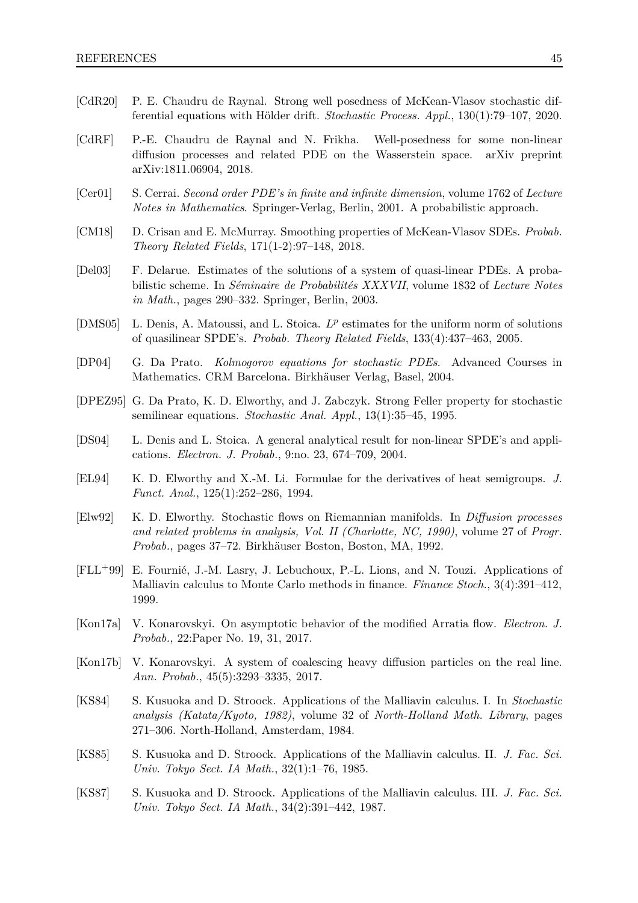[CdR20] P. E. Chaudru de Raynal. Strong well posedness of McKean-Vlasov stochastic differential equations with Hölder drift. *Stochastic Process. Appl.*, 130(1):79–107, 2020.

[CdRF] P.-E. Chaudru de Raynal and N. Frikha. Well-posedness for some non-linear diffusion processes and related PDE on the Wasserstein space. arXiv preprint arXiv:1811.06904, 2018.

[Cer01] S. Cerrai. *Second order PDE's in finite and infinite dimension*, volume 1762 of *Lecture Notes in Mathematics*. Springer-Verlag, Berlin, 2001. A probabilistic approach.

[CM18] D. Crisan and E. McMurray. Smoothing properties of McKean-Vlasov SDEs. *Probab. Theory Related Fields*, 171(1-2):97–148, 2018.

[Del03] F. Delarue. Estimates of the solutions of a system of quasi-linear PDEs. A probabilistic scheme. In *Séminaire de Probabilités XXXVII*, volume 1832 of *Lecture Notes in Math.*, pages 290–332. Springer, Berlin, 2003.

[DMS05] L. Denis, A. Matoussi, and L. Stoica. $L^p$ estimates for the uniform norm of solutions of quasilinear SPDE's. *Probab. Theory Related Fields*, 133(4):437–463, 2005.

[DP04] G. Da Prato. *Kolmogorov equations for stochastic PDEs*. Advanced Courses in Mathematics. CRM Barcelona. Birkhäuser Verlag, Basel, 2004.

[DPEZ95] G. Da Prato, K. D. Elworthy, and J. Zabczyk. Strong Feller property for stochastic semilinear equations. *Stochastic Anal. Appl.*, 13(1):35–45, 1995.

[DS04] L. Denis and L. Stoica. A general analytical result for non-linear SPDE's and applications. *Electron. J. Probab.*, 9:no. 23, 674–709, 2004.

[EL94] K. D. Elworthy and X.-M. Li. Formulae for the derivatives of heat semigroups. *J. Funct. Anal.*, 125(1):252–286, 1994.

[Elw92] K. D. Elworthy. Stochastic flows on Riemannian manifolds. In *Diffusion processes and related problems in analysis, Vol. II (Charlotte, NC, 1990)*, volume 27 of *Progr. Probab.*, pages 37–72. Birkhäuser Boston, Boston, MA, 1992.

[FLL+99] E. Fournié, J.-M. Lasry, J. Lebuchoux, P.-L. Lions, and N. Touzi. Applications of Malliavin calculus to Monte Carlo methods in finance. *Finance Stoch.*, 3(4):391–412, 1999.

[Kon17a] V. Konarovskyi. On asymptotic behavior of the modified Arratia flow. *Electron. J. Probab.*, 22:Paper No. 19, 31, 2017.

[Kon17b] V. Konarovskyi. A system of coalescing heavy diffusion particles on the real line. *Ann. Probab.*, 45(5):3293–3335, 2017.

[KS84] S. Kusuoka and D. Stroock. Applications of the Malliavin calculus. I. In *Stochastic analysis (Katata/Kyoto, 1982)*, volume 32 of *North-Holland Math. Library*, pages 271–306. North-Holland, Amsterdam, 1984.

[KS85] S. Kusuoka and D. Stroock. Applications of the Malliavin calculus. II. *J. Fac. Sci. Univ. Tokyo Sect. IA Math.*, 32(1):1–76, 1985.

[KS87] S. Kusuoka and D. Stroock. Applications of the Malliavin calculus. III. *J. Fac. Sci. Univ. Tokyo Sect. IA Math.*, 34(2):391–442, 1987.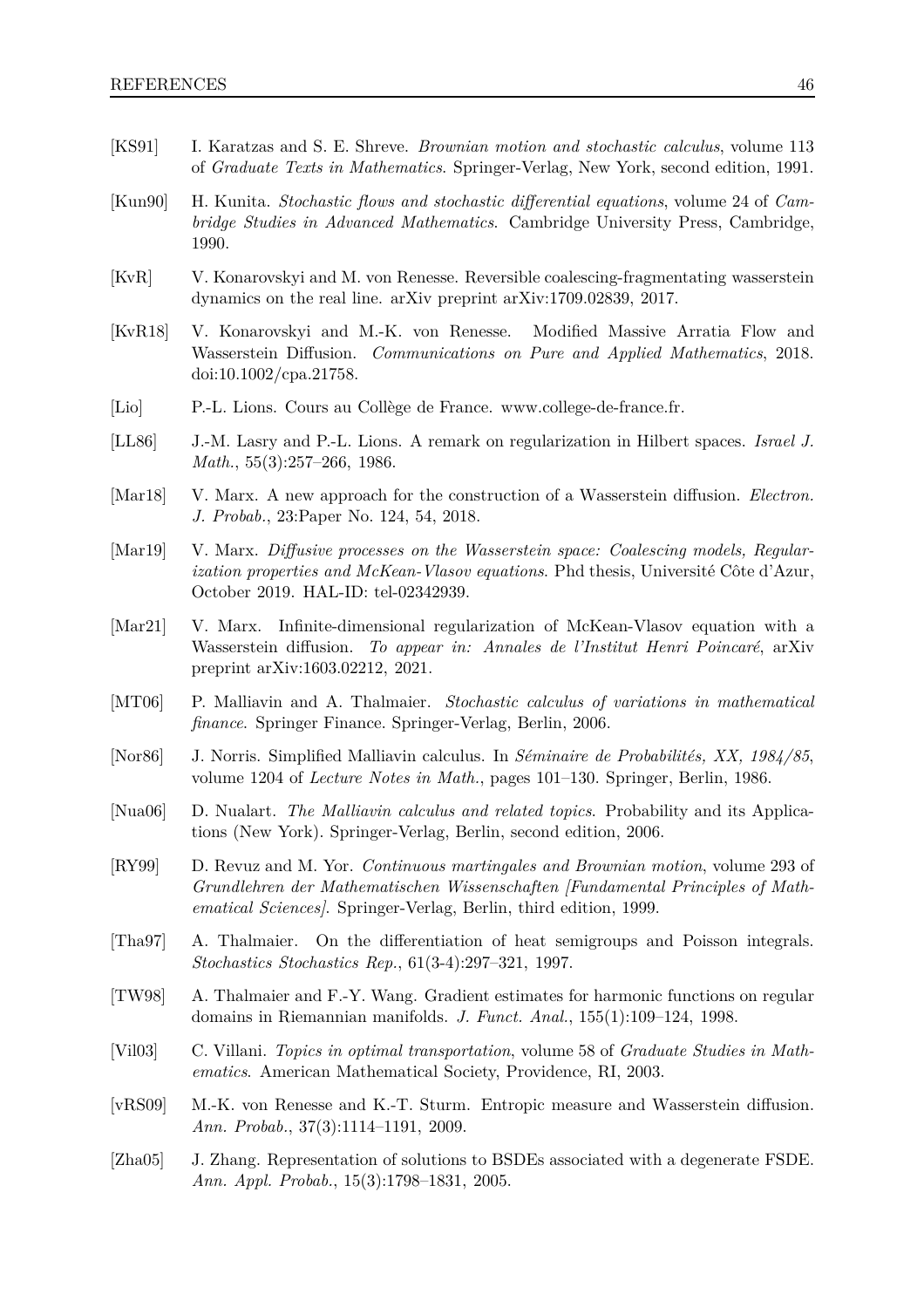[KS91] I. Karatzas and S. E. Shreve. *Brownian motion and stochastic calculus*, volume 113 of *Graduate Texts in Mathematics*. Springer-Verlag, New York, second edition, 1991.

[Kun90] H. Kunita. *Stochastic flows and stochastic differential equations*, volume 24 of *Cambridge Studies in Advanced Mathematics*. Cambridge University Press, Cambridge, 1990.

[KvR] V. Konarovskyi and M. von Renesse. Reversible coalescing-fragmentating wasserstein dynamics on the real line. arXiv preprint arXiv:1709.02839, 2017.

[KvR18] V. Konarovskyi and M.-K. von Renesse. Modified Massive Arratia Flow and Wasserstein Diffusion. *Communications on Pure and Applied Mathematics*, 2018. doi:10.1002/cpa.21758.

[Lio] P.-L. Lions. Cours au Collège de France. www.college-de-france.fr.

[LL86] J.-M. Lasry and P.-L. Lions. A remark on regularization in Hilbert spaces. *Israel J. Math.*, 55(3):257–266, 1986.

[Mar18] V. Marx. A new approach for the construction of a Wasserstein diffusion. *Electron. J. Probab.*, 23:Paper No. 124, 54, 2018.

[Mar19] V. Marx. *Diffusive processes on the Wasserstein space: Coalescing models, Regularization properties and McKean-Vlasov equations*. Phd thesis, Université Côte d'Azur, October 2019. HAL-ID: tel-02342939.

[Mar21] V. Marx. Infinite-dimensional regularization of McKean-Vlasov equation with a Wasserstein diffusion. *To appear in: Annales de l'Institut Henri Poincaré*, arXiv preprint arXiv:1603.02212, 2021.

[MT06] P. Malliavin and A. Thalmaier. *Stochastic calculus of variations in mathematical finance*. Springer Finance. Springer-Verlag, Berlin, 2006.

[Nor86] J. Norris. Simplified Malliavin calculus. In *Séminaire de Probabilités, XX, 1984/85*, volume 1204 of *Lecture Notes in Math.*, pages 101–130. Springer, Berlin, 1986.

[Nua06] D. Nualart. *The Malliavin calculus and related topics*. Probability and its Applications (New York). Springer-Verlag, Berlin, second edition, 2006.

[RY99] D. Revuz and M. Yor. *Continuous martingales and Brownian motion*, volume 293 of *Grundlehren der Mathematischen Wissenschaften [Fundamental Principles of Mathematical Sciences]*. Springer-Verlag, Berlin, third edition, 1999.

[Tha97] A. Thalmaier. On the differentiation of heat semigroups and Poisson integrals. *Stochastics Stochastics Rep.*, 61(3-4):297–321, 1997.

[TW98] A. Thalmaier and F.-Y. Wang. Gradient estimates for harmonic functions on regular domains in Riemannian manifolds. *J. Funct. Anal.*, 155(1):109–124, 1998.

[Vil03] C. Villani. *Topics in optimal transportation*, volume 58 of *Graduate Studies in Mathematics*. American Mathematical Society, Providence, RI, 2003.

[vRS09] M.-K. von Renesse and K.-T. Sturm. Entropic measure and Wasserstein diffusion. *Ann. Probab.*, 37(3):1114–1191, 2009.

[Zha05] J. Zhang. Representation of solutions to BSDEs associated with a degenerate FSDE. *Ann. Appl. Probab.*, 15(3):1798–1831, 2005.